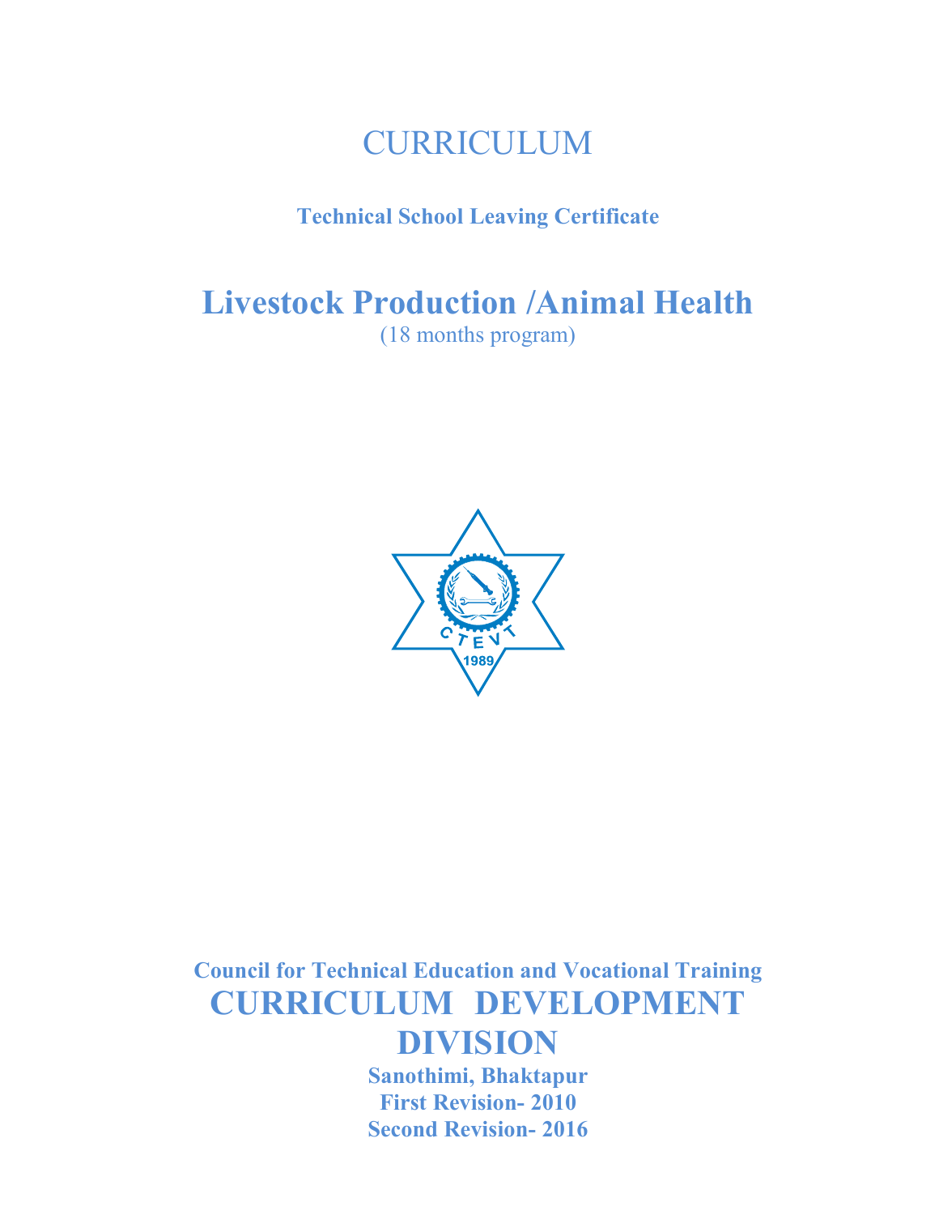# CURRICULUM

**Technical School Leaving Certificate**

# Livestock Production /Animal Health

(18 months program)

**Council for Technical Education and Vocational Training**

## CURRICULUM DEVELOPMENT DIVISION

**Sanothimi, Bhaktapur**

**First Revision- 2010**

**Second Revision- 2016**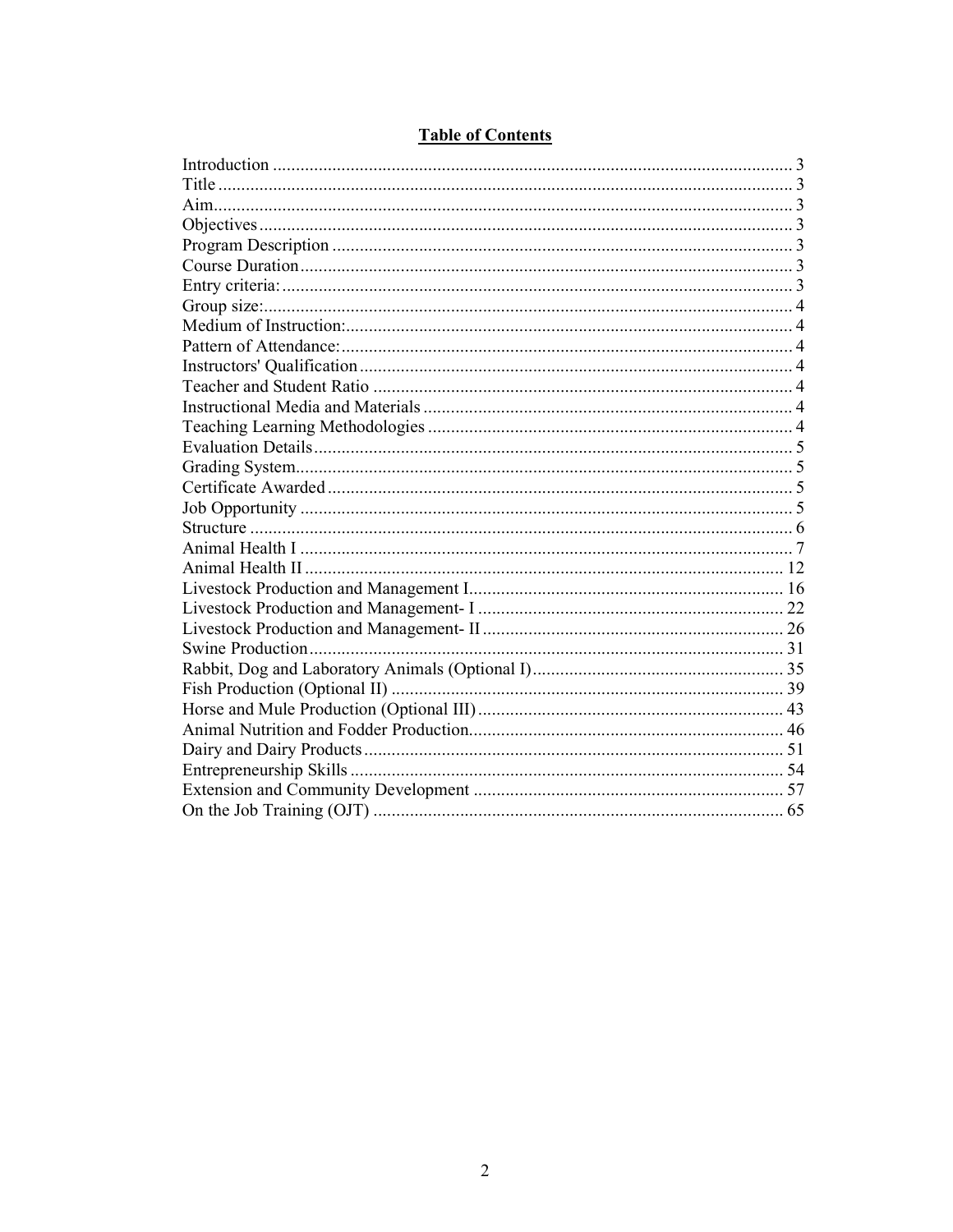## Table of Contents

Introduction ........................................................................................................ 3
Title ................................................................................................................... 3
Aim..................................................................................................................... 3
Objectives .......................................................................................................... 3
Program Description .......................................................................................... 3
Course Duration ................................................................................................. 3
Entry criteria: ..................................................................................................... 3
Group size: ......................................................................................................... 4
Medium of Instruction: ....................................................................................... 4
Pattern of Attendance: ........................................................................................ 4
Instructors' Qualification .................................................................................... 4
Teacher and Student Ratio ................................................................................. 4
Instructional Media and Materials ...................................................................... 4
Teaching Learning Methodologies ..................................................................... 4
Evaluation Details .............................................................................................. 5
Grading System .................................................................................................. 5
Certificate Awarded ........................................................................................... 5
Job Opportunity ................................................................................................. 5
Structure ............................................................................................................ 6
Animal Health I ................................................................................................. 7
Animal Health II ................................................................................................ 12
Livestock Production and Management I ........................................................... 16
Livestock Production and Management- I .......................................................... 22
Livestock Production and Management- II ......................................................... 26
Swine Production ............................................................................................... 31
Rabbit, Dog and Laboratory Animals (Optional I) .............................................. 35
Fish Production (Optional II) ............................................................................. 39
Horse and Mule Production (Optional III) .......................................................... 43
Animal Nutrition and Fodder Production ............................................................ 46
Dairy and Dairy Products ................................................................................... 51
Entrepreneurship Skills ...................................................................................... 54
Extension and Community Development ........................................................... 57
On the Job Training (OJT) ................................................................................. 65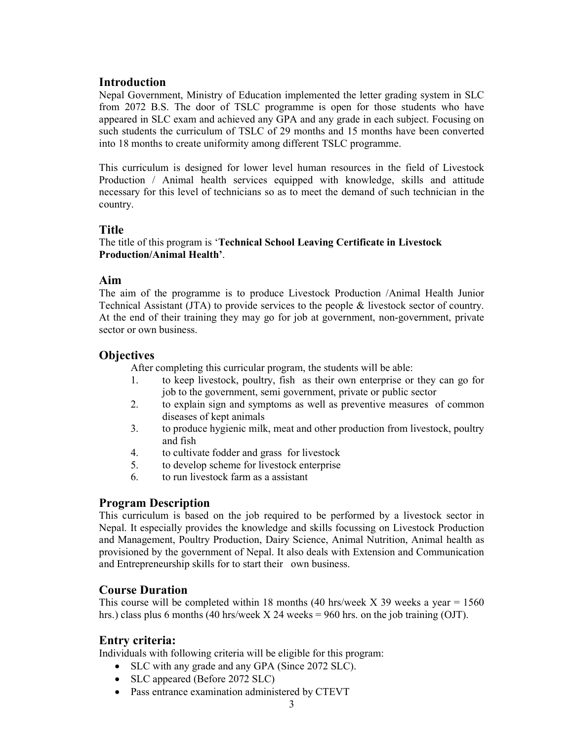## Introduction

Nepal Government, Ministry of Education implemented the letter grading system in SLC from 2072 B.S. The door of TSLC programme is open for those students who have appeared in SLC exam and achieved any GPA and any grade in each subject. Focusing on such students the curriculum of TSLC of 29 months and 15 months have been converted into 18 months to create uniformity among different TSLC programme.

This curriculum is designed for lower level human resources in the field of Livestock Production / Animal health services equipped with knowledge, skills and attitude necessary for this level of technicians so as to meet the demand of such technician in the country.

## Title

The title of this program is '**Technical School Leaving Certificate in Livestock Production/Animal Health'**.

## Aim

The aim of the programme is to produce Livestock Production /Animal Health Junior Technical Assistant (JTA) to provide services to the people & livestock sector of country. At the end of their training they may go for job at government, non-government, private sector or own business.

## Objectives

After completing this curricular program, the students will be able:

1. to keep livestock, poultry, fish as their own enterprise or they can go for job to the government, semi government, private or public sector
2. to explain sign and symptoms as well as preventive measures of common diseases of kept animals
3. to produce hygienic milk, meat and other production from livestock, poultry and fish
4. to cultivate fodder and grass for livestock
5. to develop scheme for livestock enterprise
6. to run livestock farm as a assistant

## Program Description

This curriculum is based on the job required to be performed by a livestock sector in Nepal. It especially provides the knowledge and skills focussing on Livestock Production and Management, Poultry Production, Dairy Science, Animal Nutrition, Animal health as provisioned by the government of Nepal. It also deals with Extension and Communication and Entrepreneurship skills for to start their own business.

## Course Duration

This course will be completed within 18 months (40 hrs/week X 39 weeks a year = 1560 hrs.) class plus 6 months (40 hrs/week X 24 weeks = 960 hrs. on the job training (OJT).

## Entry criteria:

Individuals with following criteria will be eligible for this program:

- SLC with any grade and any GPA (Since 2072 SLC).
- SLC appeared (Before 2072 SLC)
- Pass entrance examination administered by CTEVT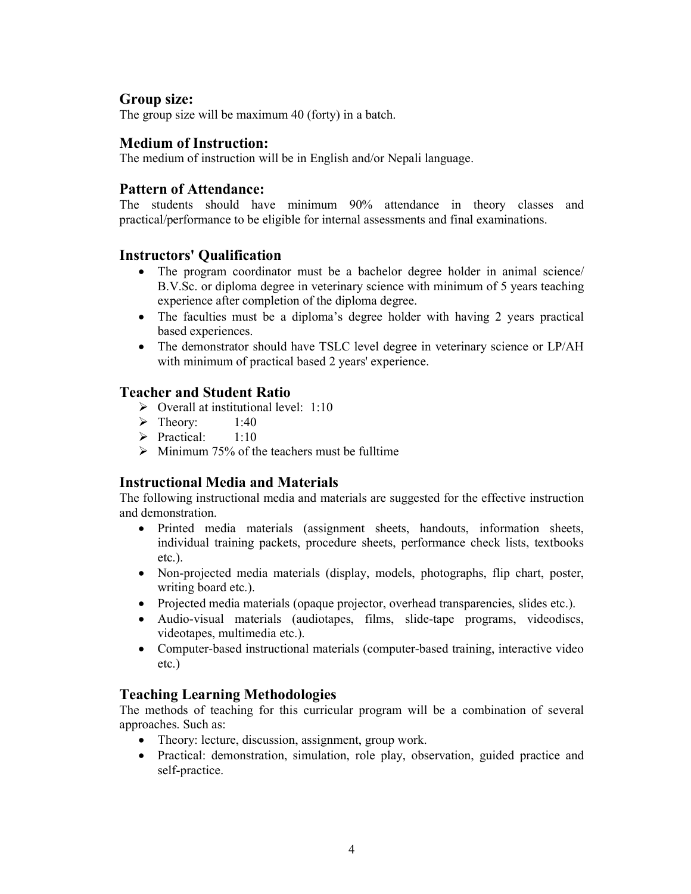## Group size:

The group size will be maximum 40 (forty) in a batch.

## Medium of Instruction:

The medium of instruction will be in English and/or Nepali language.

## Pattern of Attendance:

The students should have minimum 90% attendance in theory classes and practical/performance to be eligible for internal assessments and final examinations.

## Instructors' Qualification

- The program coordinator must be a bachelor degree holder in animal science/ B.V.Sc. or diploma degree in veterinary science with minimum of 5 years teaching experience after completion of the diploma degree.
- The faculties must be a diploma's degree holder with having 2 years practical based experiences.
- The demonstrator should have TSLC level degree in veterinary science or LP/AH with minimum of practical based 2 years' experience.

## Teacher and Student Ratio

- Overall at institutional level: 1:10
- Theory: 1:40
- Practical: 1:10
- Minimum 75% of the teachers must be fulltime

## Instructional Media and Materials

The following instructional media and materials are suggested for the effective instruction and demonstration.

- Printed media materials (assignment sheets, handouts, information sheets, individual training packets, procedure sheets, performance check lists, textbooks etc.).
- Non-projected media materials (display, models, photographs, flip chart, poster, writing board etc.).
- Projected media materials (opaque projector, overhead transparencies, slides etc.).
- Audio-visual materials (audiotapes, films, slide-tape programs, videodiscs, videotapes, multimedia etc.).
- Computer-based instructional materials (computer-based training, interactive video etc.)

## Teaching Learning Methodologies

The methods of teaching for this curricular program will be a combination of several approaches. Such as:

- Theory: lecture, discussion, assignment, group work.
- Practical: demonstration, simulation, role play, observation, guided practice and self-practice.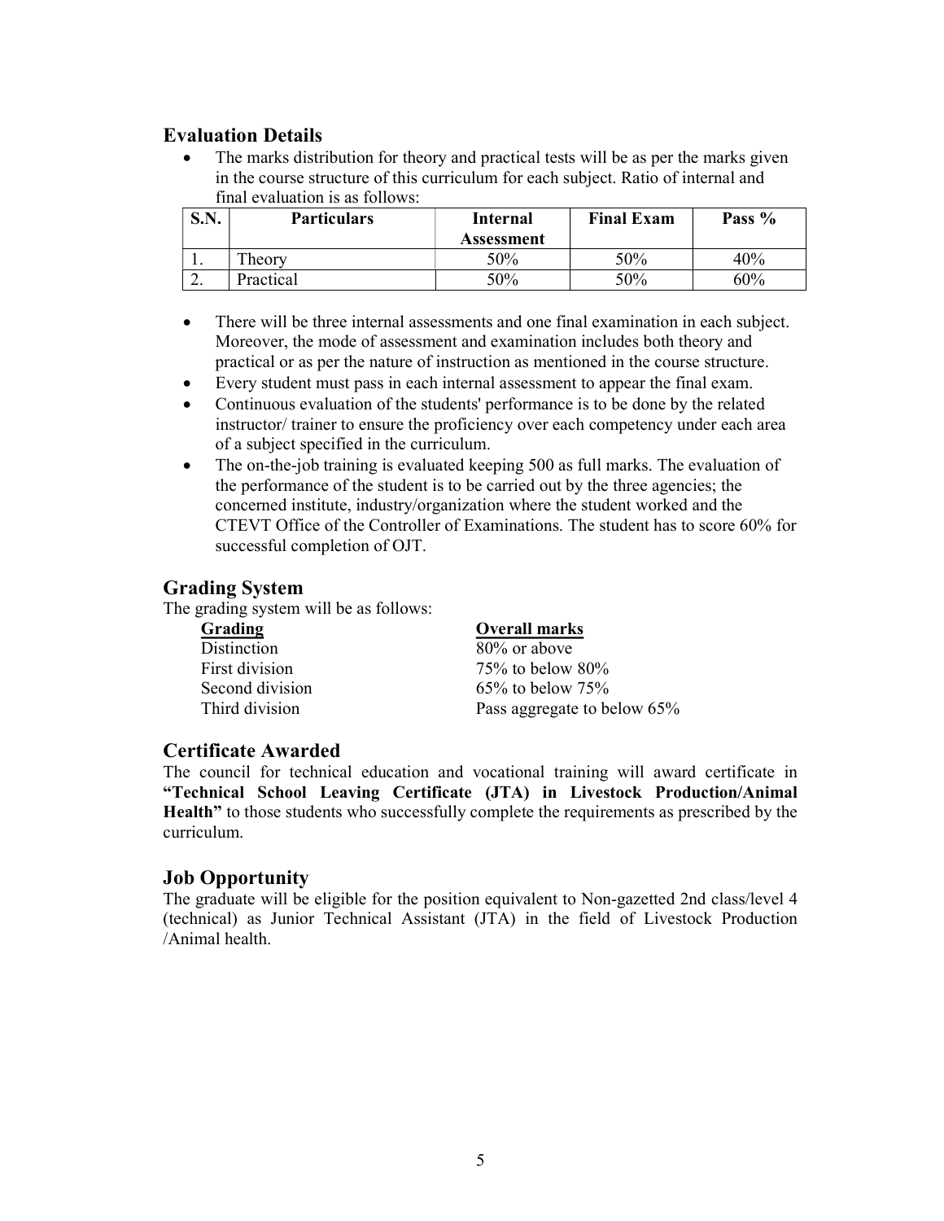## Evaluation Details

- The marks distribution for theory and practical tests will be as per the marks given in the course structure of this curriculum for each subject. Ratio of internal and final evaluation is as follows:

| S.N. | Particulars | Internal Assessment | Final Exam | Pass % |
|---|---|---|---|---|
| 1. | Theory | 50% | 50% | 40% |
| 2. | Practical | 50% | 50% | 60% |

- There will be three internal assessments and one final examination in each subject. Moreover, the mode of assessment and examination includes both theory and practical or as per the nature of instruction as mentioned in the course structure.
- Every student must pass in each internal assessment to appear the final exam.
- Continuous evaluation of the students' performance is to be done by the related instructor/ trainer to ensure the proficiency over each competency under each area of a subject specified in the curriculum.
- The on-the-job training is evaluated keeping 500 as full marks. The evaluation of the performance of the student is to be carried out by the three agencies; the concerned institute, industry/organization where the student worked and the CTEVT Office of the Controller of Examinations. The student has to score 60% for successful completion of OJT.

## Grading System

The grading system will be as follows:

| Grading | Overall marks |
|---|---|
| Distinction | 80% or above |
| First division | 75% to below 80% |
| Second division | 65% to below 75% |
| Third division | Pass aggregate to below 65% |

## Certificate Awarded

The council for technical education and vocational training will award certificate in **"Technical School Leaving Certificate (JTA) in Livestock Production/Animal Health"** to those students who successfully complete the requirements as prescribed by the curriculum.

## Job Opportunity

The graduate will be eligible for the position equivalent to Non-gazetted 2nd class/level 4 (technical) as Junior Technical Assistant (JTA) in the field of Livestock Production /Animal health.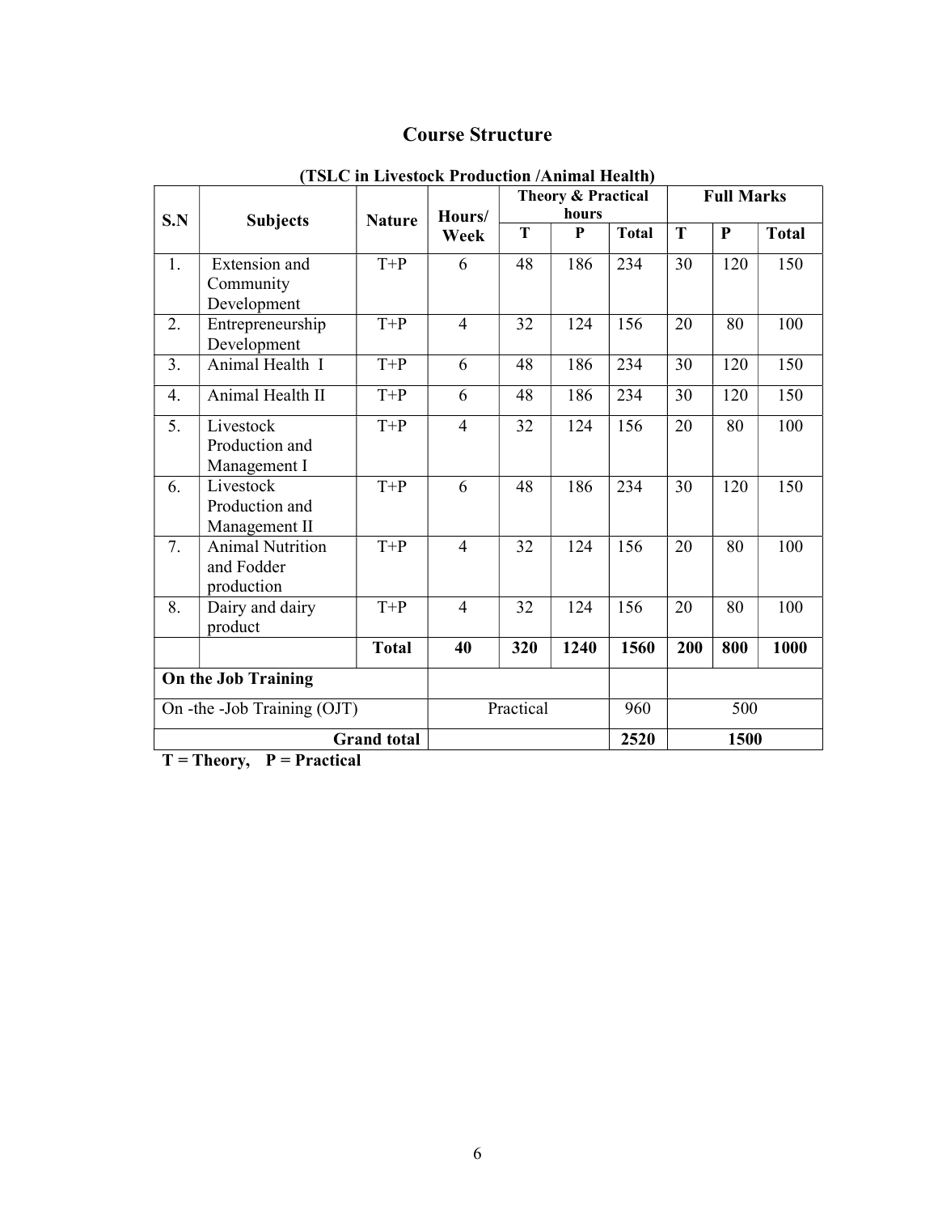# Course Structure

**(TSLC in Livestock Production /Animal Health)**

| S.N | Subjects | Nature | Hours/ Week | Theory & Practical hours | | | Full Marks | | |
|---|---|---|---|---|---|---|---|---|---|
| | | | | T | P | Total | T | P | Total |
| 1. | Extension and Community Development | T+P | 6 | 48 | 186 | 234 | 30 | 120 | 150 |
| 2. | Entrepreneurship Development | T+P | 4 | 32 | 124 | 156 | 20 | 80 | 100 |
| 3. | Animal Health I | T+P | 6 | 48 | 186 | 234 | 30 | 120 | 150 |
| 4. | Animal Health II | T+P | 6 | 48 | 186 | 234 | 30 | 120 | 150 |
| 5. | Livestock Production and Management I | T+P | 4 | 32 | 124 | 156 | 20 | 80 | 100 |
| 6. | Livestock Production and Management II | T+P | 6 | 48 | 186 | 234 | 30 | 120 | 150 |
| 7. | Animal Nutrition and Fodder production | T+P | 4 | 32 | 124 | 156 | 20 | 80 | 100 |
| 8. | Dairy and dairy product | T+P | 4 | 32 | 124 | 156 | 20 | 80 | 100 |
| | | **Total** | **40** | **320** | **1240** | **1560** | **200** | **800** | **1000** |
| **On the Job Training** | | | | | | | | | |
| On -the -Job Training (OJT) | | | Practical | | | 960 | 500 | | |
| **Grand total** | | | | | | **2520** | **1500** | | |

**T = Theory, P = Practical**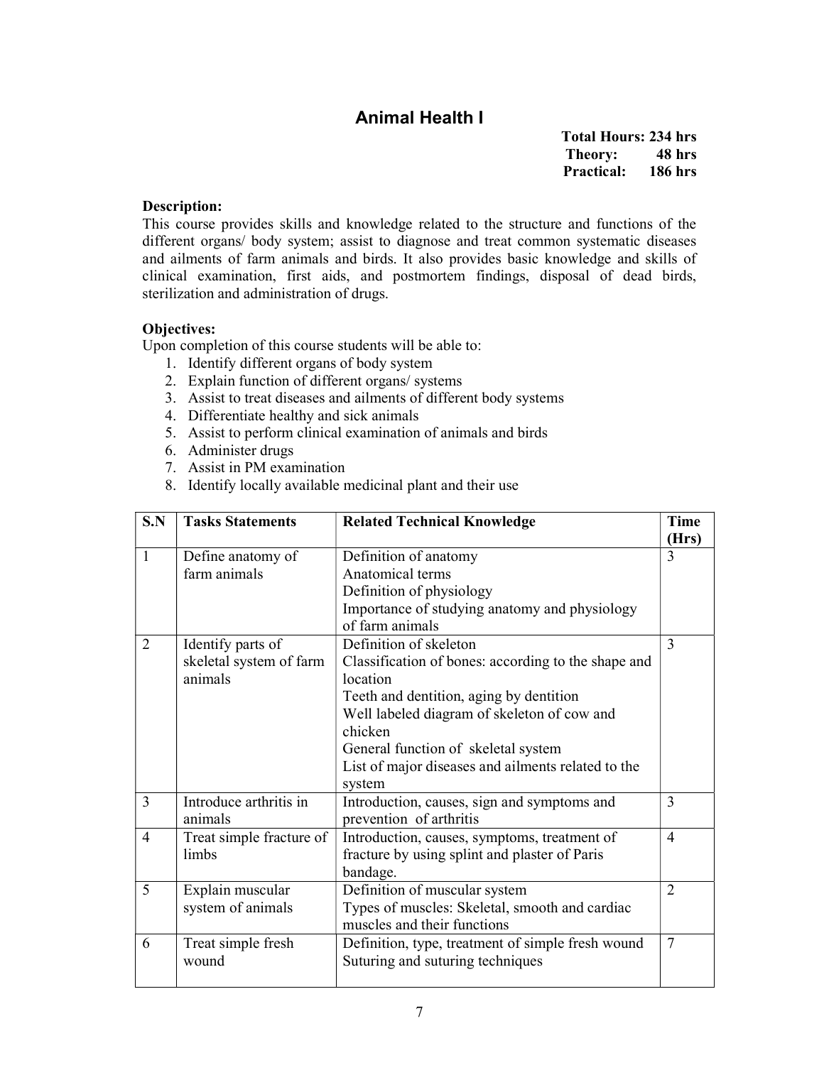# Animal Health I

**Total Hours: 234 hrs**
**Theory: 48 hrs**
**Practical: 186 hrs**

**Description:**
This course provides skills and knowledge related to the structure and functions of the different organs/ body system; assist to diagnose and treat common systematic diseases and ailments of farm animals and birds. It also provides basic knowledge and skills of clinical examination, first aids, and postmortem findings, disposal of dead birds, sterilization and administration of drugs.

**Objectives:**
Upon completion of this course students will be able to:

1. Identify different organs of body system
2. Explain function of different organs/ systems
3. Assist to treat diseases and ailments of different body systems
4. Differentiate healthy and sick animals
5. Assist to perform clinical examination of animals and birds
6. Administer drugs
7. Assist in PM examination
8. Identify locally available medicinal plant and their use

| S.N | Tasks Statements | Related Technical Knowledge | Time (Hrs) |
|---|---|---|---|
| 1 | Define anatomy of farm animals | Definition of anatomy<br>Anatomical terms<br>Definition of physiology<br>Importance of studying anatomy and physiology of farm animals | 3 |
| 2 | Identify parts of skeletal system of farm animals | Definition of skeleton<br>Classification of bones: according to the shape and location<br>Teeth and dentition, aging by dentition<br>Well labeled diagram of skeleton of cow and chicken<br>General function of skeletal system<br>List of major diseases and ailments related to the system | 3 |
| 3 | Introduce arthritis in animals | Introduction, causes, sign and symptoms and prevention of arthritis | 3 |
| 4 | Treat simple fracture of limbs | Introduction, causes, symptoms, treatment of fracture by using splint and plaster of Paris bandage. | 4 |
| 5 | Explain muscular system of animals | Definition of muscular system<br>Types of muscles: Skeletal, smooth and cardiac muscles and their functions | 2 |
| 6 | Treat simple fresh wound | Definition, type, treatment of simple fresh wound<br>Suturing and suturing techniques | 7 |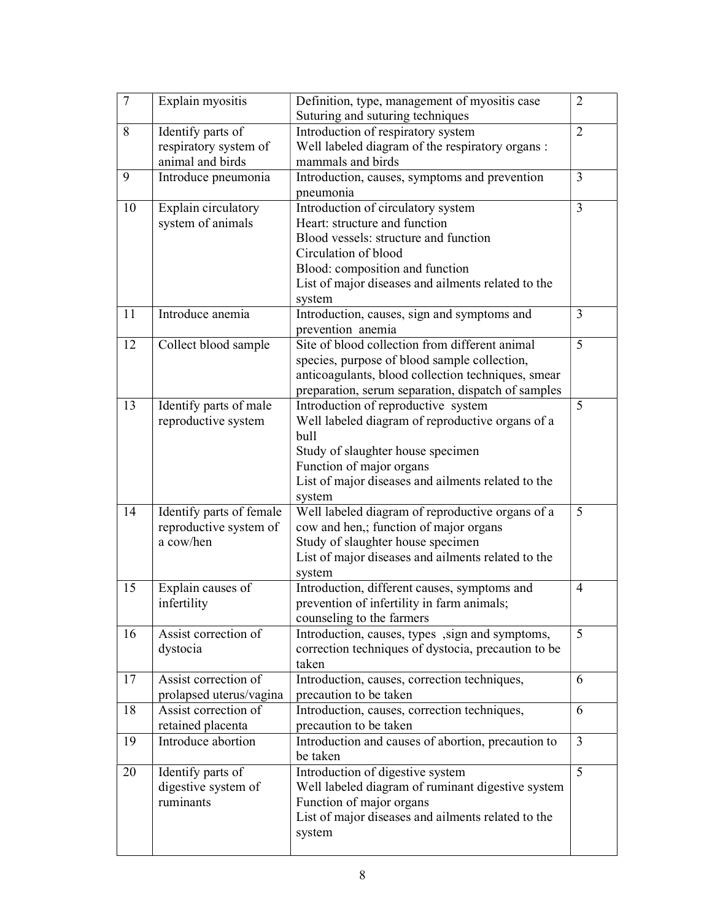| 7 | Explain myositis | Definition, type, management of myositis case<br>Suturing and suturing techniques | 2 |
|---|---|---|---|
| 8 | Identify parts of respiratory system of animal and birds | Introduction of respiratory system<br>Well labeled diagram of the respiratory organs : mammals and birds | 2 |
| 9 | Introduce pneumonia | Introduction, causes, symptoms and prevention pneumonia | 3 |
| 10 | Explain circulatory system of animals | Introduction of circulatory system<br>Heart: structure and function<br>Blood vessels: structure and function<br>Circulation of blood<br>Blood: composition and function<br>List of major diseases and ailments related to the system | 3 |
| 11 | Introduce anemia | Introduction, causes, sign and symptoms and prevention anemia | 3 |
| 12 | Collect blood sample | Site of blood collection from different animal species, purpose of blood sample collection, anticoagulants, blood collection techniques, smear preparation, serum separation, dispatch of samples | 5 |
| 13 | Identify parts of male reproductive system | Introduction of reproductive system<br>Well labeled diagram of reproductive organs of a bull<br>Study of slaughter house specimen<br>Function of major organs<br>List of major diseases and ailments related to the system | 5 |
| 14 | Identify parts of female reproductive system of a cow/hen | Well labeled diagram of reproductive organs of a cow and hen,; function of major organs<br>Study of slaughter house specimen<br>List of major diseases and ailments related to the system | 5 |
| 15 | Explain causes of infertility | Introduction, different causes, symptoms and prevention of infertility in farm animals; counseling to the farmers | 4 |
| 16 | Assist correction of dystocia | Introduction, causes, types ,sign and symptoms, correction techniques of dystocia, precaution to be taken | 5 |
| 17 | Assist correction of prolapsed uterus/vagina | Introduction, causes, correction techniques, precaution to be taken | 6 |
| 18 | Assist correction of retained placenta | Introduction, causes, correction techniques, precaution to be taken | 6 |
| 19 | Introduce abortion | Introduction and causes of abortion, precaution to be taken | 3 |
| 20 | Identify parts of digestive system of ruminants | Introduction of digestive system<br>Well labeled diagram of ruminant digestive system<br>Function of major organs<br>List of major diseases and ailments related to the system | 5 |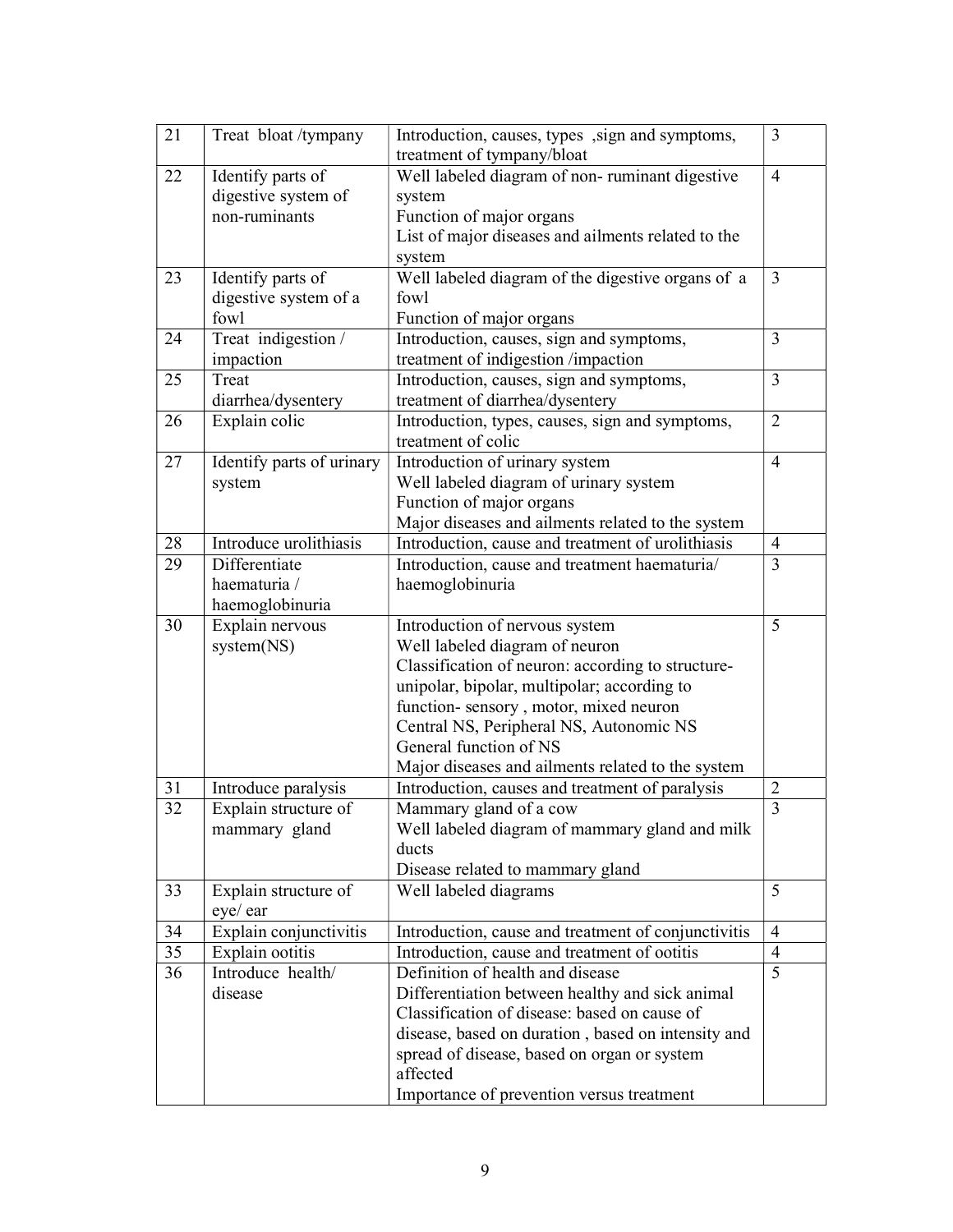| 21 | Treat bloat /tympany | Introduction, causes, types ,sign and symptoms, treatment of tympany/bloat | 3 |
|---|---|---|---|
| 22 | Identify parts of digestive system of non-ruminants | Well labeled diagram of non- ruminant digestive system<br>Function of major organs<br>List of major diseases and ailments related to the system | 4 |
| 23 | Identify parts of digestive system of a fowl | Well labeled diagram of the digestive organs of a fowl<br>Function of major organs | 3 |
| 24 | Treat indigestion / impaction | Introduction, causes, sign and symptoms, treatment of indigestion /impaction | 3 |
| 25 | Treat diarrhea/dysentery | Introduction, causes, sign and symptoms, treatment of diarrhea/dysentery | 3 |
| 26 | Explain colic | Introduction, types, causes, sign and symptoms, treatment of colic | 2 |
| 27 | Identify parts of urinary system | Introduction of urinary system<br>Well labeled diagram of urinary system<br>Function of major organs<br>Major diseases and ailments related to the system | 4 |
| 28 | Introduce urolithiasis | Introduction, cause and treatment of urolithiasis | 4 |
| 29 | Differentiate haematuria / haemoglobinuria | Introduction, cause and treatment haematuria/ haemoglobinuria | 3 |
| 30 | Explain nervous system(NS) | Introduction of nervous system<br>Well labeled diagram of neuron<br>Classification of neuron: according to structure- unipolar, bipolar, multipolar; according to function- sensory , motor, mixed neuron<br>Central NS, Peripheral NS, Autonomic NS<br>General function of NS<br>Major diseases and ailments related to the system | 5 |
| 31 | Introduce paralysis | Introduction, causes and treatment of paralysis | 2 |
| 32 | Explain structure of mammary gland | Mammary gland of a cow<br>Well labeled diagram of mammary gland and milk ducts<br>Disease related to mammary gland | 3 |
| 33 | Explain structure of eye/ ear | Well labeled diagrams | 5 |
| 34 | Explain conjunctivitis | Introduction, cause and treatment of conjunctivitis | 4 |
| 35 | Explain ootitis | Introduction, cause and treatment of ootitis | 4 |
| 36 | Introduce health/ disease | Definition of health and disease<br>Differentiation between healthy and sick animal<br>Classification of disease: based on cause of disease, based on duration , based on intensity and spread of disease, based on organ or system affected<br>Importance of prevention versus treatment | 5 |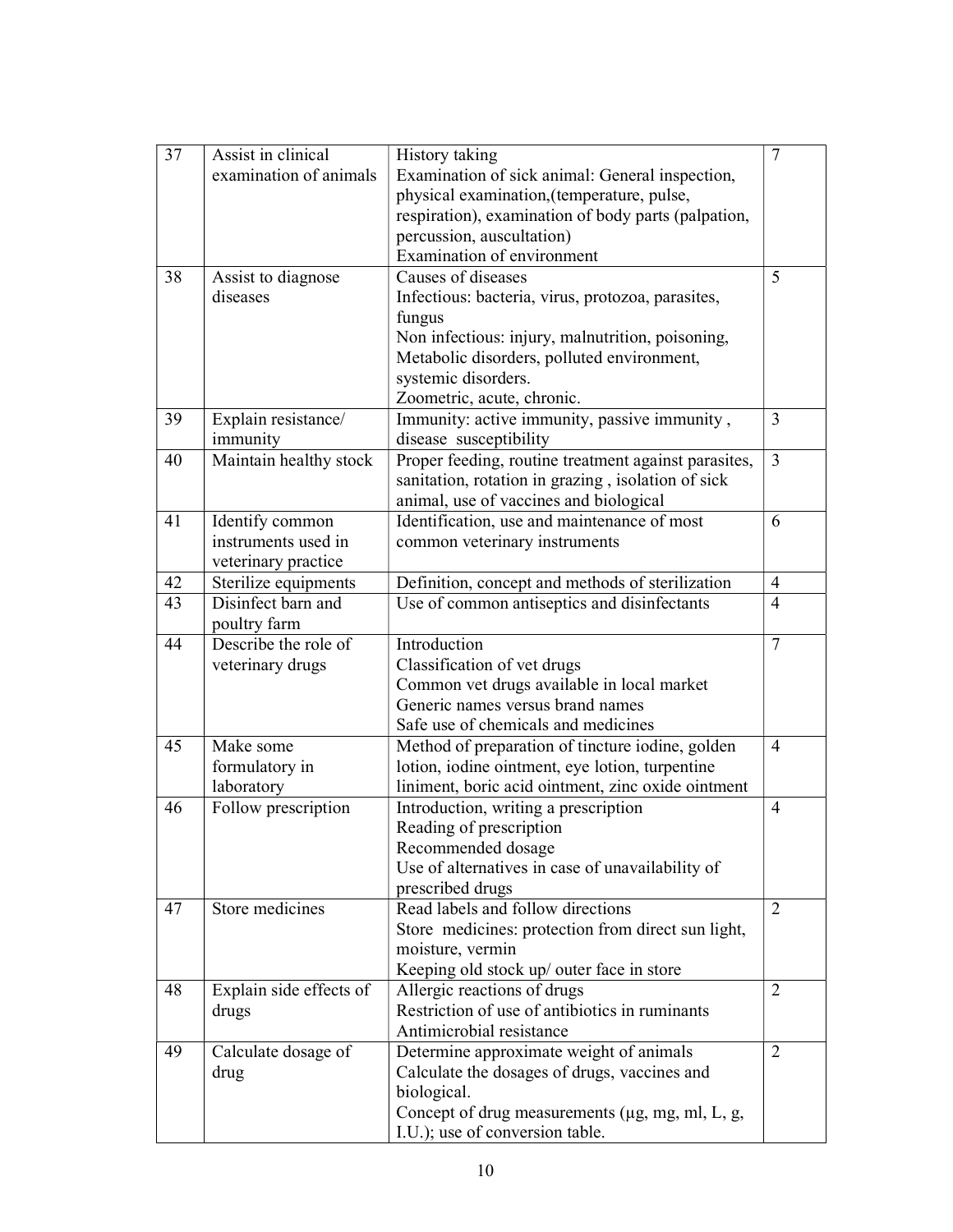| 37 | Assist in clinical examination of animals | History taking<br>Examination of sick animal: General inspection, physical examination,(temperature, pulse, respiration), examination of body parts (palpation, percussion, auscultation)<br>Examination of environment | 7 |
|---|---|---|---|
| 38 | Assist to diagnose diseases | Causes of diseases<br>Infectious: bacteria, virus, protozoa, parasites, fungus<br>Non infectious: injury, malnutrition, poisoning, Metabolic disorders, polluted environment, systemic disorders.<br>Zoometric, acute, chronic. | 5 |
| 39 | Explain resistance/ immunity | Immunity: active immunity, passive immunity , disease susceptibility | 3 |
| 40 | Maintain healthy stock | Proper feeding, routine treatment against parasites, sanitation, rotation in grazing , isolation of sick animal, use of vaccines and biological | 3 |
| 41 | Identify common instruments used in veterinary practice | Identification, use and maintenance of most common veterinary instruments | 6 |
| 42 | Sterilize equipments | Definition, concept and methods of sterilization | 4 |
| 43 | Disinfect barn and poultry farm | Use of common antiseptics and disinfectants | 4 |
| 44 | Describe the role of veterinary drugs | Introduction<br>Classification of vet drugs<br>Common vet drugs available in local market<br>Generic names versus brand names<br>Safe use of chemicals and medicines | 7 |
| 45 | Make some formulatory in laboratory | Method of preparation of tincture iodine, golden lotion, iodine ointment, eye lotion, turpentine liniment, boric acid ointment, zinc oxide ointment | 4 |
| 46 | Follow prescription | Introduction, writing a prescription<br>Reading of prescription<br>Recommended dosage<br>Use of alternatives in case of unavailability of prescribed drugs | 4 |
| 47 | Store medicines | Read labels and follow directions<br>Store medicines: protection from direct sun light, moisture, vermin<br>Keeping old stock up/ outer face in store | 2 |
| 48 | Explain side effects of drugs | Allergic reactions of drugs<br>Restriction of use of antibiotics in ruminants<br>Antimicrobial resistance | 2 |
| 49 | Calculate dosage of drug | Determine approximate weight of animals<br>Calculate the dosages of drugs, vaccines and biological.<br>Concept of drug measurements (µg, mg, ml, L, g, I.U.); use of conversion table. | 2 |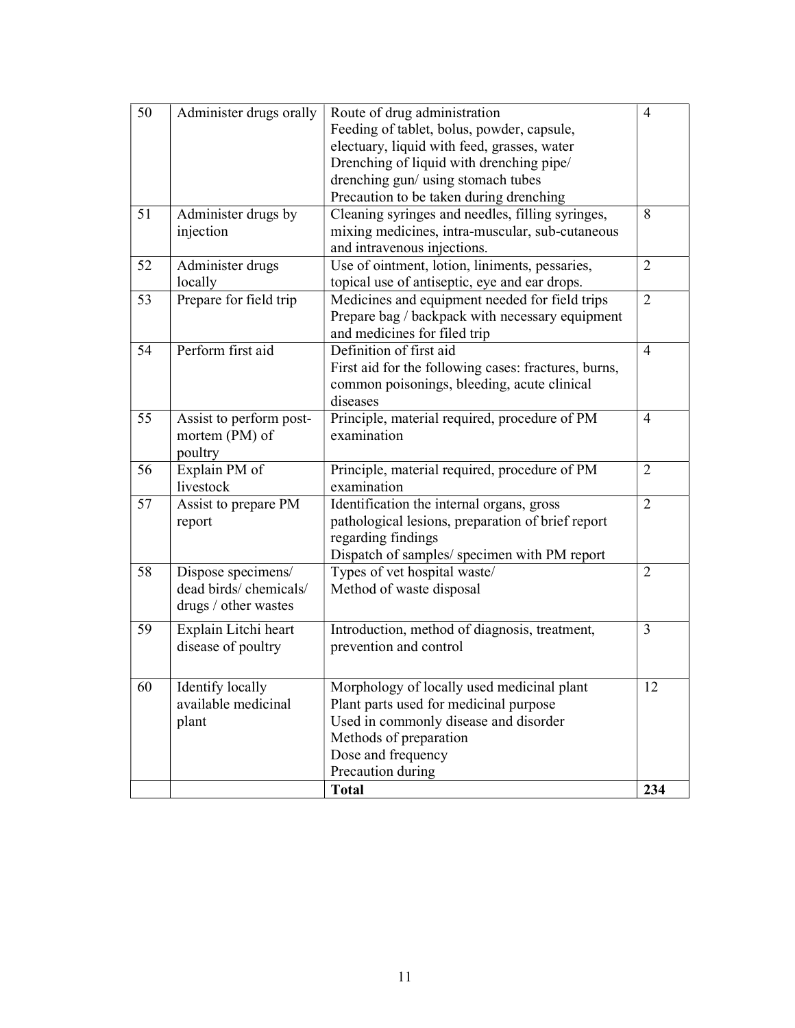| 50 | Administer drugs orally | Route of drug administration<br>Feeding of tablet, bolus, powder, capsule, electuary, liquid with feed, grasses, water<br>Drenching of liquid with drenching pipe/ drenching gun/ using stomach tubes<br>Precaution to be taken during drenching | 4 |
|---|---|---|---|
| 51 | Administer drugs by injection | Cleaning syringes and needles, filling syringes, mixing medicines, intra-muscular, sub-cutaneous and intravenous injections. | 8 |
| 52 | Administer drugs locally | Use of ointment, lotion, liniments, pessaries, topical use of antiseptic, eye and ear drops. | 2 |
| 53 | Prepare for field trip | Medicines and equipment needed for field trips<br>Prepare bag / backpack with necessary equipment and medicines for filed trip | 2 |
| 54 | Perform first aid | Definition of first aid<br>First aid for the following cases: fractures, burns, common poisonings, bleeding, acute clinical diseases | 4 |
| 55 | Assist to perform post-mortem (PM) of poultry | Principle, material required, procedure of PM examination | 4 |
| 56 | Explain PM of livestock | Principle, material required, procedure of PM examination | 2 |
| 57 | Assist to prepare PM report | Identification the internal organs, gross pathological lesions, preparation of brief report regarding findings<br>Dispatch of samples/ specimen with PM report | 2 |
| 58 | Dispose specimens/ dead birds/ chemicals/ drugs / other wastes | Types of vet hospital waste/<br>Method of waste disposal | 2 |
| 59 | Explain Litchi heart disease of poultry | Introduction, method of diagnosis, treatment, prevention and control | 3 |
| 60 | Identify locally available medicinal plant | Morphology of locally used medicinal plant<br>Plant parts used for medicinal purpose<br>Used in commonly disease and disorder<br>Methods of preparation<br>Dose and frequency<br>Precaution during | 12 |
| | | **Total** | **234** |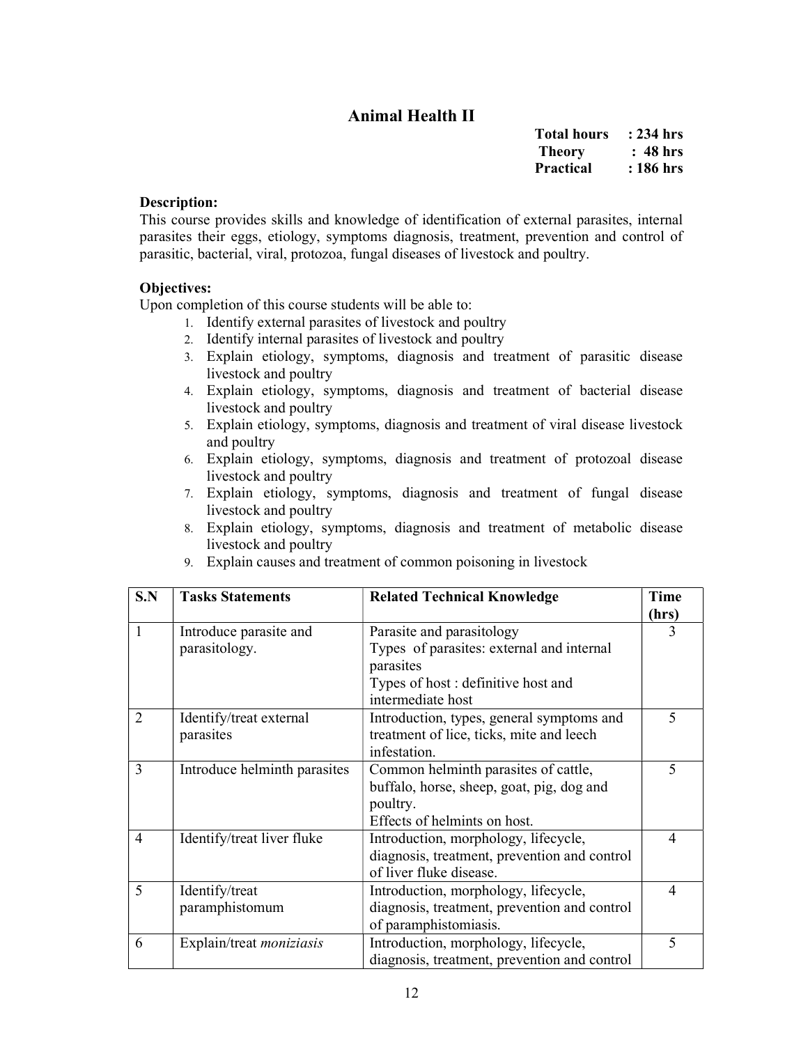# Animal Health II

**Total hours : 234 hrs**
**Theory : 48 hrs**
**Practical : 186 hrs**

**Description:**
This course provides skills and knowledge of identification of external parasites, internal parasites their eggs, etiology, symptoms diagnosis, treatment, prevention and control of parasitic, bacterial, viral, protozoa, fungal diseases of livestock and poultry.

**Objectives:**
Upon completion of this course students will be able to:

1. Identify external parasites of livestock and poultry
2. Identify internal parasites of livestock and poultry
3. Explain etiology, symptoms, diagnosis and treatment of parasitic disease livestock and poultry
4. Explain etiology, symptoms, diagnosis and treatment of bacterial disease livestock and poultry
5. Explain etiology, symptoms, diagnosis and treatment of viral disease livestock and poultry
6. Explain etiology, symptoms, diagnosis and treatment of protozoal disease livestock and poultry
7. Explain etiology, symptoms, diagnosis and treatment of fungal disease livestock and poultry
8. Explain etiology, symptoms, diagnosis and treatment of metabolic disease livestock and poultry
9. Explain causes and treatment of common poisoning in livestock

| S.N | Tasks Statements | Related Technical Knowledge | Time (hrs) |
|---|---|---|---|
| 1 | Introduce parasite and parasitology. | Parasite and parasitology<br>Types of parasites: external and internal parasites<br>Types of host : definitive host and intermediate host | 3 |
| 2 | Identify/treat external parasites | Introduction, types, general symptoms and treatment of lice, ticks, mite and leech infestation. | 5 |
| 3 | Introduce helminth parasites | Common helminth parasites of cattle, buffalo, horse, sheep, goat, pig, dog and poultry.<br>Effects of helmints on host. | 5 |
| 4 | Identify/treat liver fluke | Introduction, morphology, lifecycle, diagnosis, treatment, prevention and control of liver fluke disease. | 4 |
| 5 | Identify/treat paramphistomum | Introduction, morphology, lifecycle, diagnosis, treatment, prevention and control of paramphistomiasis. | 4 |
| 6 | Explain/treat *moniziasis* | Introduction, morphology, lifecycle, diagnosis, treatment, prevention and control | 5 |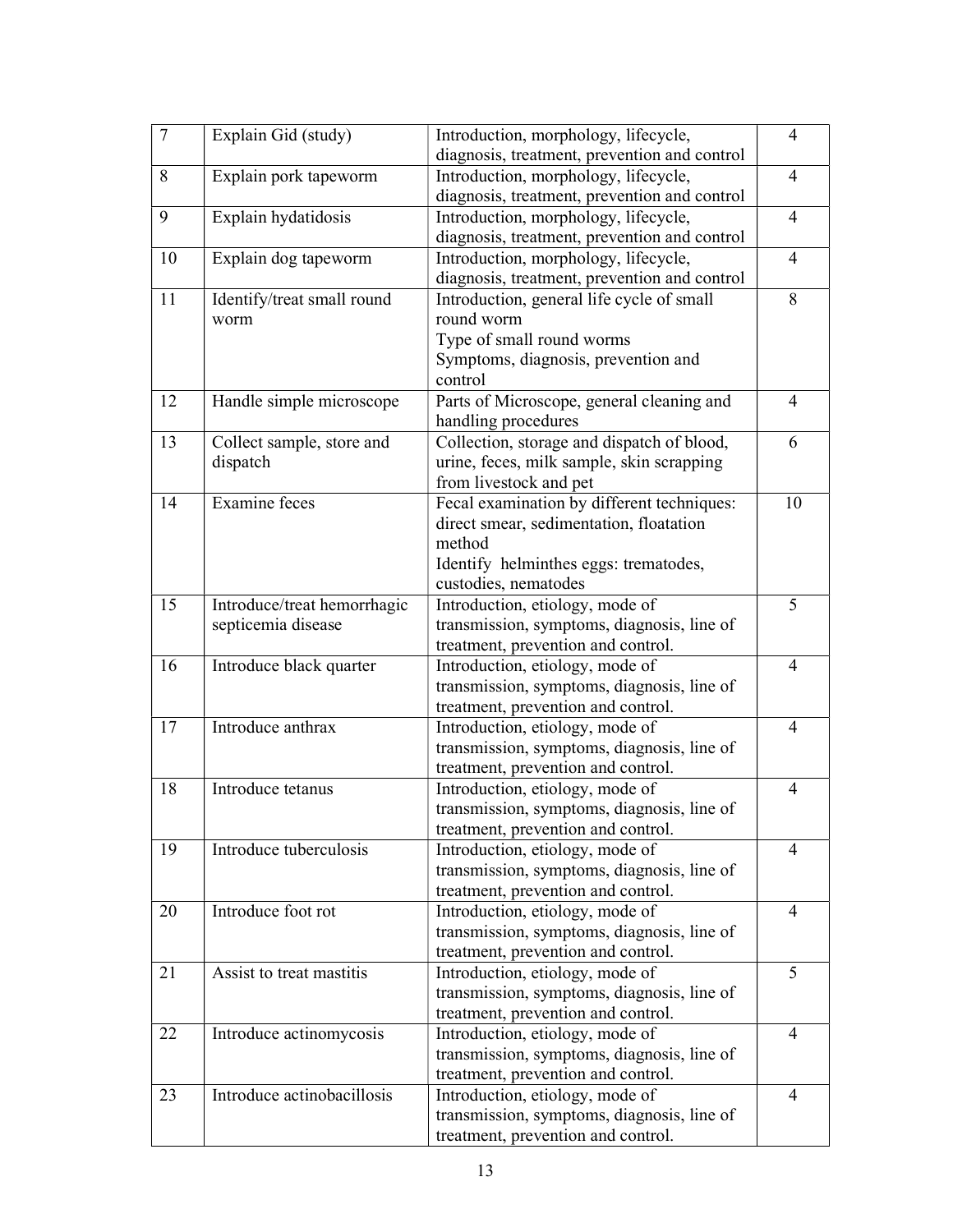| 7 | Explain Gid (study) | Introduction, morphology, lifecycle, diagnosis, treatment, prevention and control | 4 |
|---|---|---|---|
| 8 | Explain pork tapeworm | Introduction, morphology, lifecycle, diagnosis, treatment, prevention and control | 4 |
| 9 | Explain hydatidosis | Introduction, morphology, lifecycle, diagnosis, treatment, prevention and control | 4 |
| 10 | Explain dog tapeworm | Introduction, morphology, lifecycle, diagnosis, treatment, prevention and control | 4 |
| 11 | Identify/treat small round worm | Introduction, general life cycle of small round worm<br>Type of small round worms<br>Symptoms, diagnosis, prevention and control | 8 |
| 12 | Handle simple microscope | Parts of Microscope, general cleaning and handling procedures | 4 |
| 13 | Collect sample, store and dispatch | Collection, storage and dispatch of blood, urine, feces, milk sample, skin scrapping from livestock and pet | 6 |
| 14 | Examine feces | Fecal examination by different techniques: direct smear, sedimentation, floatation method<br>Identify helminthes eggs: trematodes, custodies, nematodes | 10 |
| 15 | Introduce/treat hemorrhagic septicemia disease | Introduction, etiology, mode of transmission, symptoms, diagnosis, line of treatment, prevention and control. | 5 |
| 16 | Introduce black quarter | Introduction, etiology, mode of transmission, symptoms, diagnosis, line of treatment, prevention and control. | 4 |
| 17 | Introduce anthrax | Introduction, etiology, mode of transmission, symptoms, diagnosis, line of treatment, prevention and control. | 4 |
| 18 | Introduce tetanus | Introduction, etiology, mode of transmission, symptoms, diagnosis, line of treatment, prevention and control. | 4 |
| 19 | Introduce tuberculosis | Introduction, etiology, mode of transmission, symptoms, diagnosis, line of treatment, prevention and control. | 4 |
| 20 | Introduce foot rot | Introduction, etiology, mode of transmission, symptoms, diagnosis, line of treatment, prevention and control. | 4 |
| 21 | Assist to treat mastitis | Introduction, etiology, mode of transmission, symptoms, diagnosis, line of treatment, prevention and control. | 5 |
| 22 | Introduce actinomycosis | Introduction, etiology, mode of transmission, symptoms, diagnosis, line of treatment, prevention and control. | 4 |
| 23 | Introduce actinobacillosis | Introduction, etiology, mode of transmission, symptoms, diagnosis, line of treatment, prevention and control. | 4 |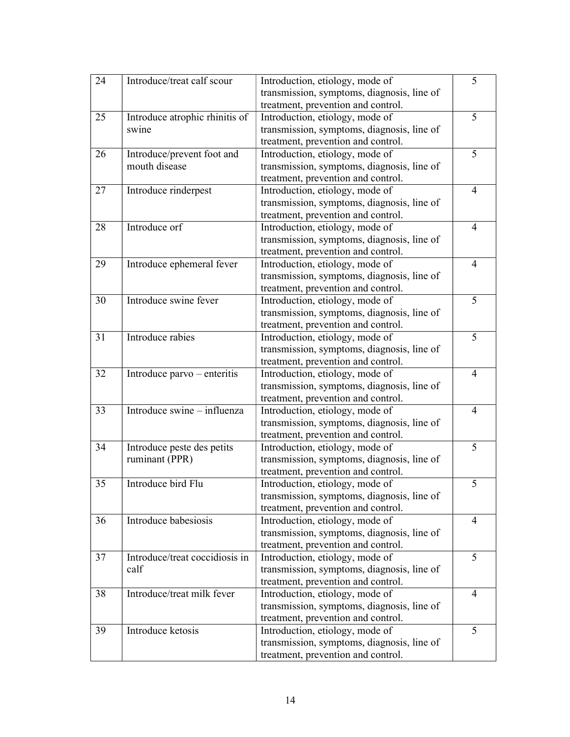| 24 | Introduce/treat calf scour | Introduction, etiology, mode of transmission, symptoms, diagnosis, line of treatment, prevention and control. | 5 |
|---|---|---|---|
| 25 | Introduce atrophic rhinitis of swine | Introduction, etiology, mode of transmission, symptoms, diagnosis, line of treatment, prevention and control. | 5 |
| 26 | Introduce/prevent foot and mouth disease | Introduction, etiology, mode of transmission, symptoms, diagnosis, line of treatment, prevention and control. | 5 |
| 27 | Introduce rinderpest | Introduction, etiology, mode of transmission, symptoms, diagnosis, line of treatment, prevention and control. | 4 |
| 28 | Introduce orf | Introduction, etiology, mode of transmission, symptoms, diagnosis, line of treatment, prevention and control. | 4 |
| 29 | Introduce ephemeral fever | Introduction, etiology, mode of transmission, symptoms, diagnosis, line of treatment, prevention and control. | 4 |
| 30 | Introduce swine fever | Introduction, etiology, mode of transmission, symptoms, diagnosis, line of treatment, prevention and control. | 5 |
| 31 | Introduce rabies | Introduction, etiology, mode of transmission, symptoms, diagnosis, line of treatment, prevention and control. | 5 |
| 32 | Introduce parvo – enteritis | Introduction, etiology, mode of transmission, symptoms, diagnosis, line of treatment, prevention and control. | 4 |
| 33 | Introduce swine – influenza | Introduction, etiology, mode of transmission, symptoms, diagnosis, line of treatment, prevention and control. | 4 |
| 34 | Introduce peste des petits ruminant (PPR) | Introduction, etiology, mode of transmission, symptoms, diagnosis, line of treatment, prevention and control. | 5 |
| 35 | Introduce bird Flu | Introduction, etiology, mode of transmission, symptoms, diagnosis, line of treatment, prevention and control. | 5 |
| 36 | Introduce babesiosis | Introduction, etiology, mode of transmission, symptoms, diagnosis, line of treatment, prevention and control. | 4 |
| 37 | Introduce/treat coccidiosis in calf | Introduction, etiology, mode of transmission, symptoms, diagnosis, line of treatment, prevention and control. | 5 |
| 38 | Introduce/treat milk fever | Introduction, etiology, mode of transmission, symptoms, diagnosis, line of treatment, prevention and control. | 4 |
| 39 | Introduce ketosis | Introduction, etiology, mode of transmission, symptoms, diagnosis, line of treatment, prevention and control. | 5 |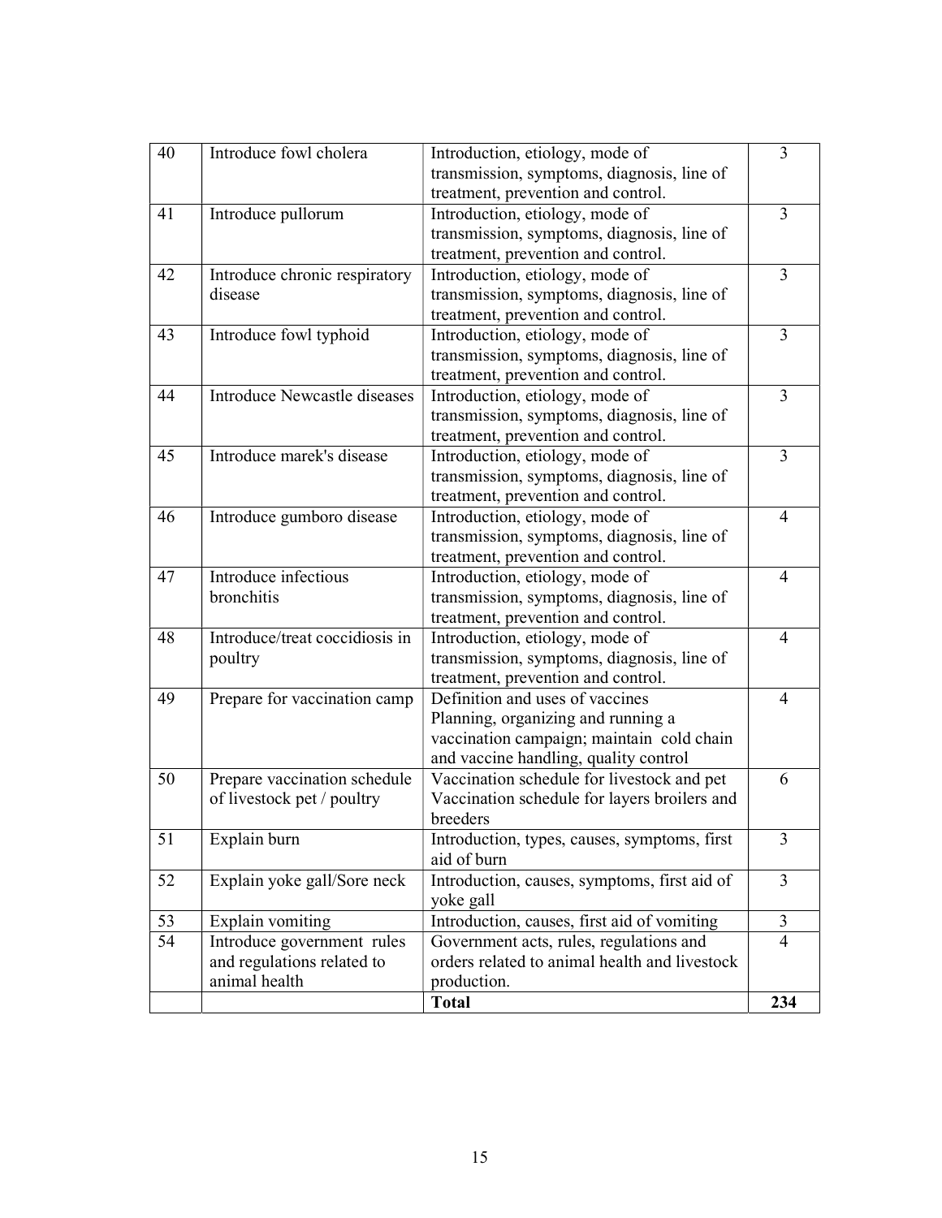| 40 | Introduce fowl cholera | Introduction, etiology, mode of transmission, symptoms, diagnosis, line of treatment, prevention and control. | 3 |
|---|---|---|---|
| 41 | Introduce pullorum | Introduction, etiology, mode of transmission, symptoms, diagnosis, line of treatment, prevention and control. | 3 |
| 42 | Introduce chronic respiratory disease | Introduction, etiology, mode of transmission, symptoms, diagnosis, line of treatment, prevention and control. | 3 |
| 43 | Introduce fowl typhoid | Introduction, etiology, mode of transmission, symptoms, diagnosis, line of treatment, prevention and control. | 3 |
| 44 | Introduce Newcastle diseases | Introduction, etiology, mode of transmission, symptoms, diagnosis, line of treatment, prevention and control. | 3 |
| 45 | Introduce marek's disease | Introduction, etiology, mode of transmission, symptoms, diagnosis, line of treatment, prevention and control. | 3 |
| 46 | Introduce gumboro disease | Introduction, etiology, mode of transmission, symptoms, diagnosis, line of treatment, prevention and control. | 4 |
| 47 | Introduce infectious bronchitis | Introduction, etiology, mode of transmission, symptoms, diagnosis, line of treatment, prevention and control. | 4 |
| 48 | Introduce/treat coccidiosis in poultry | Introduction, etiology, mode of transmission, symptoms, diagnosis, line of treatment, prevention and control. | 4 |
| 49 | Prepare for vaccination camp | Definition and uses of vaccines Planning, organizing and running a vaccination campaign; maintain cold chain and vaccine handling, quality control | 4 |
| 50 | Prepare vaccination schedule of livestock pet / poultry | Vaccination schedule for livestock and pet Vaccination schedule for layers broilers and breeders | 6 |
| 51 | Explain burn | Introduction, types, causes, symptoms, first aid of burn | 3 |
| 52 | Explain yoke gall/Sore neck | Introduction, causes, symptoms, first aid of yoke gall | 3 |
| 53 | Explain vomiting | Introduction, causes, first aid of vomiting | 3 |
| 54 | Introduce government rules and regulations related to animal health | Government acts, rules, regulations and orders related to animal health and livestock production. | 4 |
| | | **Total** | **234** |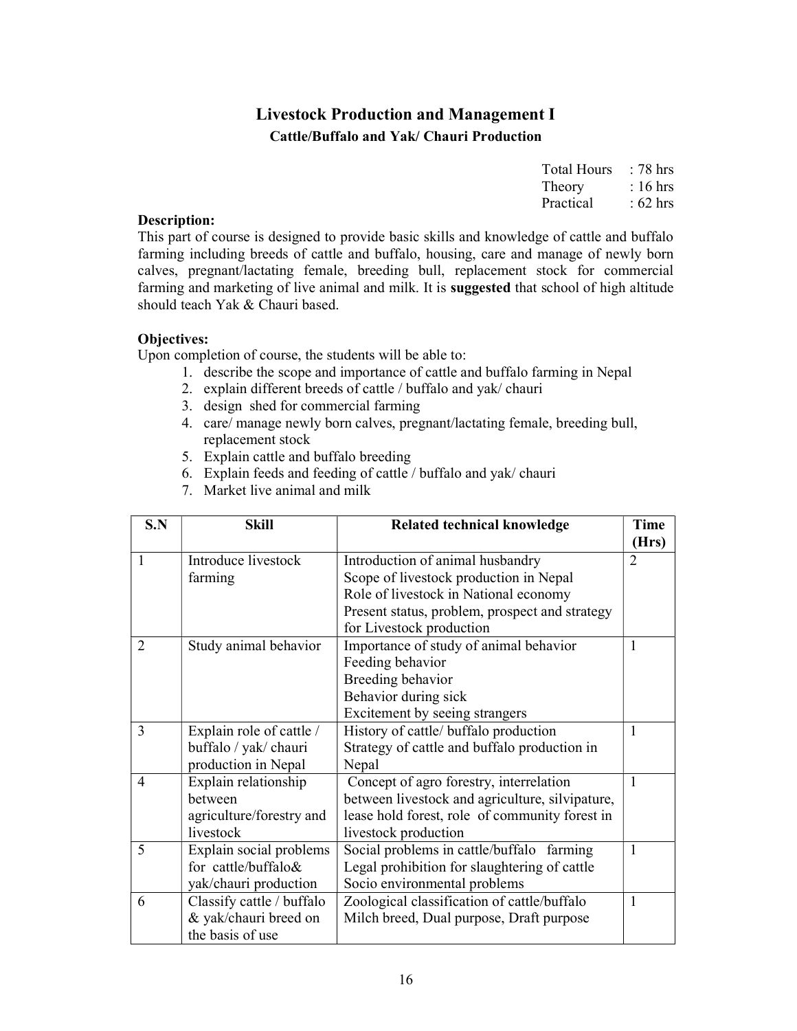# Livestock Production and Management I

## Cattle/Buffalo and Yak/ Chauri Production

Total Hours : 78 hrs
Theory : 16 hrs
Practical : 62 hrs

**Description:**

This part of course is designed to provide basic skills and knowledge of cattle and buffalo farming including breeds of cattle and buffalo, housing, care and manage of newly born calves, pregnant/lactating female, breeding bull, replacement stock for commercial farming and marketing of live animal and milk. It is **suggested** that school of high altitude should teach Yak & Chauri based.

**Objectives:**

Upon completion of course, the students will be able to:

1. describe the scope and importance of cattle and buffalo farming in Nepal
2. explain different breeds of cattle / buffalo and yak/ chauri
3. design shed for commercial farming
4. care/ manage newly born calves, pregnant/lactating female, breeding bull, replacement stock
5. Explain cattle and buffalo breeding
6. Explain feeds and feeding of cattle / buffalo and yak/ chauri
7. Market live animal and milk

| S.N | Skill | Related technical knowledge | Time (Hrs) |
|---|---|---|---|
| 1 | Introduce livestock farming | Introduction of animal husbandry<br>Scope of livestock production in Nepal<br>Role of livestock in National economy<br>Present status, problem, prospect and strategy for Livestock production | 2 |
| 2 | Study animal behavior | Importance of study of animal behavior<br>Feeding behavior<br>Breeding behavior<br>Behavior during sick<br>Excitement by seeing strangers | 1 |
| 3 | Explain role of cattle / buffalo / yak/ chauri production in Nepal | History of cattle/ buffalo production<br>Strategy of cattle and buffalo production in Nepal | 1 |
| 4 | Explain relationship between agriculture/forestry and livestock | Concept of agro forestry, interrelation between livestock and agriculture, silvipature, lease hold forest, role of community forest in livestock production | 1 |
| 5 | Explain social problems for cattle/buffalo& yak/chauri production | Social problems in cattle/buffalo farming<br>Legal prohibition for slaughtering of cattle<br>Socio environmental problems | 1 |
| 6 | Classify cattle / buffalo & yak/chauri breed on the basis of use | Zoological classification of cattle/buffalo<br>Milch breed, Dual purpose, Draft purpose | 1 |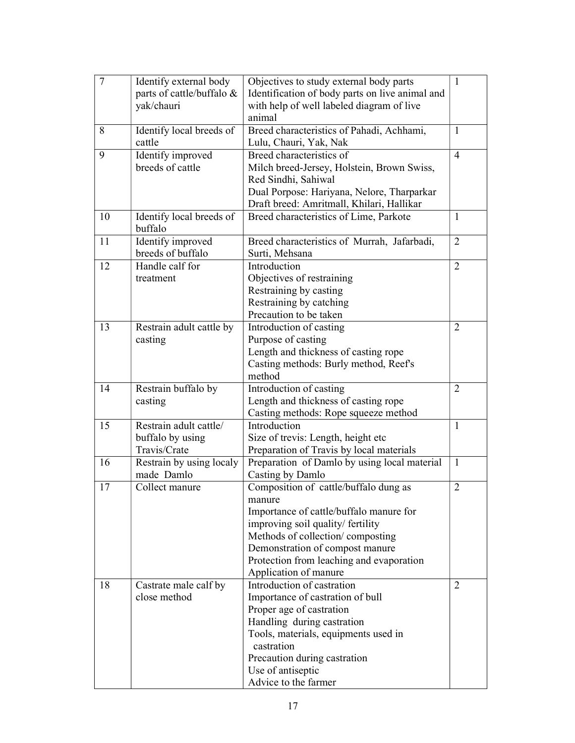| 7 | Identify external body parts of cattle/buffalo & yak/chauri | Objectives to study external body parts<br>Identification of body parts on live animal and with help of well labeled diagram of live animal | 1 |
|---|---|---|---|
| 8 | Identify local breeds of cattle | Breed characteristics of Pahadi, Achhami, Lulu, Chauri, Yak, Nak | 1 |
| 9 | Identify improved breeds of cattle | Breed characteristics of<br>Milch breed-Jersey, Holstein, Brown Swiss, Red Sindhi, Sahiwal<br>Dual Porpose: Hariyana, Nelore, Tharparkar<br>Draft breed: Amritmall, Khilari, Hallikar | 4 |
| 10 | Identify local breeds of buffalo | Breed characteristics of Lime, Parkote | 1 |
| 11 | Identify improved breeds of buffalo | Breed characteristics of Murrah, Jafarbadi, Surti, Mehsana | 2 |
| 12 | Handle calf for treatment | Introduction<br>Objectives of restraining<br>Restraining by casting<br>Restraining by catching<br>Precaution to be taken | 2 |
| 13 | Restrain adult cattle by casting | Introduction of casting<br>Purpose of casting<br>Length and thickness of casting rope<br>Casting methods: Burly method, Reef's method | 2 |
| 14 | Restrain buffalo by casting | Introduction of casting<br>Length and thickness of casting rope<br>Casting methods: Rope squeeze method | 2 |
| 15 | Restrain adult cattle/ buffalo by using Travis/Crate | Introduction<br>Size of trevis: Length, height etc<br>Preparation of Travis by local materials | 1 |
| 16 | Restrain by using localy made Damlo | Preparation of Damlo by using local material<br>Casting by Damlo | 1 |
| 17 | Collect manure | Composition of cattle/buffalo dung as manure<br>Importance of cattle/buffalo manure for improving soil quality/ fertility<br>Methods of collection/ composting<br>Demonstration of compost manure<br>Protection from leaching and evaporation<br>Application of manure | 2 |
| 18 | Castrate male calf by close method | Introduction of castration<br>Importance of castration of bull<br>Proper age of castration<br>Handling during castration<br>Tools, materials, equipments used in castration<br>Precaution during castration<br>Use of antiseptic<br>Advice to the farmer | 2 |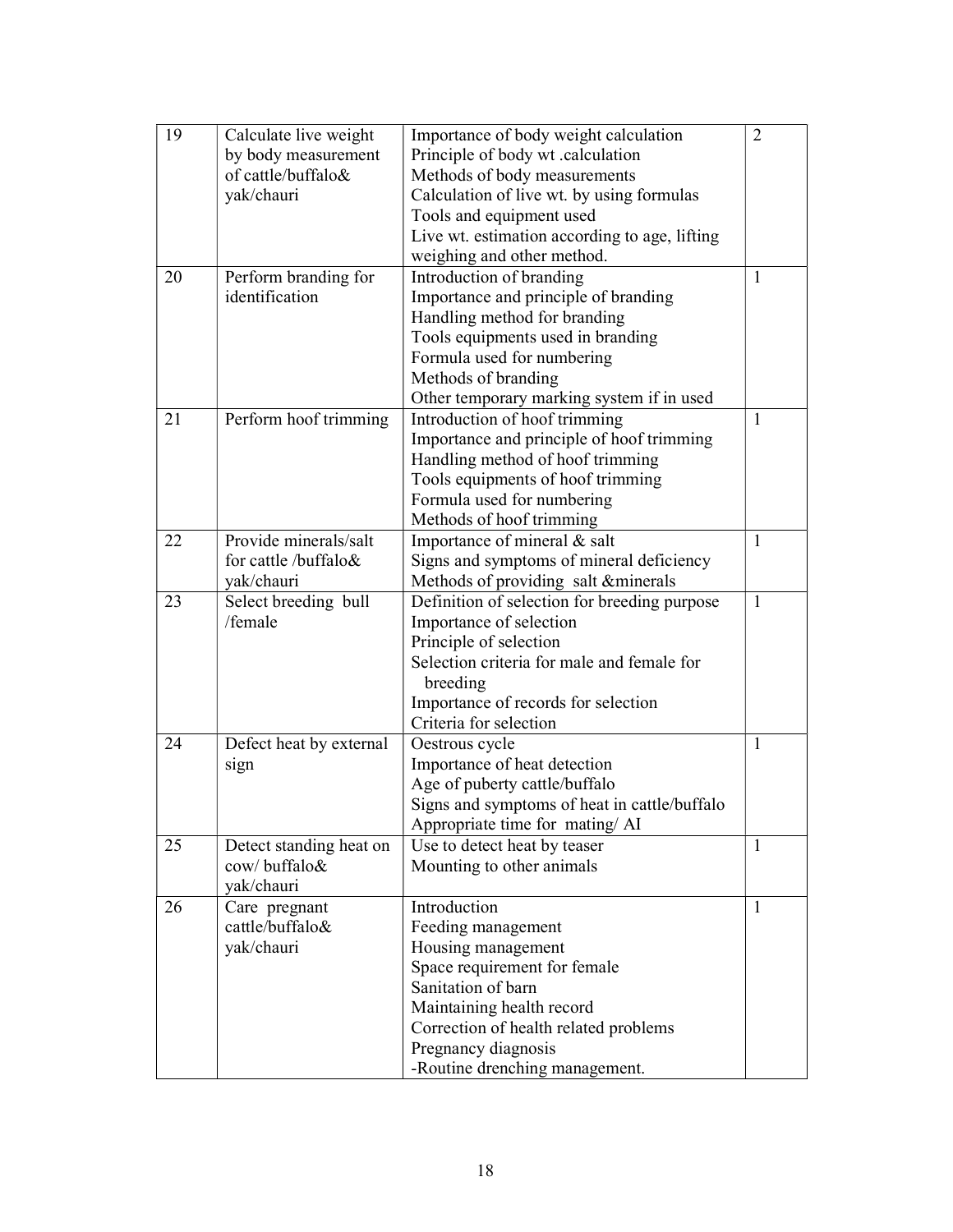| 19 | Calculate live weight by body measurement of cattle/buffalo& yak/chauri | Importance of body weight calculation<br>Principle of body wt .calculation<br>Methods of body measurements<br>Calculation of live wt. by using formulas<br>Tools and equipment used<br>Live wt. estimation according to age, lifting weighing and other method. | 2 |
|---|---|---|---|
| 20 | Perform branding for identification | Introduction of branding<br>Importance and principle of branding<br>Handling method for branding<br>Tools equipments used in branding<br>Formula used for numbering<br>Methods of branding<br>Other temporary marking system if in used | 1 |
| 21 | Perform hoof trimming | Introduction of hoof trimming<br>Importance and principle of hoof trimming<br>Handling method of hoof trimming<br>Tools equipments of hoof trimming<br>Formula used for numbering<br>Methods of hoof trimming | 1 |
| 22 | Provide minerals/salt for cattle /buffalo& yak/chauri | Importance of mineral & salt<br>Signs and symptoms of mineral deficiency<br>Methods of providing salt &minerals | 1 |
| 23 | Select breeding bull /female | Definition of selection for breeding purpose<br>Importance of selection<br>Principle of selection<br>Selection criteria for male and female for breeding<br>Importance of records for selection<br>Criteria for selection | 1 |
| 24 | Defect heat by external sign | Oestrous cycle<br>Importance of heat detection<br>Age of puberty cattle/buffalo<br>Signs and symptoms of heat in cattle/buffalo<br>Appropriate time for mating/ AI | 1 |
| 25 | Detect standing heat on cow/ buffalo& yak/chauri | Use to detect heat by teaser<br>Mounting to other animals | 1 |
| 26 | Care pregnant cattle/buffalo& yak/chauri | Introduction<br>Feeding management<br>Housing management<br>Space requirement for female<br>Sanitation of barn<br>Maintaining health record<br>Correction of health related problems<br>Pregnancy diagnosis<br>-Routine drenching management. | 1 |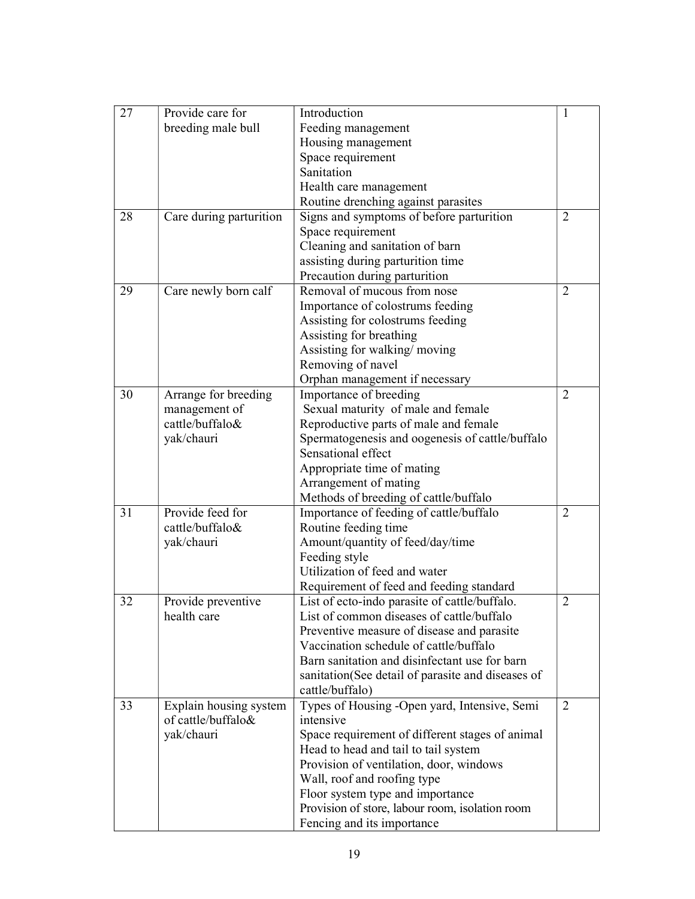| 27 | Provide care for breeding male bull | Introduction<br>Feeding management<br>Housing management<br>Space requirement<br>Sanitation<br>Health care management<br>Routine drenching against parasites | 1 |
|---|---|---|---|
| 28 | Care during parturition | Signs and symptoms of before parturition<br>Space requirement<br>Cleaning and sanitation of barn<br>assisting during parturition time<br>Precaution during parturition | 2 |
| 29 | Care newly born calf | Removal of mucous from nose<br>Importance of colostrums feeding<br>Assisting for colostrums feeding<br>Assisting for breathing<br>Assisting for walking/ moving<br>Removing of navel<br>Orphan management if necessary | 2 |
| 30 | Arrange for breeding management of cattle/buffalo& yak/chauri | Importance of breeding<br>Sexual maturity of male and female<br>Reproductive parts of male and female<br>Spermatogenesis and oogenesis of cattle/buffalo<br>Sensational effect<br>Appropriate time of mating<br>Arrangement of mating<br>Methods of breeding of cattle/buffalo | 2 |
| 31 | Provide feed for cattle/buffalo& yak/chauri | Importance of feeding of cattle/buffalo<br>Routine feeding time<br>Amount/quantity of feed/day/time<br>Feeding style<br>Utilization of feed and water<br>Requirement of feed and feeding standard | 2 |
| 32 | Provide preventive health care | List of ecto-indo parasite of cattle/buffalo.<br>List of common diseases of cattle/buffalo<br>Preventive measure of disease and parasite<br>Vaccination schedule of cattle/buffalo<br>Barn sanitation and disinfectant use for barn sanitation(See detail of parasite and diseases of cattle/buffalo) | 2 |
| 33 | Explain housing system of cattle/buffalo& yak/chauri | Types of Housing -Open yard, Intensive, Semi intensive<br>Space requirement of different stages of animal<br>Head to head and tail to tail system<br>Provision of ventilation, door, windows<br>Wall, roof and roofing type<br>Floor system type and importance<br>Provision of store, labour room, isolation room<br>Fencing and its importance | 2 |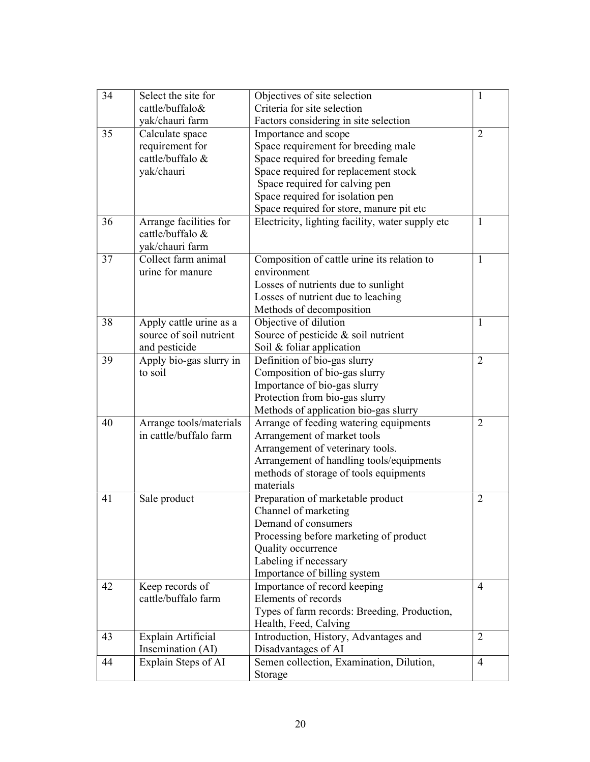| 34 | Select the site for cattle/buffalo& yak/chauri farm | Objectives of site selection<br>Criteria for site selection<br>Factors considering in site selection | 1 |
|---|---|---|---|
| 35 | Calculate space requirement for cattle/buffalo & yak/chauri | Importance and scope<br>Space requirement for breeding male<br>Space required for breeding female<br>Space required for replacement stock<br>Space required for calving pen<br>Space required for isolation pen<br>Space required for store, manure pit etc | 2 |
| 36 | Arrange facilities for cattle/buffalo & yak/chauri farm | Electricity, lighting facility, water supply etc | 1 |
| 37 | Collect farm animal urine for manure | Composition of cattle urine its relation to environment<br>Losses of nutrients due to sunlight<br>Losses of nutrient due to leaching<br>Methods of decomposition | 1 |
| 38 | Apply cattle urine as a source of soil nutrient and pesticide | Objective of dilution<br>Source of pesticide & soil nutrient<br>Soil & foliar application | 1 |
| 39 | Apply bio-gas slurry in to soil | Definition of bio-gas slurry<br>Composition of bio-gas slurry<br>Importance of bio-gas slurry<br>Protection from bio-gas slurry<br>Methods of application bio-gas slurry | 2 |
| 40 | Arrange tools/materials in cattle/buffalo farm | Arrange of feeding watering equipments<br>Arrangement of market tools<br>Arrangement of veterinary tools.<br>Arrangement of handling tools/equipments<br>methods of storage of tools equipments materials | 2 |
| 41 | Sale product | Preparation of marketable product<br>Channel of marketing<br>Demand of consumers<br>Processing before marketing of product<br>Quality occurrence<br>Labeling if necessary<br>Importance of billing system | 2 |
| 42 | Keep records of cattle/buffalo farm | Importance of record keeping<br>Elements of records<br>Types of farm records: Breeding, Production, Health, Feed, Calving | 4 |
| 43 | Explain Artificial Insemination (AI) | Introduction, History, Advantages and Disadvantages of AI | 2 |
| 44 | Explain Steps of AI | Semen collection, Examination, Dilution, Storage | 4 |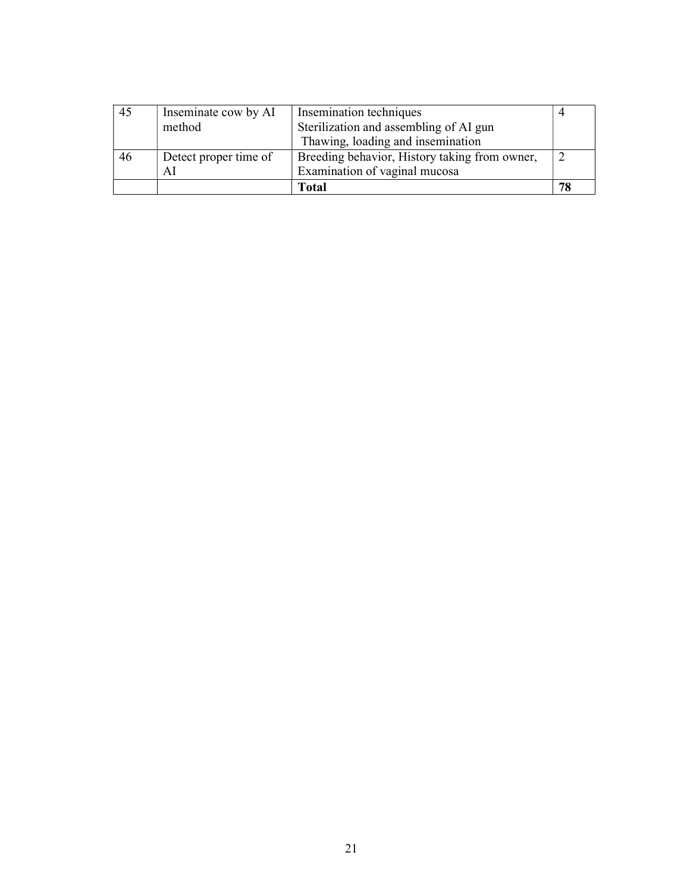| 45 | Inseminate cow by AI method | Insemination techniques<br>Sterilization and assembling of AI gun<br>Thawing, loading and insemination | 4 |
|---|---|---|---|
| 46 | Detect proper time of AI | Breeding behavior, History taking from owner, Examination of vaginal mucosa | 2 |
| | | **Total** | **78** |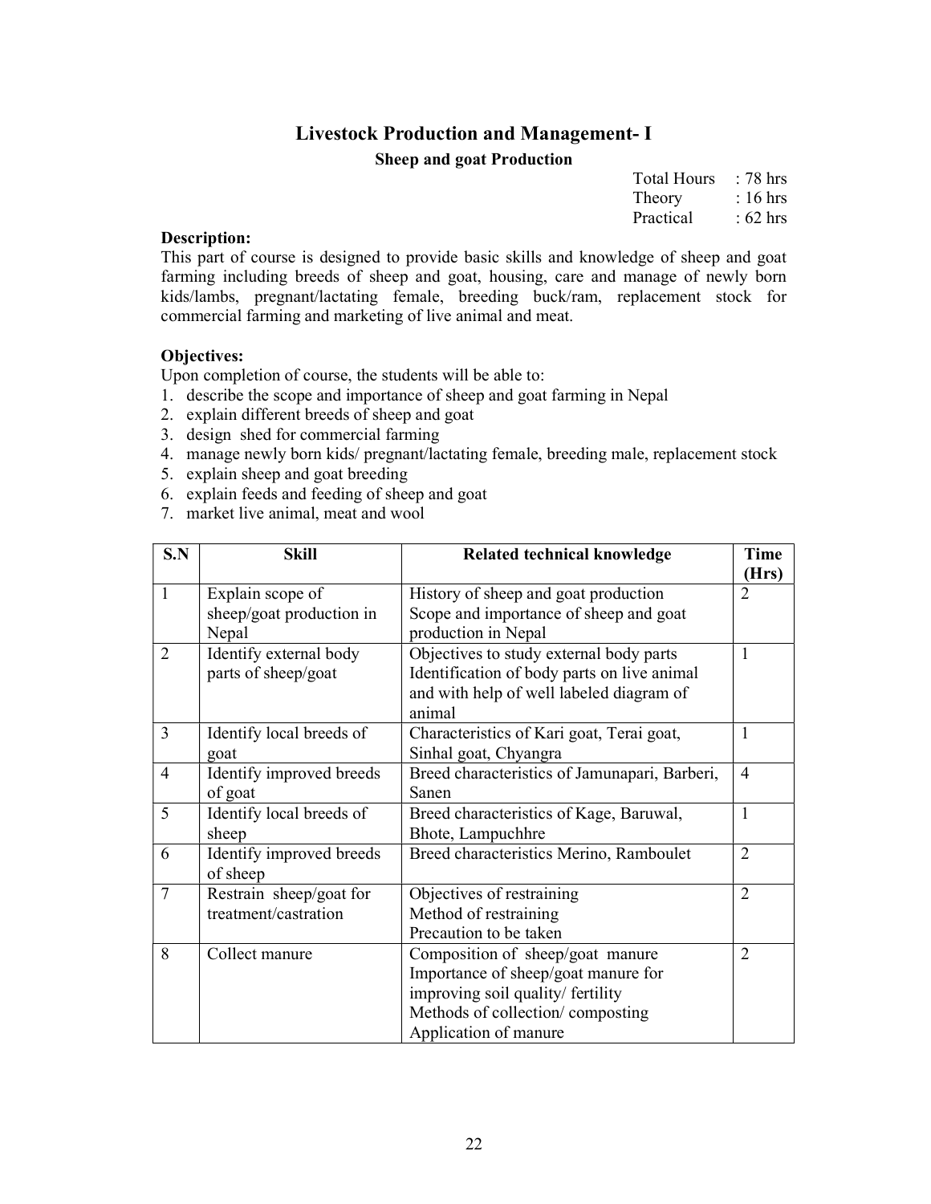# Livestock Production and Management- I

## Sheep and goat Production

Total Hours : 78 hrs
Theory : 16 hrs
Practical : 62 hrs

**Description:**
This part of course is designed to provide basic skills and knowledge of sheep and goat farming including breeds of sheep and goat, housing, care and manage of newly born kids/lambs, pregnant/lactating female, breeding buck/ram, replacement stock for commercial farming and marketing of live animal and meat.

**Objectives:**
Upon completion of course, the students will be able to:

1. describe the scope and importance of sheep and goat farming in Nepal
2. explain different breeds of sheep and goat
3. design shed for commercial farming
4. manage newly born kids/ pregnant/lactating female, breeding male, replacement stock
5. explain sheep and goat breeding
6. explain feeds and feeding of sheep and goat
7. market live animal, meat and wool

| S.N | Skill | Related technical knowledge | Time (Hrs) |
|---|---|---|---|
| 1 | Explain scope of sheep/goat production in Nepal | History of sheep and goat production<br>Scope and importance of sheep and goat production in Nepal | 2 |
| 2 | Identify external body parts of sheep/goat | Objectives to study external body parts<br>Identification of body parts on live animal and with help of well labeled diagram of animal | 1 |
| 3 | Identify local breeds of goat | Characteristics of Kari goat, Terai goat, Sinhal goat, Chyangra | 1 |
| 4 | Identify improved breeds of goat | Breed characteristics of Jamunapari, Barberi, Sanen | 4 |
| 5 | Identify local breeds of sheep | Breed characteristics of Kage, Baruwal, Bhote, Lampuchhre | 1 |
| 6 | Identify improved breeds of sheep | Breed characteristics Merino, Ramboulet | 2 |
| 7 | Restrain sheep/goat for treatment/castration | Objectives of restraining<br>Method of restraining<br>Precaution to be taken | 2 |
| 8 | Collect manure | Composition of sheep/goat manure<br>Importance of sheep/goat manure for improving soil quality/ fertility<br>Methods of collection/ composting<br>Application of manure | 2 |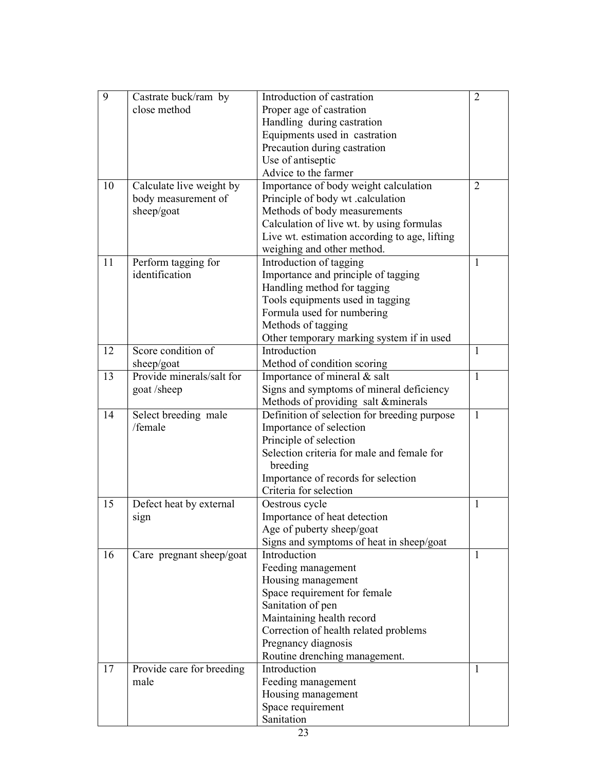| 9 | Castrate buck/ram by close method | Introduction of castration<br>Proper age of castration<br>Handling during castration<br>Equipments used in castration<br>Precaution during castration<br>Use of antiseptic<br>Advice to the farmer | 2 |
|---|---|---|---|
| 10 | Calculate live weight by body measurement of sheep/goat | Importance of body weight calculation<br>Principle of body wt .calculation<br>Methods of body measurements<br>Calculation of live wt. by using formulas<br>Live wt. estimation according to age, lifting weighing and other method. | 2 |
| 11 | Perform tagging for identification | Introduction of tagging<br>Importance and principle of tagging<br>Handling method for tagging<br>Tools equipments used in tagging<br>Formula used for numbering<br>Methods of tagging<br>Other temporary marking system if in used | 1 |
| 12 | Score condition of sheep/goat | Introduction<br>Method of condition scoring | 1 |
| 13 | Provide minerals/salt for goat /sheep | Importance of mineral & salt<br>Signs and symptoms of mineral deficiency<br>Methods of providing salt &minerals | 1 |
| 14 | Select breeding male /female | Definition of selection for breeding purpose<br>Importance of selection<br>Principle of selection<br>Selection criteria for male and female for breeding<br>Importance of records for selection<br>Criteria for selection | 1 |
| 15 | Defect heat by external sign | Oestrous cycle<br>Importance of heat detection<br>Age of puberty sheep/goat<br>Signs and symptoms of heat in sheep/goat | 1 |
| 16 | Care pregnant sheep/goat | Introduction<br>Feeding management<br>Housing management<br>Space requirement for female<br>Sanitation of pen<br>Maintaining health record<br>Correction of health related problems<br>Pregnancy diagnosis<br>Routine drenching management. | 1 |
| 17 | Provide care for breeding male | Introduction<br>Feeding management<br>Housing management<br>Space requirement<br>Sanitation | 1 |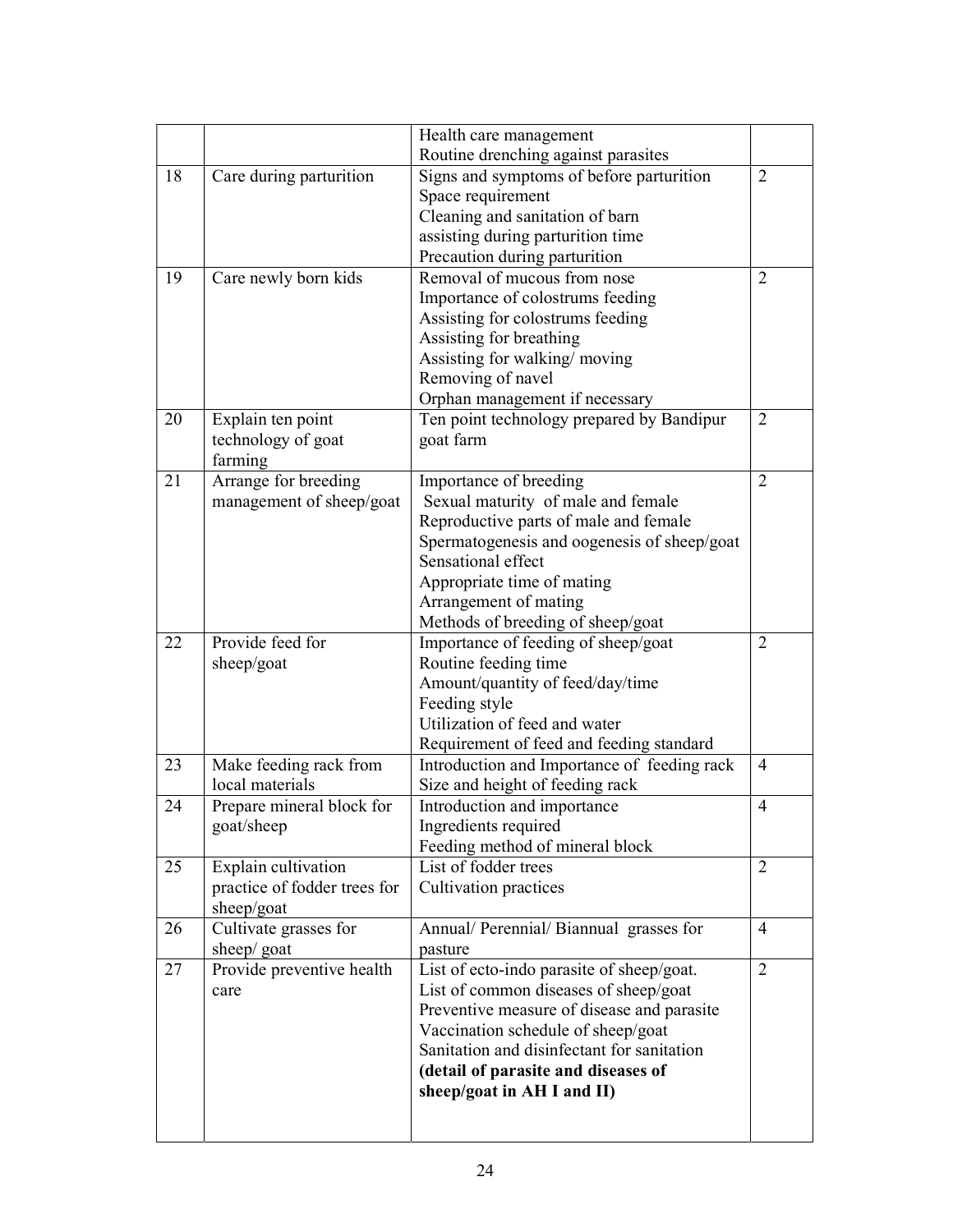| | | | |
|---|---|---|---|
| | | Health care management<br>Routine drenching against parasites | |
| 18 | Care during parturition | Signs and symptoms of before parturition<br>Space requirement<br>Cleaning and sanitation of barn<br>assisting during parturition time<br>Precaution during parturition | 2 |
| 19 | Care newly born kids | Removal of mucous from nose<br>Importance of colostrums feeding<br>Assisting for colostrums feeding<br>Assisting for breathing<br>Assisting for walking/ moving<br>Removing of navel<br>Orphan management if necessary | 2 |
| 20 | Explain ten point technology of goat farming | Ten point technology prepared by Bandipur goat farm | 2 |
| 21 | Arrange for breeding management of sheep/goat | Importance of breeding<br>Sexual maturity of male and female<br>Reproductive parts of male and female<br>Spermatogenesis and oogenesis of sheep/goat<br>Sensational effect<br>Appropriate time of mating<br>Arrangement of mating<br>Methods of breeding of sheep/goat | 2 |
| 22 | Provide feed for sheep/goat | Importance of feeding of sheep/goat<br>Routine feeding time<br>Amount/quantity of feed/day/time<br>Feeding style<br>Utilization of feed and water<br>Requirement of feed and feeding standard | 2 |
| 23 | Make feeding rack from local materials | Introduction and Importance of feeding rack<br>Size and height of feeding rack | 4 |
| 24 | Prepare mineral block for goat/sheep | Introduction and importance<br>Ingredients required<br>Feeding method of mineral block | 4 |
| 25 | Explain cultivation practice of fodder trees for sheep/goat | List of fodder trees<br>Cultivation practices | 2 |
| 26 | Cultivate grasses for sheep/ goat | Annual/ Perennial/ Biannual grasses for pasture | 4 |
| 27 | Provide preventive health care | List of ecto-indo parasite of sheep/goat.<br>List of common diseases of sheep/goat<br>Preventive measure of disease and parasite<br>Vaccination schedule of sheep/goat<br>Sanitation and disinfectant for sanitation<br>**(detail of parasite and diseases of sheep/goat in AH I and II)** | 2 |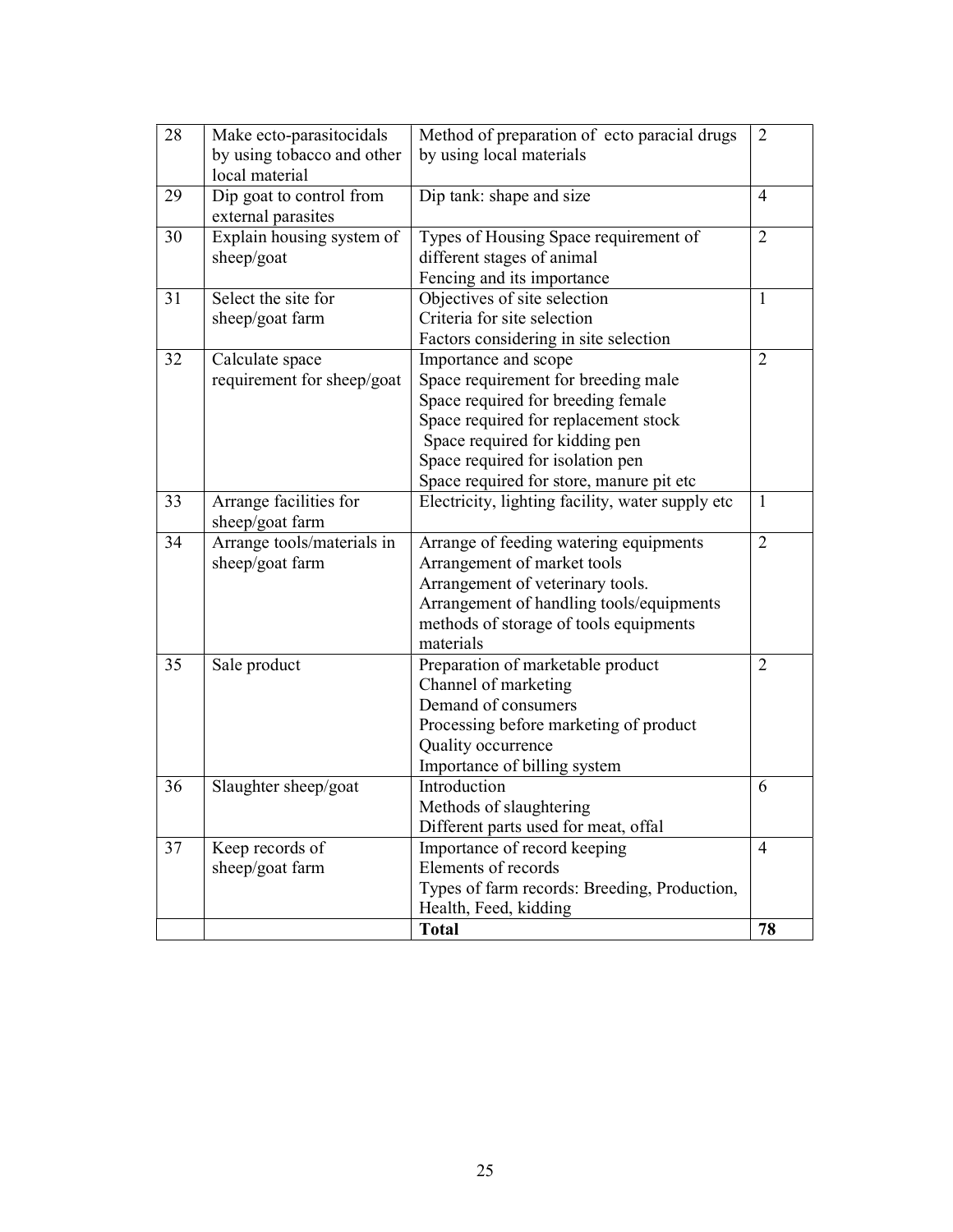| 28 | Make ecto-parasitocidals by using tobacco and other local material | Method of preparation of ecto paracial drugs by using local materials | 2 |
|---|---|---|---|
| 29 | Dip goat to control from external parasites | Dip tank: shape and size | 4 |
| 30 | Explain housing system of sheep/goat | Types of Housing Space requirement of different stages of animal<br>Fencing and its importance | 2 |
| 31 | Select the site for sheep/goat farm | Objectives of site selection<br>Criteria for site selection<br>Factors considering in site selection | 1 |
| 32 | Calculate space requirement for sheep/goat | Importance and scope<br>Space requirement for breeding male<br>Space required for breeding female<br>Space required for replacement stock<br>Space required for kidding pen<br>Space required for isolation pen<br>Space required for store, manure pit etc | 2 |
| 33 | Arrange facilities for sheep/goat farm | Electricity, lighting facility, water supply etc | 1 |
| 34 | Arrange tools/materials in sheep/goat farm | Arrange of feeding watering equipments<br>Arrangement of market tools<br>Arrangement of veterinary tools.<br>Arrangement of handling tools/equipments<br>methods of storage of tools equipments materials | 2 |
| 35 | Sale product | Preparation of marketable product<br>Channel of marketing<br>Demand of consumers<br>Processing before marketing of product<br>Quality occurrence<br>Importance of billing system | 2 |
| 36 | Slaughter sheep/goat | Introduction<br>Methods of slaughtering<br>Different parts used for meat, offal | 6 |
| 37 | Keep records of sheep/goat farm | Importance of record keeping<br>Elements of records<br>Types of farm records: Breeding, Production, Health, Feed, kidding | 4 |
| | | **Total** | **78** |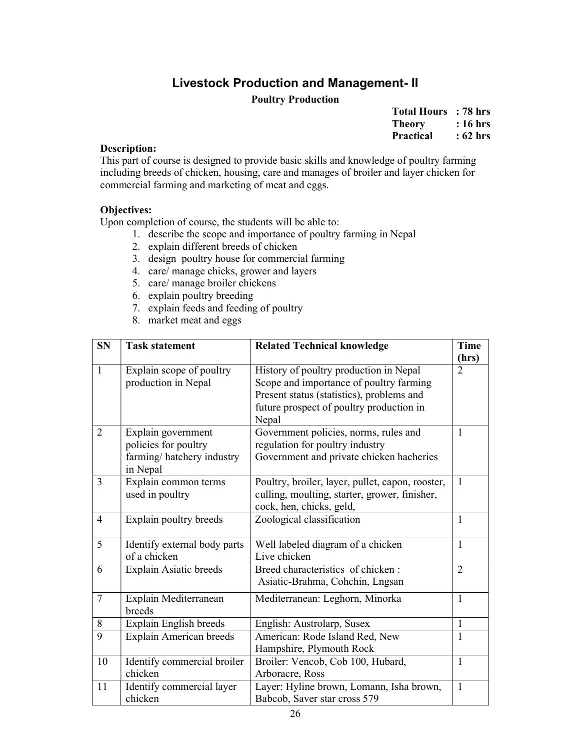# Livestock Production and Management- II

**Poultry Production**

**Total Hours : 78 hrs**
**Theory : 16 hrs**
**Practical : 62 hrs**

**Description:**
This part of course is designed to provide basic skills and knowledge of poultry farming including breeds of chicken, housing, care and manages of broiler and layer chicken for commercial farming and marketing of meat and eggs.

**Objectives:**
Upon completion of course, the students will be able to:

1. describe the scope and importance of poultry farming in Nepal
2. explain different breeds of chicken
3. design poultry house for commercial farming
4. care/ manage chicks, grower and layers
5. care/ manage broiler chickens
6. explain poultry breeding
7. explain feeds and feeding of poultry
8. market meat and eggs

| SN | Task statement | Related Technical knowledge | Time (hrs) |
|---|---|---|---|
| 1 | Explain scope of poultry production in Nepal | History of poultry production in Nepal<br>Scope and importance of poultry farming<br>Present status (statistics), problems and future prospect of poultry production in Nepal | 2 |
| 2 | Explain government policies for poultry farming/ hatchery industry in Nepal | Government policies, norms, rules and regulation for poultry industry<br>Government and private chicken hacheries | 1 |
| 3 | Explain common terms used in poultry | Poultry, broiler, layer, pullet, capon, rooster, culling, moulting, starter, grower, finisher, cock, hen, chicks, geld, | 1 |
| 4 | Explain poultry breeds | Zoological classification | 1 |
| 5 | Identify external body parts of a chicken | Well labeled diagram of a chicken<br>Live chicken | 1 |
| 6 | Explain Asiatic breeds | Breed characteristics of chicken :<br>Asiatic-Brahma, Cohchin, Lngsan | 2 |
| 7 | Explain Mediterranean breeds | Mediterranean: Leghorn, Minorka | 1 |
| 8 | Explain English breeds | English: Austrolarp, Susex | 1 |
| 9 | Explain American breeds | American: Rode Island Red, New Hampshire, Plymouth Rock | 1 |
| 10 | Identify commercial broiler chicken | Broiler: Vencob, Cob 100, Hubard, Arboracre, Ross | 1 |
| 11 | Identify commercial layer chicken | Layer: Hyline brown, Lomann, Isha brown, Babcob, Saver star cross 579 | 1 |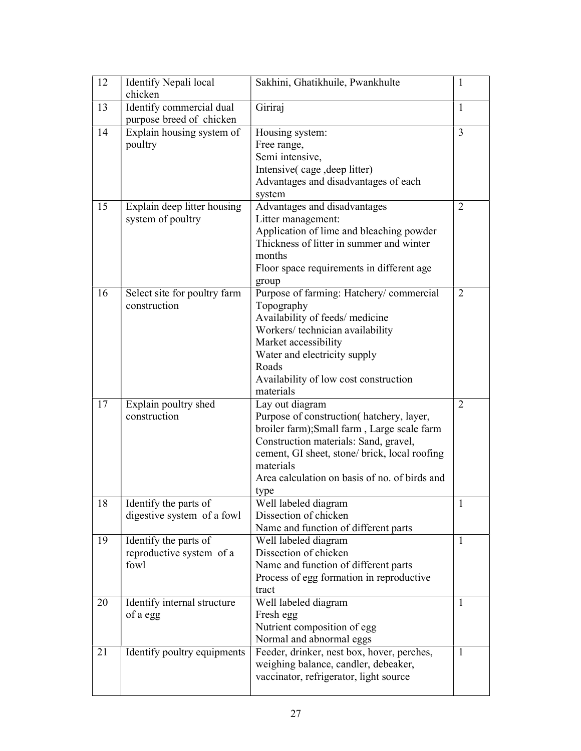| 12 | Identify Nepali local chicken | Sakhini, Ghatikhuile, Pwankhulte | 1 |
|---|---|---|---|
| 13 | Identify commercial dual purpose breed of chicken | Giriraj | 1 |
| 14 | Explain housing system of poultry | Housing system:<br>Free range,<br>Semi intensive,<br>Intensive( cage ,deep litter)<br>Advantages and disadvantages of each system | 3 |
| 15 | Explain deep litter housing system of poultry | Advantages and disadvantages<br>Litter management:<br>Application of lime and bleaching powder<br>Thickness of litter in summer and winter months<br>Floor space requirements in different age group | 2 |
| 16 | Select site for poultry farm construction | Purpose of farming: Hatchery/ commercial<br>Topography<br>Availability of feeds/ medicine<br>Workers/ technician availability<br>Market accessibility<br>Water and electricity supply<br>Roads<br>Availability of low cost construction materials | 2 |
| 17 | Explain poultry shed construction | Lay out diagram<br>Purpose of construction( hatchery, layer, broiler farm);Small farm , Large scale farm<br>Construction materials: Sand, gravel, cement, GI sheet, stone/ brick, local roofing materials<br>Area calculation on basis of no. of birds and type | 2 |
| 18 | Identify the parts of digestive system of a fowl | Well labeled diagram<br>Dissection of chicken<br>Name and function of different parts | 1 |
| 19 | Identify the parts of reproductive system of a fowl | Well labeled diagram<br>Dissection of chicken<br>Name and function of different parts<br>Process of egg formation in reproductive tract | 1 |
| 20 | Identify internal structure of a egg | Well labeled diagram<br>Fresh egg<br>Nutrient composition of egg<br>Normal and abnormal eggs | 1 |
| 21 | Identify poultry equipments | Feeder, drinker, nest box, hover, perches, weighing balance, candler, debeaker, vaccinator, refrigerator, light source | 1 |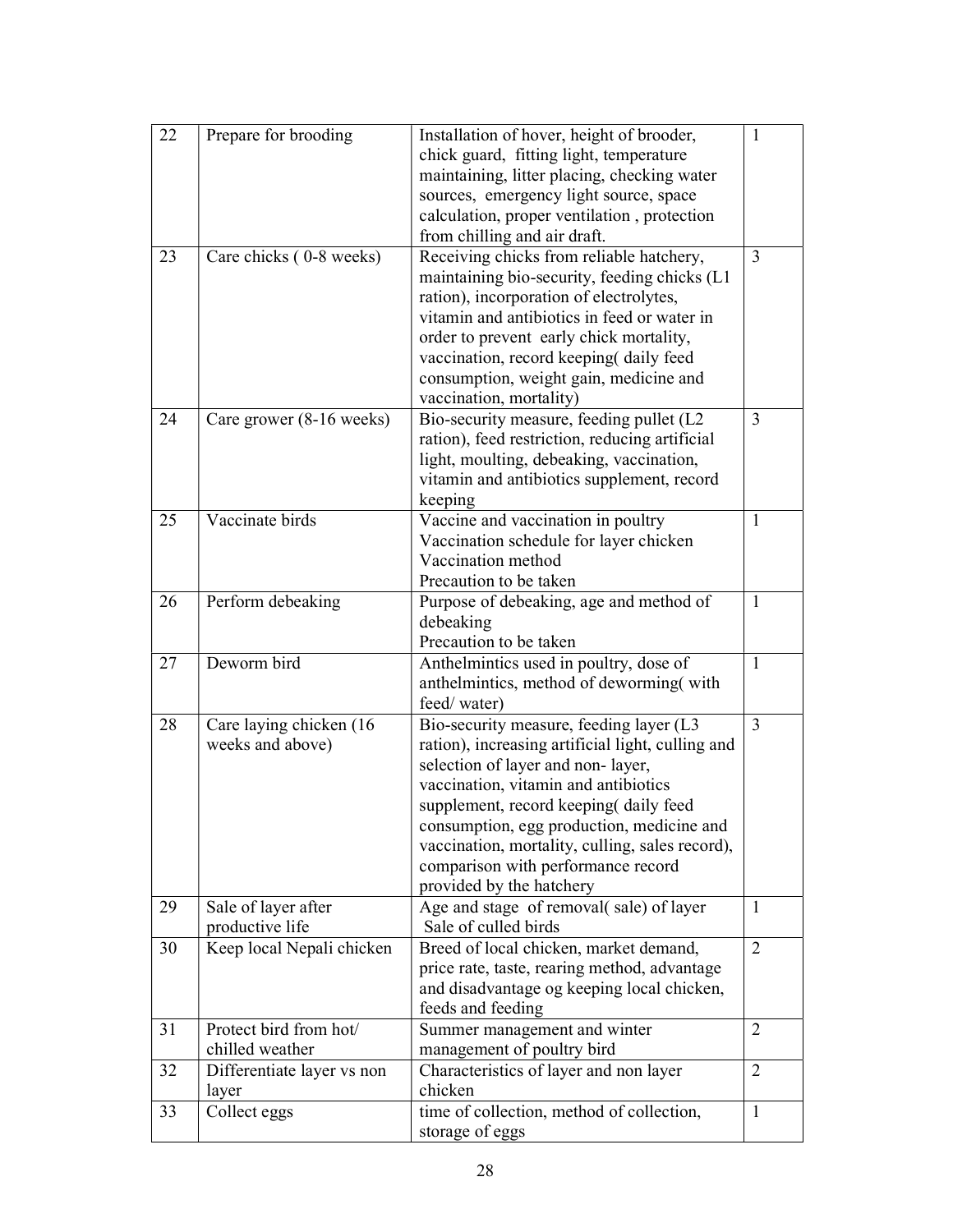| 22 | Prepare for brooding | Installation of hover, height of brooder, chick guard, fitting light, temperature maintaining, litter placing, checking water sources, emergency light source, space calculation, proper ventilation , protection from chilling and air draft. | 1 |
|---|---|---|---|
| 23 | Care chicks ( 0-8 weeks) | Receiving chicks from reliable hatchery, maintaining bio-security, feeding chicks (L1 ration), incorporation of electrolytes, vitamin and antibiotics in feed or water in order to prevent early chick mortality, vaccination, record keeping( daily feed consumption, weight gain, medicine and vaccination, mortality) | 3 |
| 24 | Care grower (8-16 weeks) | Bio-security measure, feeding pullet (L2 ration), feed restriction, reducing artificial light, moulting, debeaking, vaccination, vitamin and antibiotics supplement, record keeping | 3 |
| 25 | Vaccinate birds | Vaccine and vaccination in poultry<br>Vaccination schedule for layer chicken<br>Vaccination method<br>Precaution to be taken | 1 |
| 26 | Perform debeaking | Purpose of debeaking, age and method of debeaking<br>Precaution to be taken | 1 |
| 27 | Deworm bird | Anthelmintics used in poultry, dose of anthelmintics, method of deworming( with feed/ water) | 1 |
| 28 | Care laying chicken (16 weeks and above) | Bio-security measure, feeding layer (L3 ration), increasing artificial light, culling and selection of layer and non- layer, vaccination, vitamin and antibiotics supplement, record keeping( daily feed consumption, egg production, medicine and vaccination, mortality, culling, sales record), comparison with performance record provided by the hatchery | 3 |
| 29 | Sale of layer after productive life | Age and stage of removal( sale) of layer<br>Sale of culled birds | 1 |
| 30 | Keep local Nepali chicken | Breed of local chicken, market demand, price rate, taste, rearing method, advantage and disadvantage og keeping local chicken, feeds and feeding | 2 |
| 31 | Protect bird from hot/ chilled weather | Summer management and winter management of poultry bird | 2 |
| 32 | Differentiate layer vs non layer | Characteristics of layer and non layer chicken | 2 |
| 33 | Collect eggs | time of collection, method of collection, storage of eggs | 1 |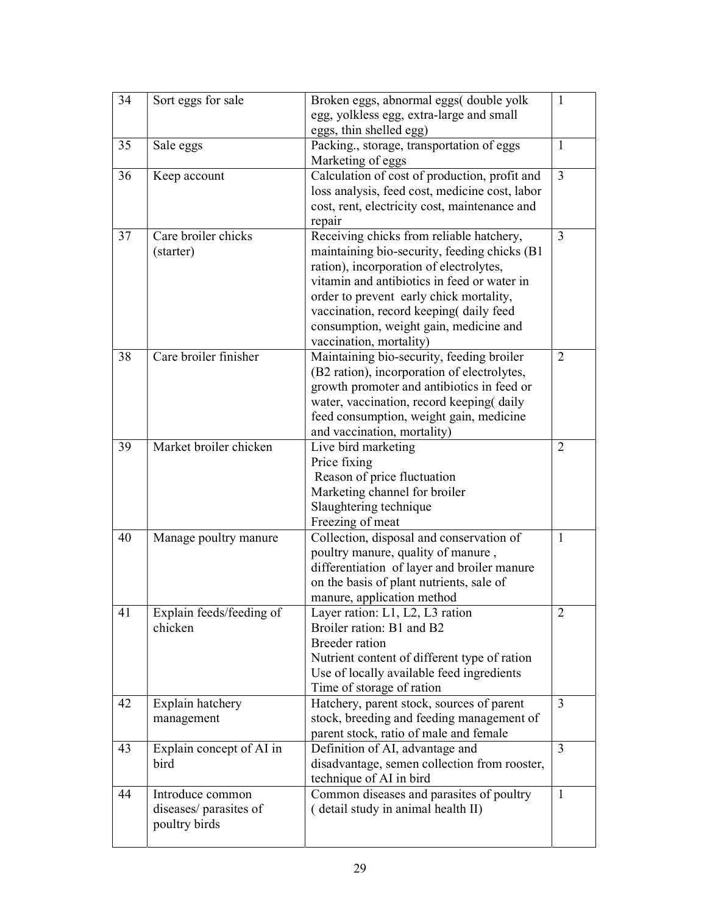| 34 | Sort eggs for sale | Broken eggs, abnormal eggs( double yolk egg, yolkless egg, extra-large and small eggs, thin shelled egg) | 1 |
|---|---|---|---|
| 35 | Sale eggs | Packing., storage, transportation of eggs<br>Marketing of eggs | 1 |
| 36 | Keep account | Calculation of cost of production, profit and loss analysis, feed cost, medicine cost, labor cost, rent, electricity cost, maintenance and repair | 3 |
| 37 | Care broiler chicks (starter) | Receiving chicks from reliable hatchery, maintaining bio-security, feeding chicks (B1 ration), incorporation of electrolytes, vitamin and antibiotics in feed or water in order to prevent early chick mortality, vaccination, record keeping( daily feed consumption, weight gain, medicine and vaccination, mortality) | 3 |
| 38 | Care broiler finisher | Maintaining bio-security, feeding broiler (B2 ration), incorporation of electrolytes, growth promoter and antibiotics in feed or water, vaccination, record keeping( daily feed consumption, weight gain, medicine and vaccination, mortality) | 2 |
| 39 | Market broiler chicken | Live bird marketing<br>Price fixing<br>Reason of price fluctuation<br>Marketing channel for broiler<br>Slaughtering technique<br>Freezing of meat | 2 |
| 40 | Manage poultry manure | Collection, disposal and conservation of poultry manure, quality of manure , differentiation of layer and broiler manure on the basis of plant nutrients, sale of manure, application method | 1 |
| 41 | Explain feeds/feeding of chicken | Layer ration: L1, L2, L3 ration<br>Broiler ration: B1 and B2<br>Breeder ration<br>Nutrient content of different type of ration<br>Use of locally available feed ingredients<br>Time of storage of ration | 2 |
| 42 | Explain hatchery management | Hatchery, parent stock, sources of parent stock, breeding and feeding management of parent stock, ratio of male and female | 3 |
| 43 | Explain concept of AI in bird | Definition of AI, advantage and disadvantage, semen collection from rooster, technique of AI in bird | 3 |
| 44 | Introduce common diseases/ parasites of poultry birds | Common diseases and parasites of poultry ( detail study in animal health II) | 1 |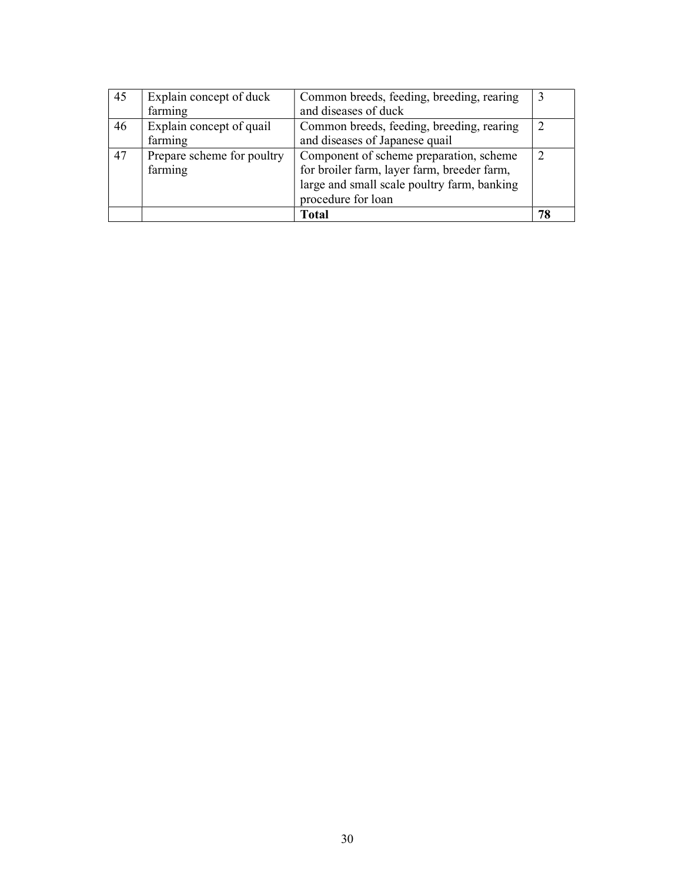| 45 | Explain concept of duck farming | Common breeds, feeding, breeding, rearing and diseases of duck | 3 |
|---|---|---|---|
| 46 | Explain concept of quail farming | Common breeds, feeding, breeding, rearing and diseases of Japanese quail | 2 |
| 47 | Prepare scheme for poultry farming | Component of scheme preparation, scheme for broiler farm, layer farm, breeder farm, large and small scale poultry farm, banking procedure for loan | 2 |
| | | **Total** | **78** |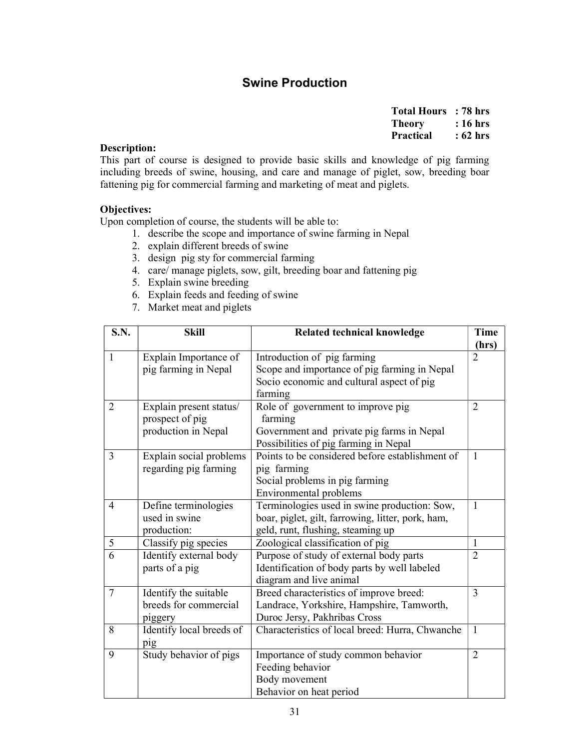# Swine Production

**Total Hours : 78 hrs**
**Theory : 16 hrs**
**Practical : 62 hrs**

**Description:**
This part of course is designed to provide basic skills and knowledge of pig farming including breeds of swine, housing, and care and manage of piglet, sow, breeding boar fattening pig for commercial farming and marketing of meat and piglets.

**Objectives:**
Upon completion of course, the students will be able to:

1. describe the scope and importance of swine farming in Nepal
2. explain different breeds of swine
3. design pig sty for commercial farming
4. care/ manage piglets, sow, gilt, breeding boar and fattening pig
5. Explain swine breeding
6. Explain feeds and feeding of swine
7. Market meat and piglets

| S.N. | Skill | Related technical knowledge | Time (hrs) |
|---|---|---|---|
| 1 | Explain Importance of pig farming in Nepal | Introduction of pig farming<br>Scope and importance of pig farming in Nepal<br>Socio economic and cultural aspect of pig farming | 2 |
| 2 | Explain present status/ prospect of pig production in Nepal | Role of government to improve pig farming<br>Government and private pig farms in Nepal<br>Possibilities of pig farming in Nepal | 2 |
| 3 | Explain social problems regarding pig farming | Points to be considered before establishment of pig farming<br>Social problems in pig farming<br>Environmental problems | 1 |
| 4 | Define terminologies used in swine production: | Terminologies used in swine production: Sow, boar, piglet, gilt, farrowing, litter, pork, ham, geld, runt, flushing, steaming up | 1 |
| 5 | Classify pig species | Zoological classification of pig | 1 |
| 6 | Identify external body parts of a pig | Purpose of study of external body parts<br>Identification of body parts by well labeled diagram and live animal | 2 |
| 7 | Identify the suitable breeds for commercial piggery | Breed characteristics of improve breed: Landrace, Yorkshire, Hampshire, Tamworth, Duroc Jersy, Pakhribas Cross | 3 |
| 8 | Identify local breeds of pig | Characteristics of local breed: Hurra, Chwanche | 1 |
| 9 | Study behavior of pigs | Importance of study common behavior<br>Feeding behavior<br>Body movement<br>Behavior on heat period | 2 |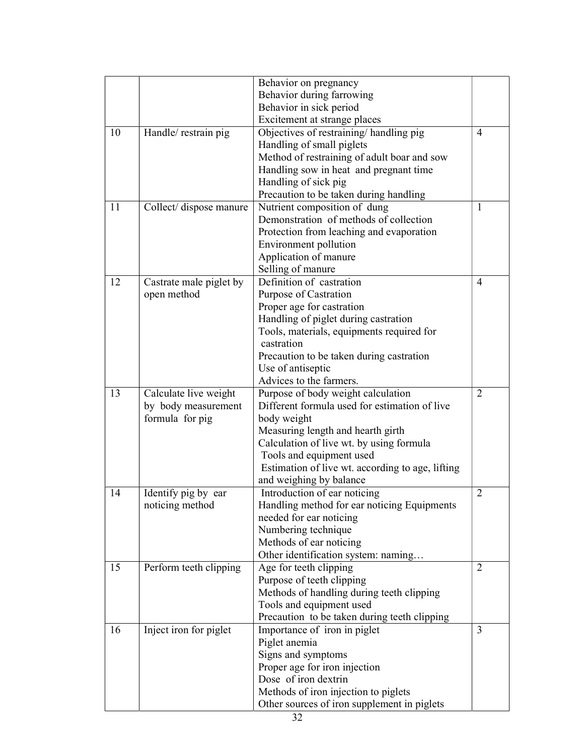| | | | |
|---|---|---|---|
| | | Behavior on pregnancy<br>Behavior during farrowing<br>Behavior in sick period<br>Excitement at strange places | |
| 10 | Handle/ restrain pig | Objectives of restraining/ handling pig<br>Handling of small piglets<br>Method of restraining of adult boar and sow<br>Handling sow in heat and pregnant time<br>Handling of sick pig<br>Precaution to be taken during handling | 4 |
| 11 | Collect/ dispose manure | Nutrient composition of dung<br>Demonstration of methods of collection<br>Protection from leaching and evaporation<br>Environment pollution<br>Application of manure<br>Selling of manure | 1 |
| 12 | Castrate male piglet by open method | Definition of castration<br>Purpose of Castration<br>Proper age for castration<br>Handling of piglet during castration<br>Tools, materials, equipments required for castration<br>Precaution to be taken during castration<br>Use of antiseptic<br>Advices to the farmers. | 4 |
| 13 | Calculate live weight by body measurement formula for pig | Purpose of body weight calculation<br>Different formula used for estimation of live body weight<br>Measuring length and hearth girth<br>Calculation of live wt. by using formula<br>Tools and equipment used<br>Estimation of live wt. according to age, lifting and weighing by balance | 2 |
| 14 | Identify pig by ear noticing method | Introduction of ear noticing<br>Handling method for ear noticing Equipments needed for ear noticing<br>Numbering technique<br>Methods of ear noticing<br>Other identification system: naming… | 2 |
| 15 | Perform teeth clipping | Age for teeth clipping<br>Purpose of teeth clipping<br>Methods of handling during teeth clipping<br>Tools and equipment used<br>Precaution to be taken during teeth clipping | 2 |
| 16 | Inject iron for piglet | Importance of iron in piglet<br>Piglet anemia<br>Signs and symptoms<br>Proper age for iron injection<br>Dose of iron dextrin<br>Methods of iron injection to piglets<br>Other sources of iron supplement in piglets | 3 |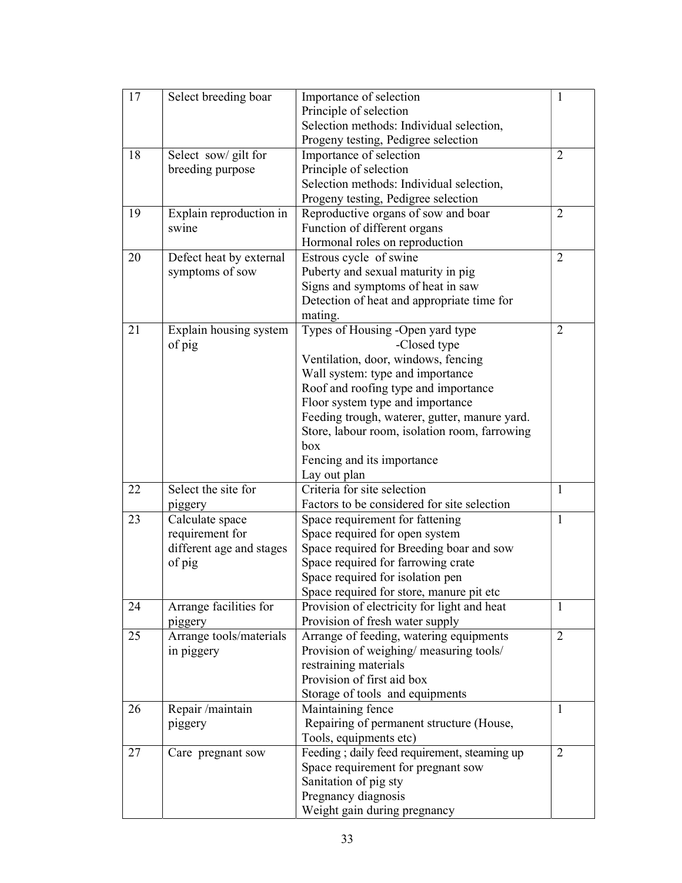| 17 | Select breeding boar | Importance of selection<br>Principle of selection<br>Selection methods: Individual selection, Progeny testing, Pedigree selection | 1 |
|---|---|---|---|
| 18 | Select sow/ gilt for breeding purpose | Importance of selection<br>Principle of selection<br>Selection methods: Individual selection, Progeny testing, Pedigree selection | 2 |
| 19 | Explain reproduction in swine | Reproductive organs of sow and boar<br>Function of different organs<br>Hormonal roles on reproduction | 2 |
| 20 | Defect heat by external symptoms of sow | Estrous cycle of swine<br>Puberty and sexual maturity in pig<br>Signs and symptoms of heat in saw<br>Detection of heat and appropriate time for mating. | 2 |
| 21 | Explain housing system of pig | Types of Housing -Open yard type<br>-Closed type<br>Ventilation, door, windows, fencing<br>Wall system: type and importance<br>Roof and roofing type and importance<br>Floor system type and importance<br>Feeding trough, waterer, gutter, manure yard.<br>Store, labour room, isolation room, farrowing box<br>Fencing and its importance<br>Lay out plan | 2 |
| 22 | Select the site for piggery | Criteria for site selection<br>Factors to be considered for site selection | 1 |
| 23 | Calculate space requirement for different age and stages of pig | Space requirement for fattening<br>Space required for open system<br>Space required for Breeding boar and sow<br>Space required for farrowing crate<br>Space required for isolation pen<br>Space required for store, manure pit etc | 1 |
| 24 | Arrange facilities for piggery | Provision of electricity for light and heat<br>Provision of fresh water supply | 1 |
| 25 | Arrange tools/materials in piggery | Arrange of feeding, watering equipments<br>Provision of weighing/ measuring tools/ restraining materials<br>Provision of first aid box<br>Storage of tools and equipments | 2 |
| 26 | Repair /maintain piggery | Maintaining fence<br>Repairing of permanent structure (House, Tools, equipments etc) | 1 |
| 27 | Care pregnant sow | Feeding ; daily feed requirement, steaming up<br>Space requirement for pregnant sow<br>Sanitation of pig sty<br>Pregnancy diagnosis<br>Weight gain during pregnancy | 2 |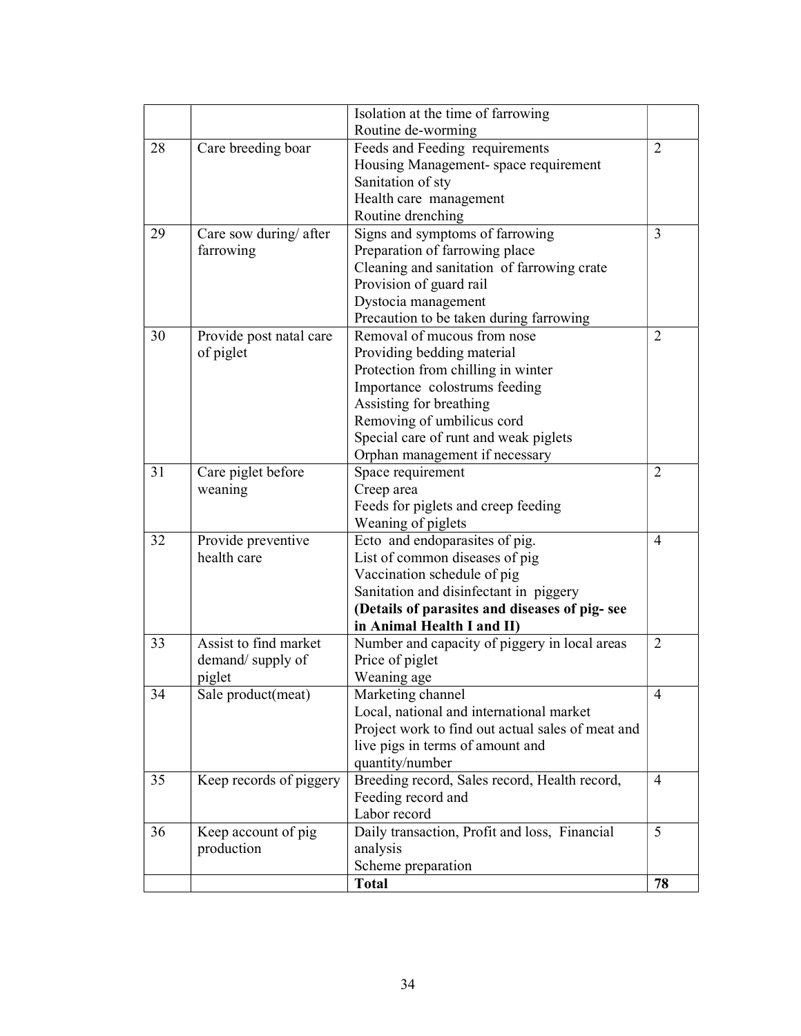| | | | |
|---|---|---|---|
| | | Isolation at the time of farrowing<br>Routine de-worming | |
| 28 | Care breeding boar | Feeds and Feeding requirements<br>Housing Management- space requirement<br>Sanitation of sty<br>Health care management<br>Routine drenching | 2 |
| 29 | Care sow during/ after farrowing | Signs and symptoms of farrowing<br>Preparation of farrowing place<br>Cleaning and sanitation of farrowing crate<br>Provision of guard rail<br>Dystocia management<br>Precaution to be taken during farrowing | 3 |
| 30 | Provide post natal care of piglet | Removal of mucous from nose<br>Providing bedding material<br>Protection from chilling in winter<br>Importance colostrums feeding<br>Assisting for breathing<br>Removing of umbilicus cord<br>Special care of runt and weak piglets<br>Orphan management if necessary | 2 |
| 31 | Care piglet before weaning | Space requirement<br>Creep area<br>Feeds for piglets and creep feeding<br>Weaning of piglets | 2 |
| 32 | Provide preventive health care | Ecto and endoparasites of pig.<br>List of common diseases of pig<br>Vaccination schedule of pig<br>Sanitation and disinfectant in piggery<br>**(Details of parasites and diseases of pig- see in Animal Health I and II)** | 4 |
| 33 | Assist to find market demand/ supply of piglet | Number and capacity of piggery in local areas<br>Price of piglet<br>Weaning age | 2 |
| 34 | Sale product(meat) | Marketing channel<br>Local, national and international market<br>Project work to find out actual sales of meat and live pigs in terms of amount and quantity/number | 4 |
| 35 | Keep records of piggery | Breeding record, Sales record, Health record, Feeding record and<br>Labor record | 4 |
| 36 | Keep account of pig production | Daily transaction, Profit and loss, Financial analysis<br>Scheme preparation | 5 |
| | | **Total** | **78** |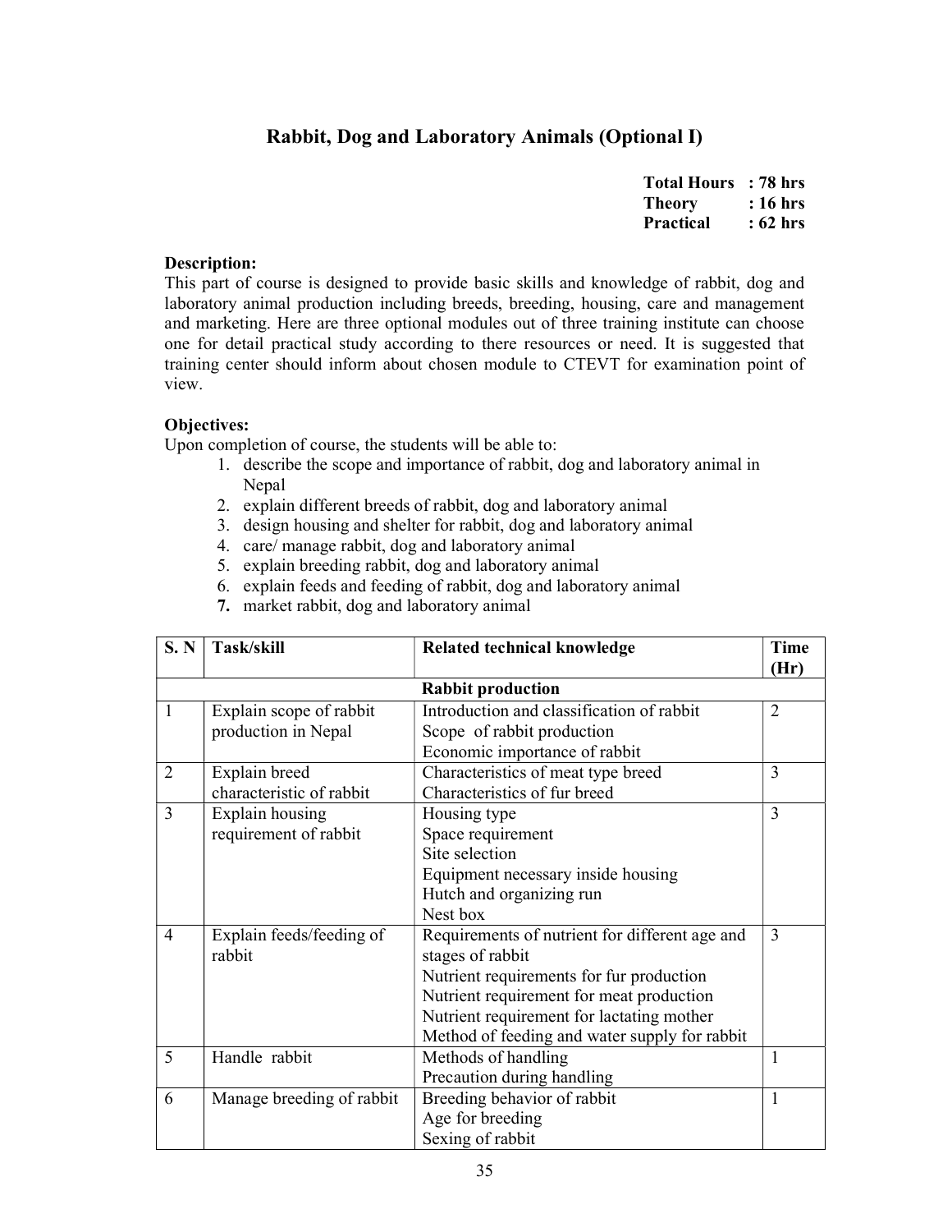## Rabbit, Dog and Laboratory Animals (Optional I)

**Total Hours : 78 hrs**
**Theory : 16 hrs**
**Practical : 62 hrs**

**Description:**
This part of course is designed to provide basic skills and knowledge of rabbit, dog and laboratory animal production including breeds, breeding, housing, care and management and marketing. Here are three optional modules out of three training institute can choose one for detail practical study according to there resources or need. It is suggested that training center should inform about chosen module to CTEVT for examination point of view.

**Objectives:**
Upon completion of course, the students will be able to:

1. describe the scope and importance of rabbit, dog and laboratory animal in Nepal
2. explain different breeds of rabbit, dog and laboratory animal
3. design housing and shelter for rabbit, dog and laboratory animal
4. care/ manage rabbit, dog and laboratory animal
5. explain breeding rabbit, dog and laboratory animal
6. explain feeds and feeding of rabbit, dog and laboratory animal
7. market rabbit, dog and laboratory animal

| S. N | Task/skill | Related technical knowledge | Time (Hr) |
|---|---|---|---|
| | | **Rabbit production** | |
| 1 | Explain scope of rabbit production in Nepal | Introduction and classification of rabbit<br>Scope of rabbit production<br>Economic importance of rabbit | 2 |
| 2 | Explain breed characteristic of rabbit | Characteristics of meat type breed<br>Characteristics of fur breed | 3 |
| 3 | Explain housing requirement of rabbit | Housing type<br>Space requirement<br>Site selection<br>Equipment necessary inside housing<br>Hutch and organizing run<br>Nest box | 3 |
| 4 | Explain feeds/feeding of rabbit | Requirements of nutrient for different age and stages of rabbit<br>Nutrient requirements for fur production<br>Nutrient requirement for meat production<br>Nutrient requirement for lactating mother<br>Method of feeding and water supply for rabbit | 3 |
| 5 | Handle rabbit | Methods of handling<br>Precaution during handling | 1 |
| 6 | Manage breeding of rabbit | Breeding behavior of rabbit<br>Age for breeding<br>Sexing of rabbit | 1 |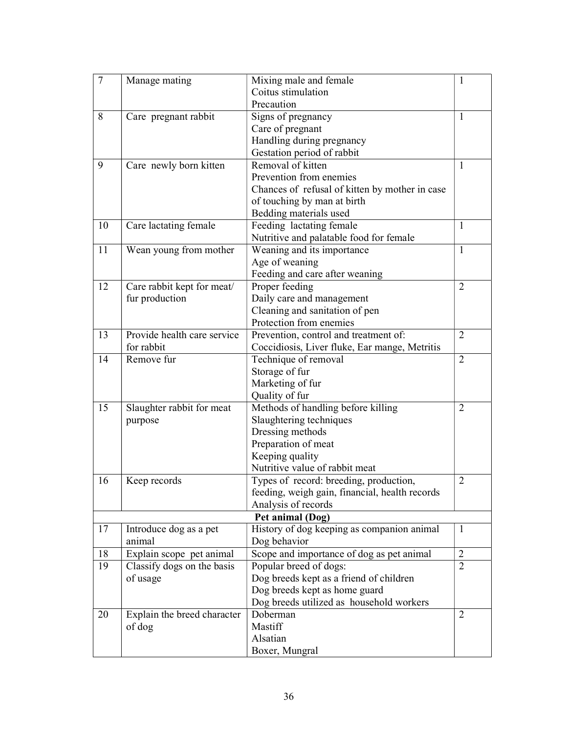| 7 | Manage mating | Mixing male and female<br>Coitus stimulation<br>Precaution | 1 |
|---|---|---|---|
| 8 | Care pregnant rabbit | Signs of pregnancy<br>Care of pregnant<br>Handling during pregnancy<br>Gestation period of rabbit | 1 |
| 9 | Care newly born kitten | Removal of kitten<br>Prevention from enemies<br>Chances of refusal of kitten by mother in case of touching by man at birth<br>Bedding materials used | 1 |
| 10 | Care lactating female | Feeding lactating female<br>Nutritive and palatable food for female | 1 |
| 11 | Wean young from mother | Weaning and its importance<br>Age of weaning<br>Feeding and care after weaning | 1 |
| 12 | Care rabbit kept for meat/ fur production | Proper feeding<br>Daily care and management<br>Cleaning and sanitation of pen<br>Protection from enemies | 2 |
| 13 | Provide health care service for rabbit | Prevention, control and treatment of:<br>Coccidiosis, Liver fluke, Ear mange, Metritis | 2 |
| 14 | Remove fur | Technique of removal<br>Storage of fur<br>Marketing of fur<br>Quality of fur | 2 |
| 15 | Slaughter rabbit for meat purpose | Methods of handling before killing<br>Slaughtering techniques<br>Dressing methods<br>Preparation of meat<br>Keeping quality<br>Nutritive value of rabbit meat | 2 |
| 16 | Keep records | Types of record: breeding, production, feeding, weigh gain, financial, health records<br>Analysis of records | 2 |
| | | **Pet animal (Dog)** | |
| 17 | Introduce dog as a pet animal | History of dog keeping as companion animal<br>Dog behavior | 1 |
| 18 | Explain scope pet animal | Scope and importance of dog as pet animal | 2 |
| 19 | Classify dogs on the basis of usage | Popular breed of dogs:<br>Dog breeds kept as a friend of children<br>Dog breeds kept as home guard<br>Dog breeds utilized as household workers | 2 |
| 20 | Explain the breed character of dog | Doberman<br>Mastiff<br>Alsatian<br>Boxer, Mungral | 2 |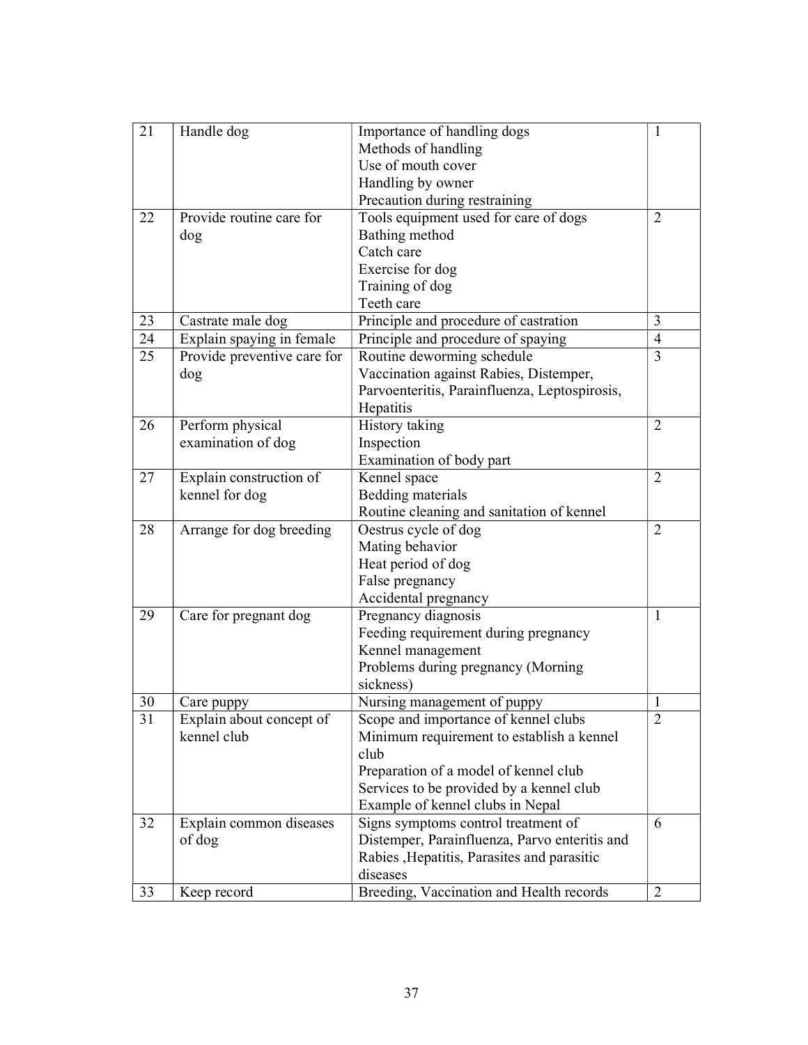| 21 | Handle dog | Importance of handling dogs<br>Methods of handling<br>Use of mouth cover<br>Handling by owner<br>Precaution during restraining | 1 |
|---|---|---|---|
| 22 | Provide routine care for dog | Tools equipment used for care of dogs<br>Bathing method<br>Catch care<br>Exercise for dog<br>Training of dog<br>Teeth care | 2 |
| 23 | Castrate male dog | Principle and procedure of castration | 3 |
| 24 | Explain spaying in female | Principle and procedure of spaying | 4 |
| 25 | Provide preventive care for dog | Routine deworming schedule<br>Vaccination against Rabies, Distemper, Parvoenteritis, Parainfluenza, Leptospirosis, Hepatitis | 3 |
| 26 | Perform physical examination of dog | History taking<br>Inspection<br>Examination of body part | 2 |
| 27 | Explain construction of kennel for dog | Kennel space<br>Bedding materials<br>Routine cleaning and sanitation of kennel | 2 |
| 28 | Arrange for dog breeding | Oestrus cycle of dog<br>Mating behavior<br>Heat period of dog<br>False pregnancy<br>Accidental pregnancy | 2 |
| 29 | Care for pregnant dog | Pregnancy diagnosis<br>Feeding requirement during pregnancy<br>Kennel management<br>Problems during pregnancy (Morning sickness) | 1 |
| 30 | Care puppy | Nursing management of puppy | 1 |
| 31 | Explain about concept of kennel club | Scope and importance of kennel clubs<br>Minimum requirement to establish a kennel club<br>Preparation of a model of kennel club<br>Services to be provided by a kennel club<br>Example of kennel clubs in Nepal | 2 |
| 32 | Explain common diseases of dog | Signs symptoms control treatment of Distemper, Parainfluenza, Parvo enteritis and Rabies ,Hepatitis, Parasites and parasitic diseases | 6 |
| 33 | Keep record | Breeding, Vaccination and Health records | 2 |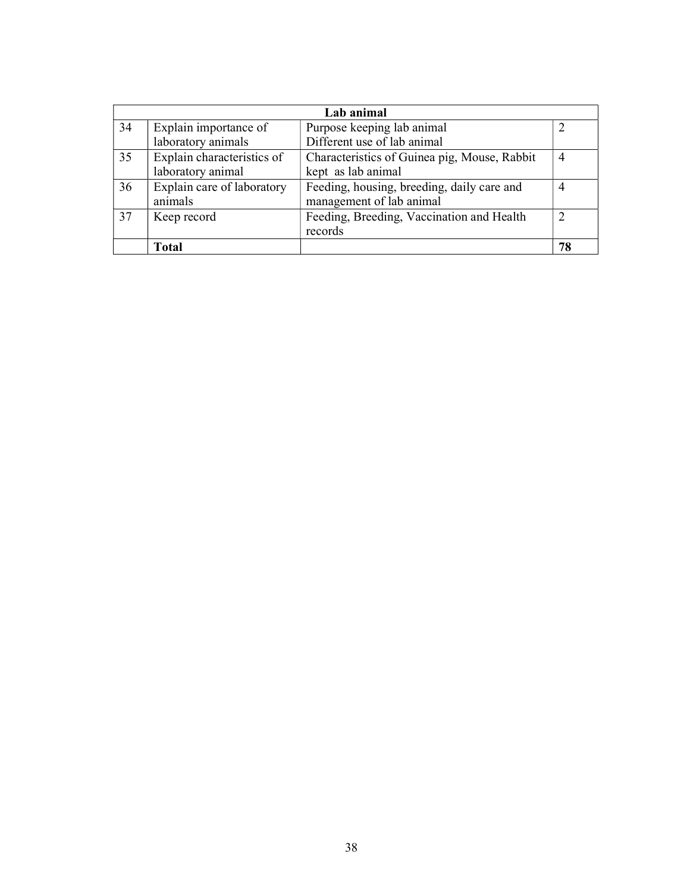| Lab animal | | | |
|---|---|---|---|
| 34 | Explain importance of laboratory animals | Purpose keeping lab animal<br>Different use of lab animal | 2 |
| 35 | Explain characteristics of laboratory animal | Characteristics of Guinea pig, Mouse, Rabbit kept as lab animal | 4 |
| 36 | Explain care of laboratory animals | Feeding, housing, breeding, daily care and management of lab animal | 4 |
| 37 | Keep record | Feeding, Breeding, Vaccination and Health records | 2 |
| | **Total** | | **78** |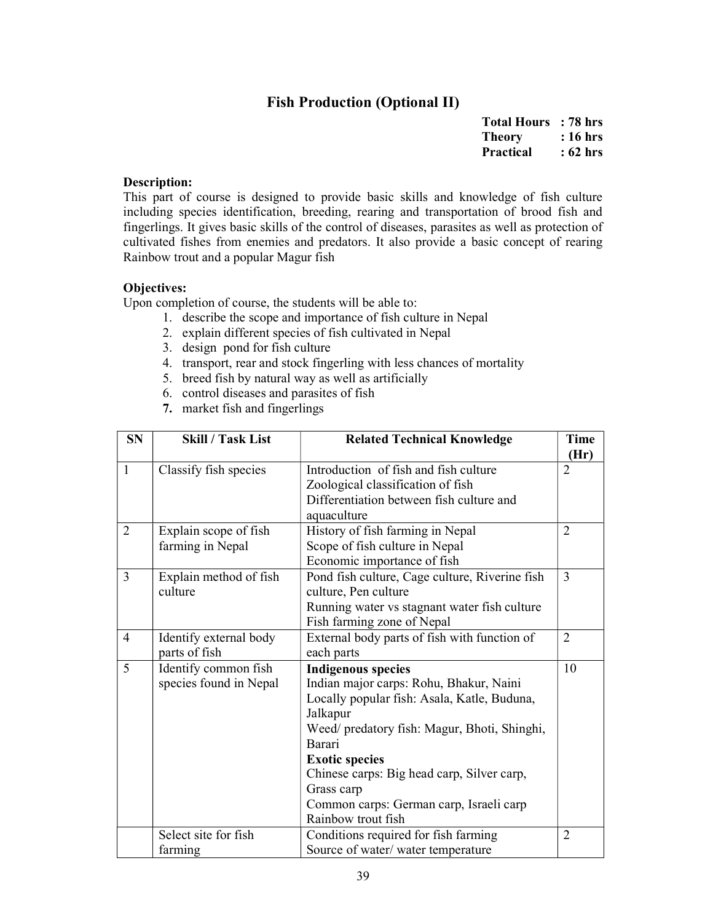## Fish Production (Optional II)

**Total Hours : 78 hrs**
**Theory : 16 hrs**
**Practical : 62 hrs**

**Description:**
This part of course is designed to provide basic skills and knowledge of fish culture including species identification, breeding, rearing and transportation of brood fish and fingerlings. It gives basic skills of the control of diseases, parasites as well as protection of cultivated fishes from enemies and predators. It also provide a basic concept of rearing Rainbow trout and a popular Magur fish

**Objectives:**
Upon completion of course, the students will be able to:

1. describe the scope and importance of fish culture in Nepal
2. explain different species of fish cultivated in Nepal
3. design pond for fish culture
4. transport, rear and stock fingerling with less chances of mortality
5. breed fish by natural way as well as artificially
6. control diseases and parasites of fish
7. market fish and fingerlings

| SN | Skill / Task List | Related Technical Knowledge | Time (Hr) |
|---|---|---|---|
| 1 | Classify fish species | Introduction of fish and fish culture<br>Zoological classification of fish<br>Differentiation between fish culture and aquaculture | 2 |
| 2 | Explain scope of fish farming in Nepal | History of fish farming in Nepal<br>Scope of fish culture in Nepal<br>Economic importance of fish | 2 |
| 3 | Explain method of fish culture | Pond fish culture, Cage culture, Riverine fish culture, Pen culture<br>Running water vs stagnant water fish culture<br>Fish farming zone of Nepal | 3 |
| 4 | Identify external body parts of fish | External body parts of fish with function of each parts | 2 |
| 5 | Identify common fish species found in Nepal | **Indigenous species**<br>Indian major carps: Rohu, Bhakur, Naini<br>Locally popular fish: Asala, Katle, Buduna, Jalkapur<br>Weed/ predatory fish: Magur, Bhoti, Shinghi, Barari<br>**Exotic species**<br>Chinese carps: Big head carp, Silver carp, Grass carp<br>Common carps: German carp, Israeli carp<br>Rainbow trout fish | 10 |
| | Select site for fish farming | Conditions required for fish farming<br>Source of water/ water temperature | 2 |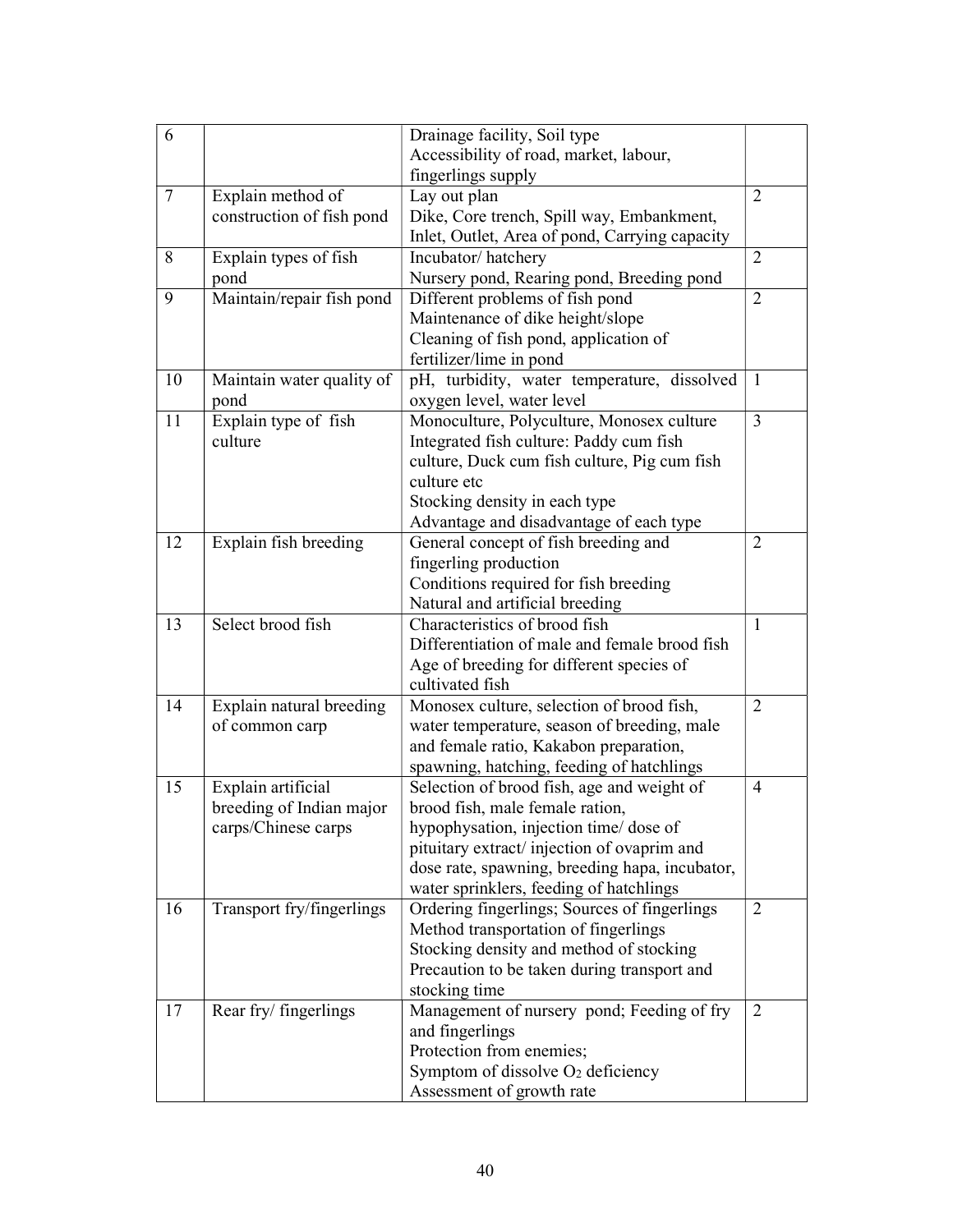| | | | |
|---|---|---|---|
| 6 | | Drainage facility, Soil type<br>Accessibility of road, market, labour, fingerlings supply | |
| 7 | Explain method of construction of fish pond | Lay out plan<br>Dike, Core trench, Spill way, Embankment, Inlet, Outlet, Area of pond, Carrying capacity | 2 |
| 8 | Explain types of fish pond | Incubator/ hatchery<br>Nursery pond, Rearing pond, Breeding pond | 2 |
| 9 | Maintain/repair fish pond | Different problems of fish pond<br>Maintenance of dike height/slope<br>Cleaning of fish pond, application of fertilizer/lime in pond | 2 |
| 10 | Maintain water quality of pond | pH, turbidity, water temperature, dissolved oxygen level, water level | 1 |
| 11 | Explain type of fish culture | Monoculture, Polyculture, Monosex culture<br>Integrated fish culture: Paddy cum fish culture, Duck cum fish culture, Pig cum fish culture etc<br>Stocking density in each type<br>Advantage and disadvantage of each type | 3 |
| 12 | Explain fish breeding | General concept of fish breeding and fingerling production<br>Conditions required for fish breeding<br>Natural and artificial breeding | 2 |
| 13 | Select brood fish | Characteristics of brood fish<br>Differentiation of male and female brood fish<br>Age of breeding for different species of cultivated fish | 1 |
| 14 | Explain natural breeding of common carp | Monosex culture, selection of brood fish, water temperature, season of breeding, male and female ratio, Kakabon preparation, spawning, hatching, feeding of hatchlings | 2 |
| 15 | Explain artificial breeding of Indian major carps/Chinese carps | Selection of brood fish, age and weight of brood fish, male female ration, hypophysation, injection time/ dose of pituitary extract/ injection of ovaprim and dose rate, spawning, breeding hapa, incubator, water sprinklers, feeding of hatchlings | 4 |
| 16 | Transport fry/fingerlings | Ordering fingerlings; Sources of fingerlings<br>Method transportation of fingerlings<br>Stocking density and method of stocking<br>Precaution to be taken during transport and stocking time | 2 |
| 17 | Rear fry/ fingerlings | Management of nursery pond; Feeding of fry and fingerlings<br>Protection from enemies;<br>Symptom of dissolve $O_2$ deficiency<br>Assessment of growth rate | 2 |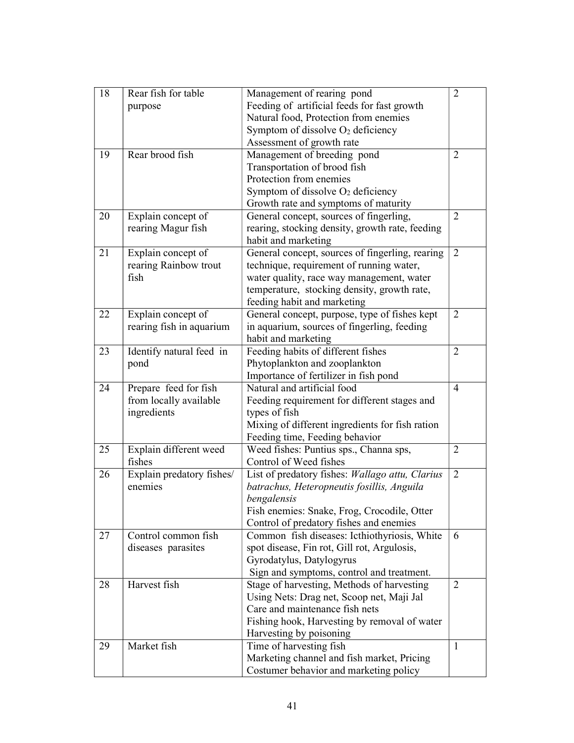| | | | |
|---|---|---|---|
| 18 | Rear fish for table purpose | Management of rearing pond<br>Feeding of artificial feeds for fast growth<br>Natural food, Protection from enemies<br>Symptom of dissolve $O_2$ deficiency<br>Assessment of growth rate | 2 |
| 19 | Rear brood fish | Management of breeding pond<br>Transportation of brood fish<br>Protection from enemies<br>Symptom of dissolve $O_2$ deficiency<br>Growth rate and symptoms of maturity | 2 |
| 20 | Explain concept of rearing Magur fish | General concept, sources of fingerling, rearing, stocking density, growth rate, feeding habit and marketing | 2 |
| 21 | Explain concept of rearing Rainbow trout fish | General concept, sources of fingerling, rearing technique, requirement of running water, water quality, race way management, water temperature, stocking density, growth rate, feeding habit and marketing | 2 |
| 22 | Explain concept of rearing fish in aquarium | General concept, purpose, type of fishes kept in aquarium, sources of fingerling, feeding habit and marketing | 2 |
| 23 | Identify natural feed in pond | Feeding habits of different fishes<br>Phytoplankton and zooplankton<br>Importance of fertilizer in fish pond | 2 |
| 24 | Prepare feed for fish from locally available ingredients | Natural and artificial food<br>Feeding requirement for different stages and types of fish<br>Mixing of different ingredients for fish ration<br>Feeding time, Feeding behavior | 4 |
| 25 | Explain different weed fishes | Weed fishes: Puntius sps., Channa sps,<br>Control of Weed fishes | 2 |
| 26 | Explain predatory fishes/ enemies | List of predatory fishes: *Wallago attu, Clarius batrachus, Heteropneutis fosillis, Anguila bengalensis*<br>Fish enemies: Snake, Frog, Crocodile, Otter<br>Control of predatory fishes and enemies | 2 |
| 27 | Control common fish diseases parasites | Common fish diseases: Icthiothyriosis, White spot disease, Fin rot, Gill rot, Argulosis, Gyrodatylus, Datylogyrus<br>Sign and symptoms, control and treatment. | 6 |
| 28 | Harvest fish | Stage of harvesting, Methods of harvesting<br>Using Nets: Drag net, Scoop net, Maji Jal<br>Care and maintenance fish nets<br>Fishing hook, Harvesting by removal of water<br>Harvesting by poisoning | 2 |
| 29 | Market fish | Time of harvesting fish<br>Marketing channel and fish market, Pricing<br>Costumer behavior and marketing policy | 1 |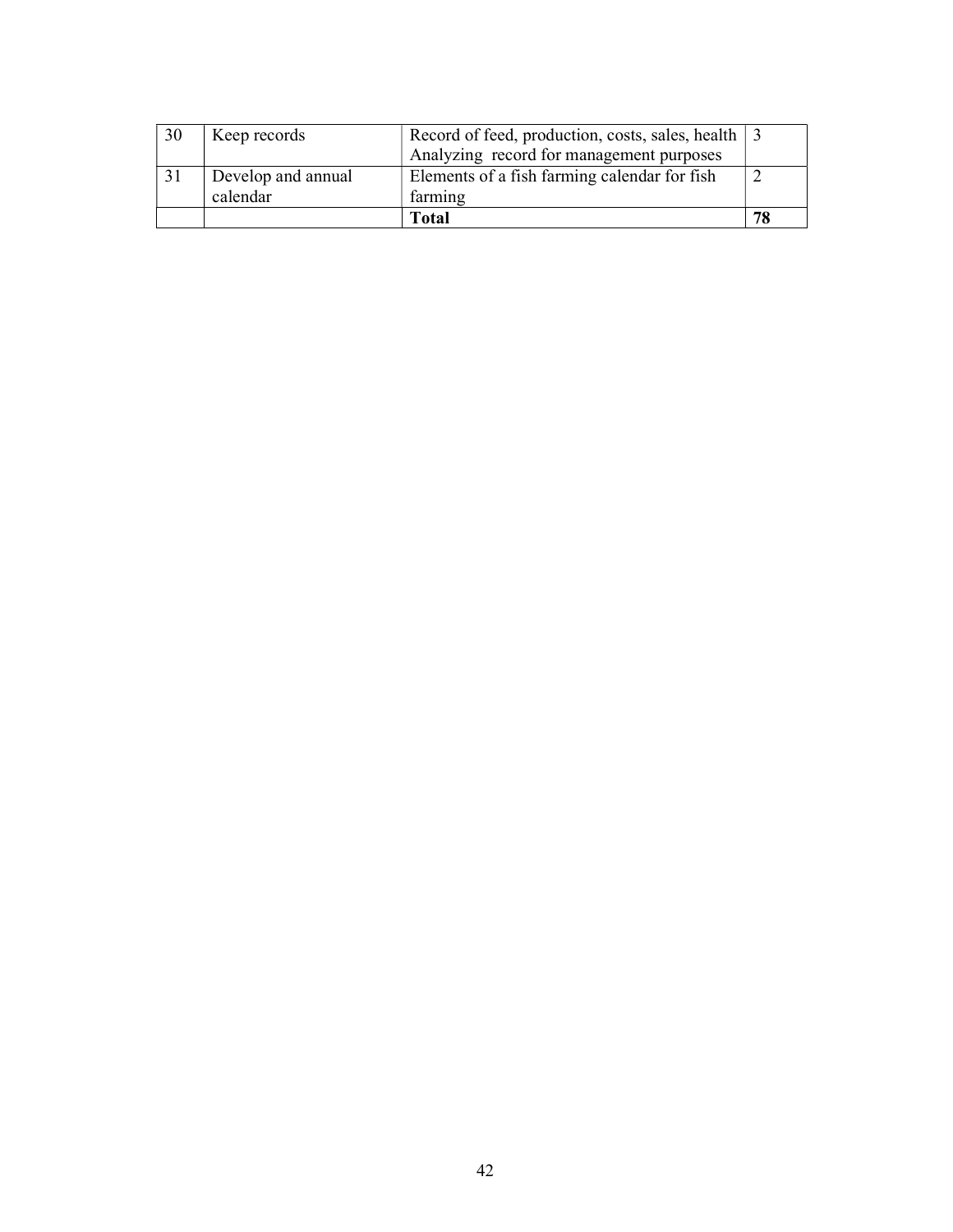| 30 | Keep records | Record of feed, production, costs, sales, health Analyzing record for management purposes | 3 |
|---|---|---|---|
| 31 | Develop and annual calendar | Elements of a fish farming calendar for fish farming | 2 |
| | | **Total** | **78** |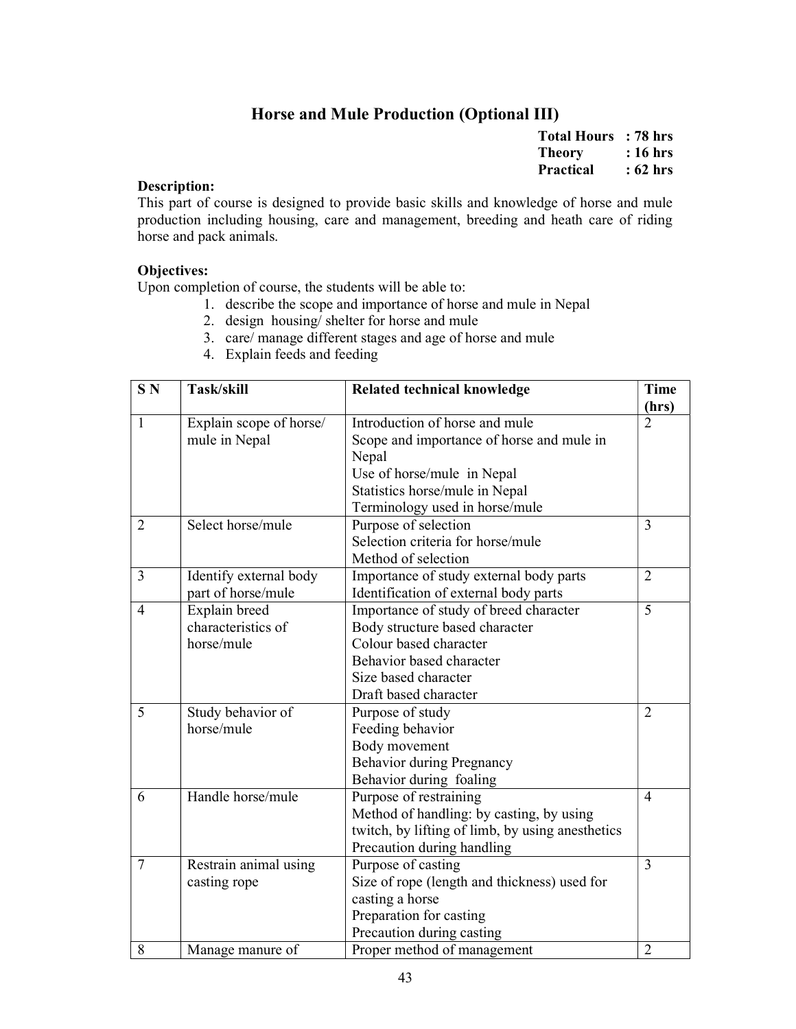# Horse and Mule Production (Optional III)

**Total Hours : 78 hrs**
**Theory : 16 hrs**
**Practical : 62 hrs**

**Description:**
This part of course is designed to provide basic skills and knowledge of horse and mule production including housing, care and management, breeding and heath care of riding horse and pack animals.

**Objectives:**
Upon completion of course, the students will be able to:

1. describe the scope and importance of horse and mule in Nepal
2. design housing/ shelter for horse and mule
3. care/ manage different stages and age of horse and mule
4. Explain feeds and feeding

| S N | Task/skill | Related technical knowledge | Time (hrs) |
|---|---|---|---|
| 1 | Explain scope of horse/ mule in Nepal | Introduction of horse and mule<br>Scope and importance of horse and mule in Nepal<br>Use of horse/mule in Nepal<br>Statistics horse/mule in Nepal<br>Terminology used in horse/mule | 2 |
| 2 | Select horse/mule | Purpose of selection<br>Selection criteria for horse/mule<br>Method of selection | 3 |
| 3 | Identify external body part of horse/mule | Importance of study external body parts<br>Identification of external body parts | 2 |
| 4 | Explain breed characteristics of horse/mule | Importance of study of breed character<br>Body structure based character<br>Colour based character<br>Behavior based character<br>Size based character<br>Draft based character | 5 |
| 5 | Study behavior of horse/mule | Purpose of study<br>Feeding behavior<br>Body movement<br>Behavior during Pregnancy<br>Behavior during foaling | 2 |
| 6 | Handle horse/mule | Purpose of restraining<br>Method of handling: by casting, by using twitch, by lifting of limb, by using anesthetics<br>Precaution during handling | 4 |
| 7 | Restrain animal using casting rope | Purpose of casting<br>Size of rope (length and thickness) used for casting a horse<br>Preparation for casting<br>Precaution during casting | 3 |
| 8 | Manage manure of | Proper method of management | 2 |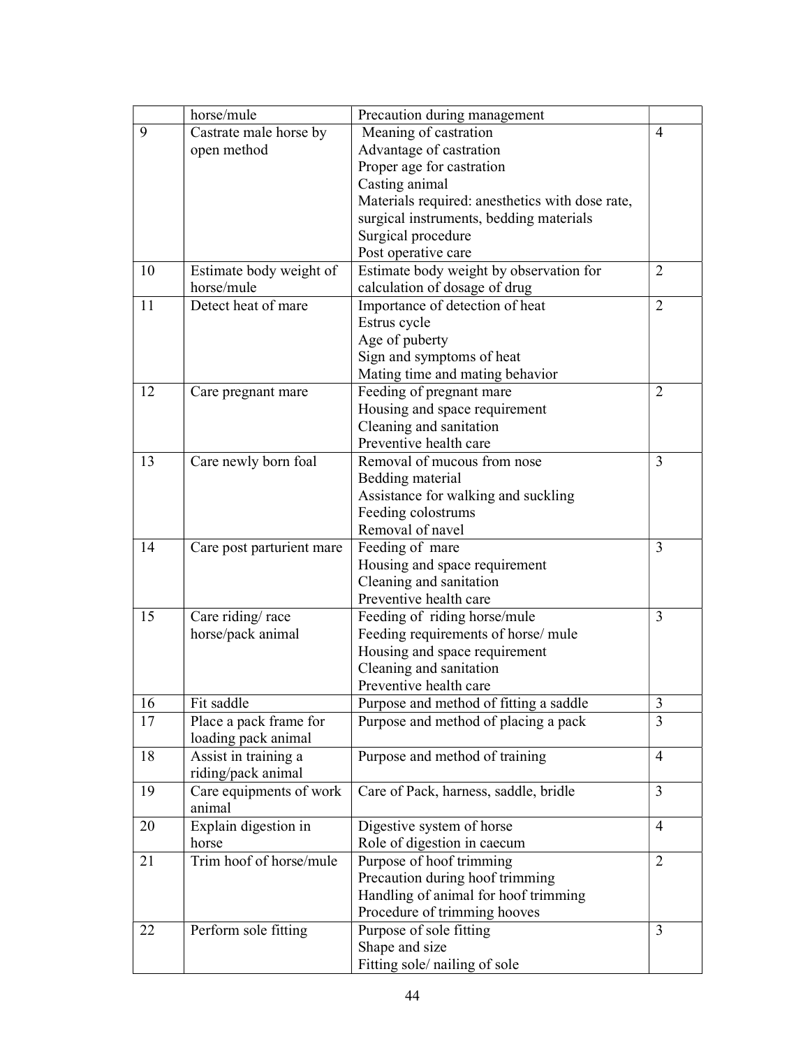| | | | |
|---|---|---|---|
| | horse/mule | Precaution during management | |
| 9 | Castrate male horse by open method | Meaning of castration<br>Advantage of castration<br>Proper age for castration<br>Casting animal<br>Materials required: anesthetics with dose rate, surgical instruments, bedding materials<br>Surgical procedure<br>Post operative care | 4 |
| 10 | Estimate body weight of horse/mule | Estimate body weight by observation for calculation of dosage of drug | 2 |
| 11 | Detect heat of mare | Importance of detection of heat<br>Estrus cycle<br>Age of puberty<br>Sign and symptoms of heat<br>Mating time and mating behavior | 2 |
| 12 | Care pregnant mare | Feeding of pregnant mare<br>Housing and space requirement<br>Cleaning and sanitation<br>Preventive health care | 2 |
| 13 | Care newly born foal | Removal of mucous from nose<br>Bedding material<br>Assistance for walking and suckling<br>Feeding colostrums<br>Removal of navel | 3 |
| 14 | Care post parturient mare | Feeding of mare<br>Housing and space requirement<br>Cleaning and sanitation<br>Preventive health care | 3 |
| 15 | Care riding/ race horse/pack animal | Feeding of riding horse/mule<br>Feeding requirements of horse/ mule<br>Housing and space requirement<br>Cleaning and sanitation<br>Preventive health care | 3 |
| 16 | Fit saddle | Purpose and method of fitting a saddle | 3 |
| 17 | Place a pack frame for loading pack animal | Purpose and method of placing a pack | 3 |
| 18 | Assist in training a riding/pack animal | Purpose and method of training | 4 |
| 19 | Care equipments of work animal | Care of Pack, harness, saddle, bridle | 3 |
| 20 | Explain digestion in horse | Digestive system of horse<br>Role of digestion in caecum | 4 |
| 21 | Trim hoof of horse/mule | Purpose of hoof trimming<br>Precaution during hoof trimming<br>Handling of animal for hoof trimming<br>Procedure of trimming hooves | 2 |
| 22 | Perform sole fitting | Purpose of sole fitting<br>Shape and size<br>Fitting sole/ nailing of sole | 3 |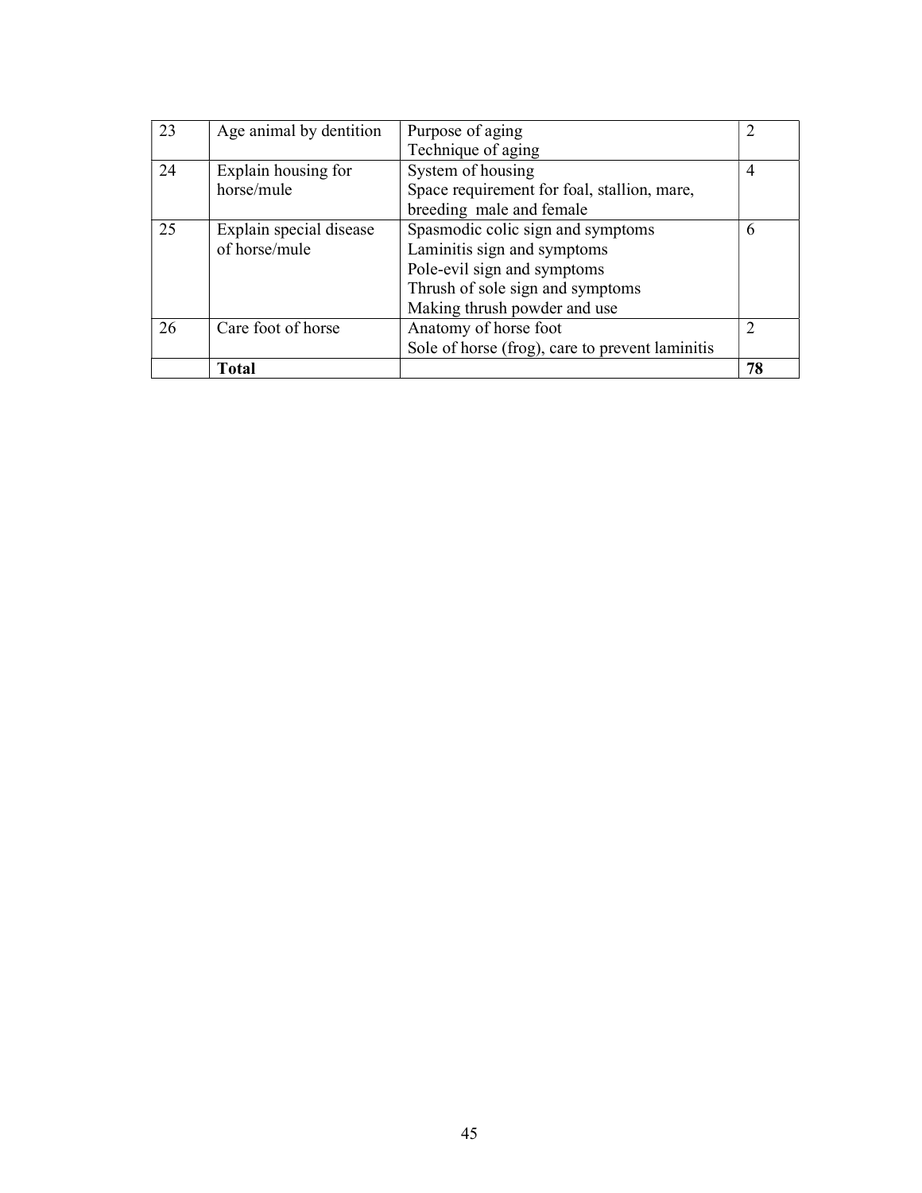| 23 | Age animal by dentition | Purpose of aging<br>Technique of aging | 2 |
|---|---|---|---|
| 24 | Explain housing for horse/mule | System of housing<br>Space requirement for foal, stallion, mare, breeding male and female | 4 |
| 25 | Explain special disease of horse/mule | Spasmodic colic sign and symptoms<br>Laminitis sign and symptoms<br>Pole-evil sign and symptoms<br>Thrush of sole sign and symptoms<br>Making thrush powder and use | 6 |
| 26 | Care foot of horse | Anatomy of horse foot<br>Sole of horse (frog), care to prevent laminitis | 2 |
| | **Total** | | **78** |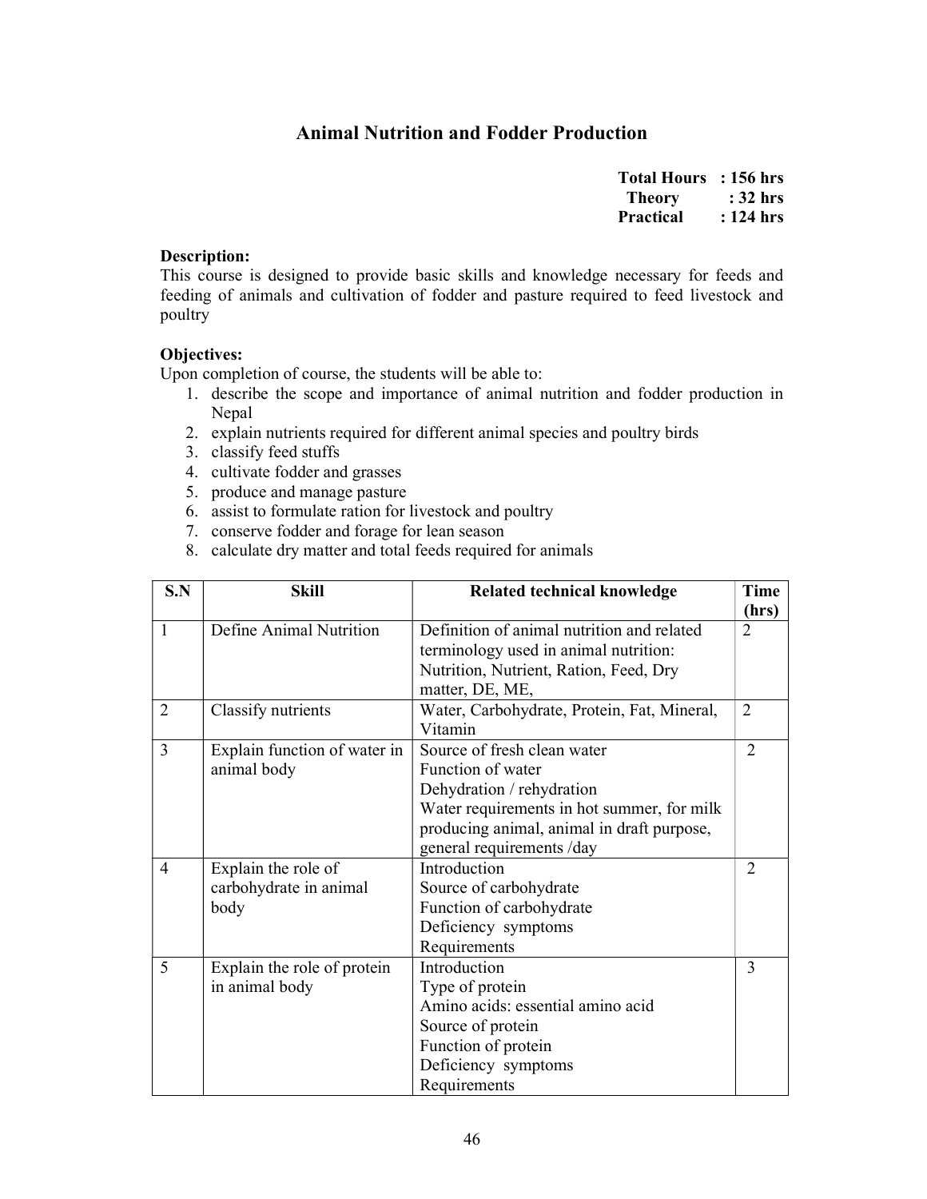# Animal Nutrition and Fodder Production

**Total Hours : 156 hrs**
**Theory : 32 hrs**
**Practical : 124 hrs**

**Description:**
This course is designed to provide basic skills and knowledge necessary for feeds and feeding of animals and cultivation of fodder and pasture required to feed livestock and poultry

**Objectives:**
Upon completion of course, the students will be able to:

1. describe the scope and importance of animal nutrition and fodder production in Nepal
2. explain nutrients required for different animal species and poultry birds
3. classify feed stuffs
4. cultivate fodder and grasses
5. produce and manage pasture
6. assist to formulate ration for livestock and poultry
7. conserve fodder and forage for lean season
8. calculate dry matter and total feeds required for animals

| S.N | Skill | Related technical knowledge | Time (hrs) |
|---|---|---|---|
| 1 | Define Animal Nutrition | Definition of animal nutrition and related terminology used in animal nutrition: Nutrition, Nutrient, Ration, Feed, Dry matter, DE, ME, | 2 |
| 2 | Classify nutrients | Water, Carbohydrate, Protein, Fat, Mineral, Vitamin | 2 |
| 3 | Explain function of water in animal body | Source of fresh clean water<br>Function of water<br>Dehydration / rehydration<br>Water requirements in hot summer, for milk producing animal, animal in draft purpose, general requirements /day | 2 |
| 4 | Explain the role of carbohydrate in animal body | Introduction<br>Source of carbohydrate<br>Function of carbohydrate<br>Deficiency symptoms<br>Requirements | 2 |
| 5 | Explain the role of protein in animal body | Introduction<br>Type of protein<br>Amino acids: essential amino acid<br>Source of protein<br>Function of protein<br>Deficiency symptoms<br>Requirements | 3 |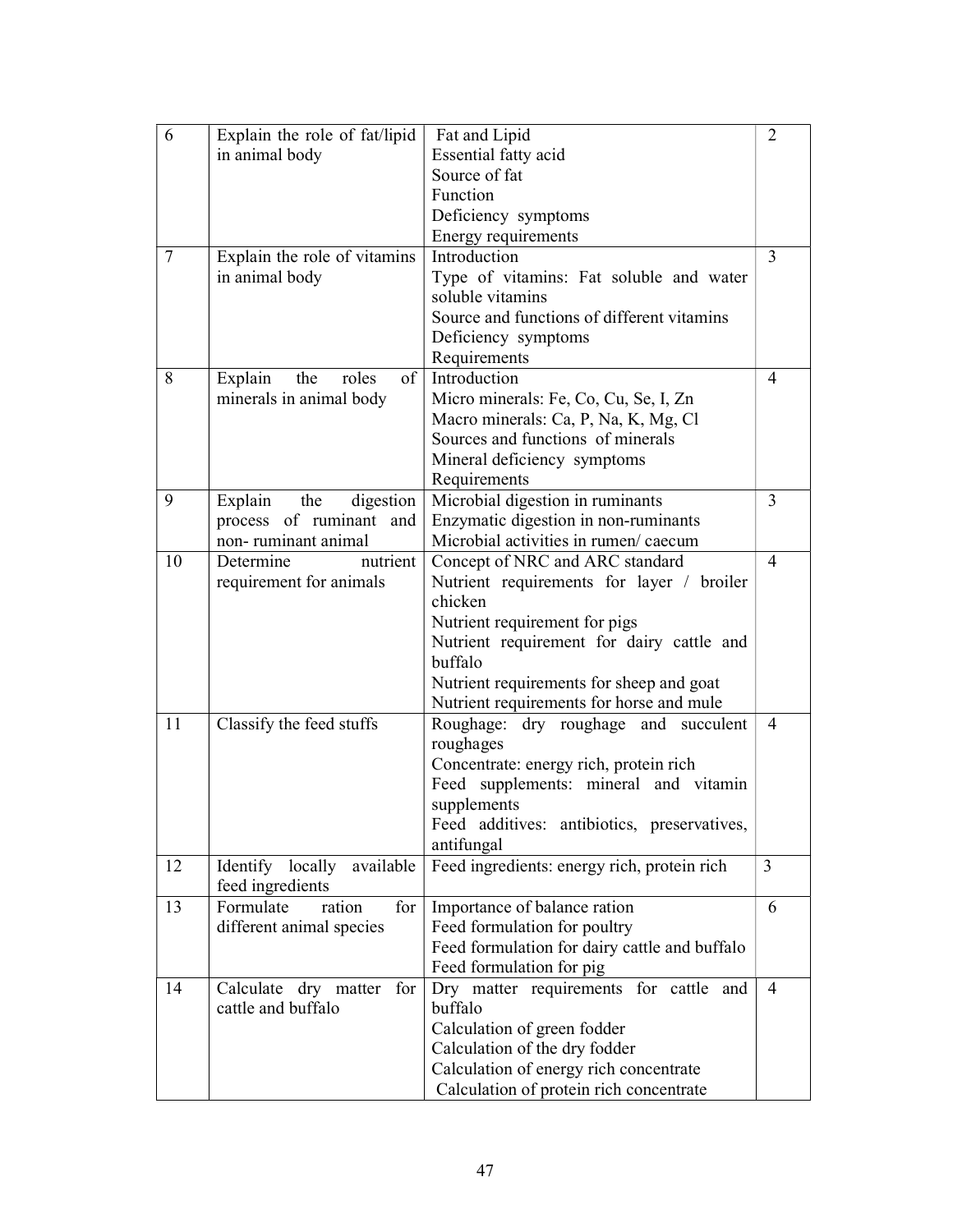| 6 | Explain the role of fat/lipid in animal body | Fat and Lipid<br>Essential fatty acid<br>Source of fat<br>Function<br>Deficiency symptoms<br>Energy requirements | 2 |
|---|---|---|---|
| 7 | Explain the role of vitamins in animal body | Introduction<br>Type of vitamins: Fat soluble and water soluble vitamins<br>Source and functions of different vitamins<br>Deficiency symptoms<br>Requirements | 3 |
| 8 | Explain the roles of minerals in animal body | Introduction<br>Micro minerals: Fe, Co, Cu, Se, I, Zn<br>Macro minerals: Ca, P, Na, K, Mg, Cl<br>Sources and functions of minerals<br>Mineral deficiency symptoms<br>Requirements | 4 |
| 9 | Explain the digestion process of ruminant and non- ruminant animal | Microbial digestion in ruminants<br>Enzymatic digestion in non-ruminants<br>Microbial activities in rumen/ caecum | 3 |
| 10 | Determine nutrient requirement for animals | Concept of NRC and ARC standard<br>Nutrient requirements for layer / broiler chicken<br>Nutrient requirement for pigs<br>Nutrient requirement for dairy cattle and buffalo<br>Nutrient requirements for sheep and goat<br>Nutrient requirements for horse and mule | 4 |
| 11 | Classify the feed stuffs | Roughage: dry roughage and succulent roughages<br>Concentrate: energy rich, protein rich<br>Feed supplements: mineral and vitamin supplements<br>Feed additives: antibiotics, preservatives, antifungal | 4 |
| 12 | Identify locally available feed ingredients | Feed ingredients: energy rich, protein rich | 3 |
| 13 | Formulate ration for different animal species | Importance of balance ration<br>Feed formulation for poultry<br>Feed formulation for dairy cattle and buffalo<br>Feed formulation for pig | 6 |
| 14 | Calculate dry matter for cattle and buffalo | Dry matter requirements for cattle and buffalo<br>Calculation of green fodder<br>Calculation of the dry fodder<br>Calculation of energy rich concentrate<br>Calculation of protein rich concentrate | 4 |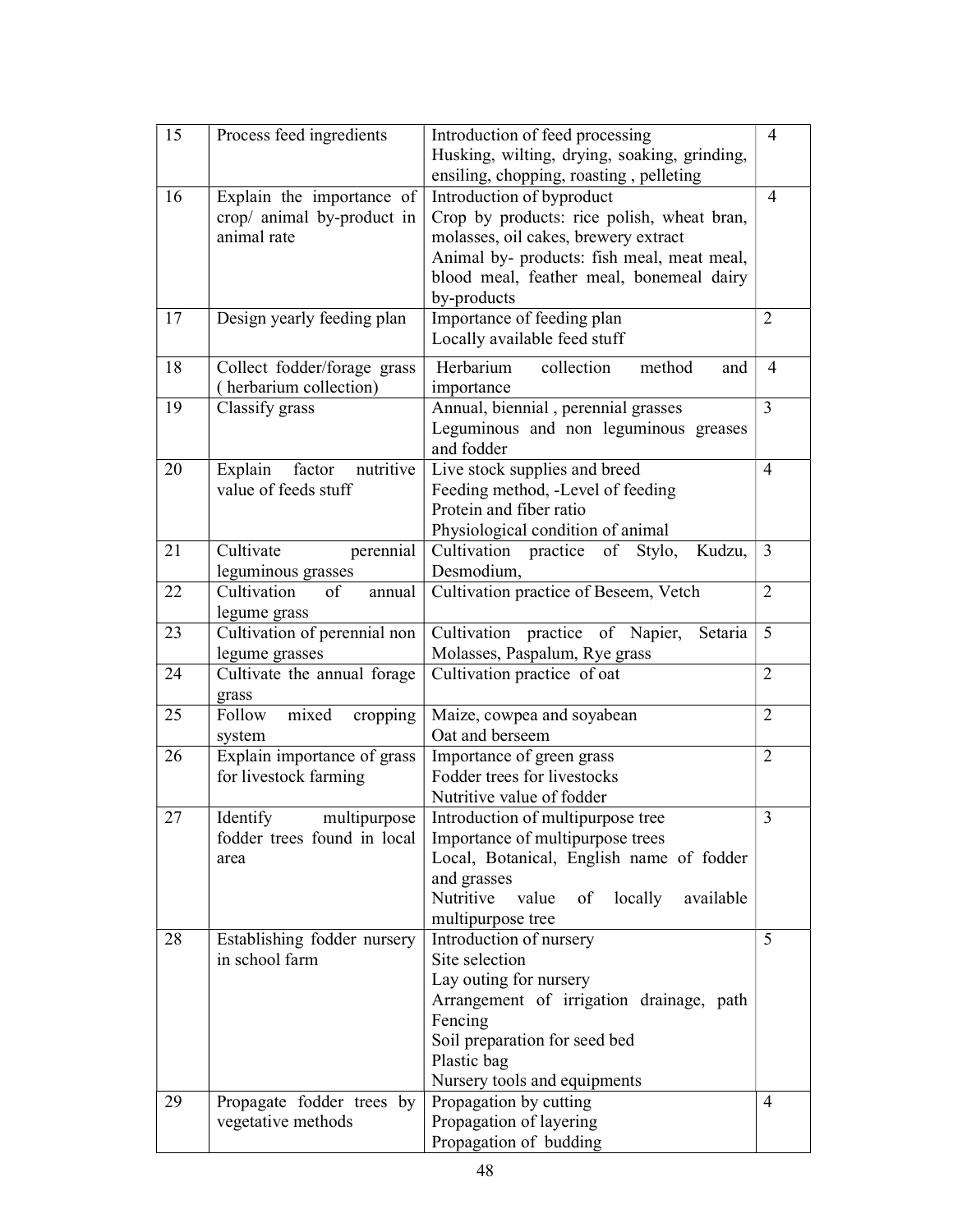| 15 | Process feed ingredients | Introduction of feed processing<br>Husking, wilting, drying, soaking, grinding, ensiling, chopping, roasting , pelleting | 4 |
|---|---|---|---|
| 16 | Explain the importance of crop/ animal by-product in animal rate | Introduction of byproduct<br>Crop by products: rice polish, wheat bran, molasses, oil cakes, brewery extract<br>Animal by- products: fish meal, meat meal, blood meal, feather meal, bonemeal dairy by-products | 4 |
| 17 | Design yearly feeding plan | Importance of feeding plan<br>Locally available feed stuff | 2 |
| 18 | Collect fodder/forage grass ( herbarium collection) | Herbarium collection method and importance | 4 |
| 19 | Classify grass | Annual, biennial , perennial grasses<br>Leguminous and non leguminous greases and fodder | 3 |
| 20 | Explain factor nutritive value of feeds stuff | Live stock supplies and breed<br>Feeding method, -Level of feeding<br>Protein and fiber ratio<br>Physiological condition of animal | 4 |
| 21 | Cultivate perennial leguminous grasses | Cultivation practice of Stylo, Kudzu, Desmodium, | 3 |
| 22 | Cultivation of annual legume grass | Cultivation practice of Beseem, Vetch | 2 |
| 23 | Cultivation of perennial non legume grasses | Cultivation practice of Napier, Setaria Molasses, Paspalum, Rye grass | 5 |
| 24 | Cultivate the annual forage grass | Cultivation practice of oat | 2 |
| 25 | Follow mixed cropping system | Maize, cowpea and soyabean<br>Oat and berseem | 2 |
| 26 | Explain importance of grass for livestock farming | Importance of green grass<br>Fodder trees for livestocks<br>Nutritive value of fodder | 2 |
| 27 | Identify multipurpose fodder trees found in local area | Introduction of multipurpose tree<br>Importance of multipurpose trees<br>Local, Botanical, English name of fodder and grasses<br>Nutritive value of locally available multipurpose tree | 3 |
| 28 | Establishing fodder nursery in school farm | Introduction of nursery<br>Site selection<br>Lay outing for nursery<br>Arrangement of irrigation drainage, path<br>Fencing<br>Soil preparation for seed bed<br>Plastic bag<br>Nursery tools and equipments | 5 |
| 29 | Propagate fodder trees by vegetative methods | Propagation by cutting<br>Propagation of layering<br>Propagation of budding | 4 |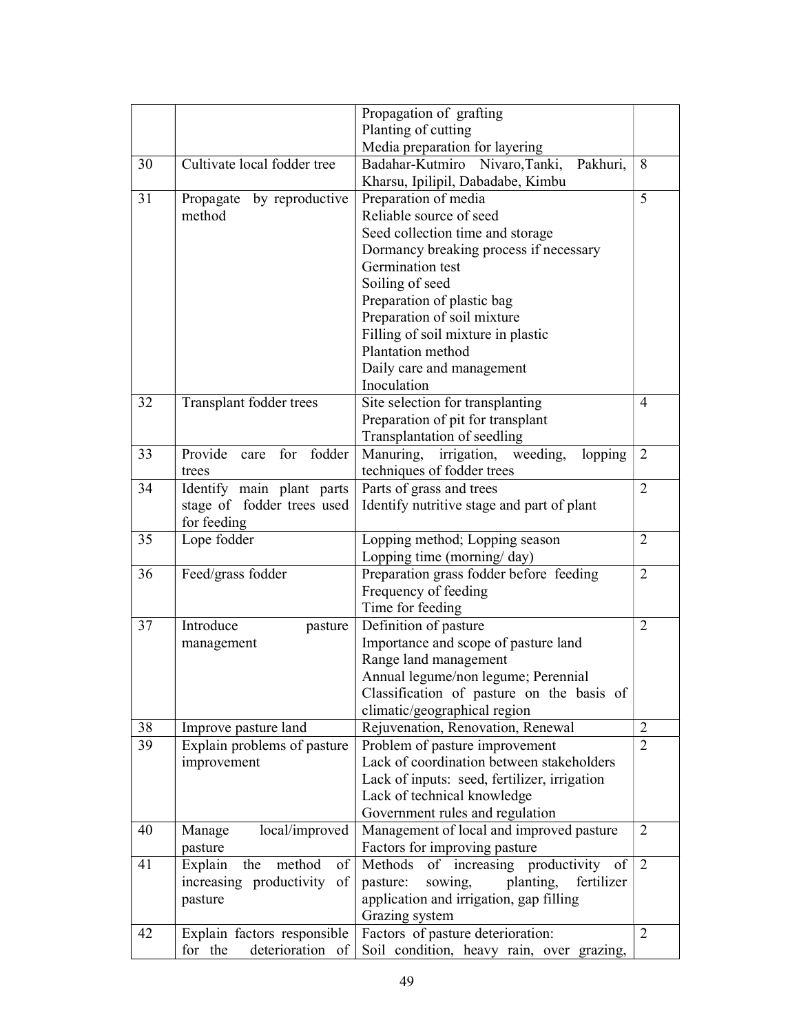| | | | |
|---|---|---|---|
| | | Propagation of grafting<br>Planting of cutting<br>Media preparation for layering | |
| 30 | Cultivate local fodder tree | Badahar-Kutmiro Nivaro,Tanki, Pakhuri, Kharsu, Ipilipil, Dabadabe, Kimbu | 8 |
| 31 | Propagate by reproductive method | Preparation of media<br>Reliable source of seed<br>Seed collection time and storage<br>Dormancy breaking process if necessary<br>Germination test<br>Soiling of seed<br>Preparation of plastic bag<br>Preparation of soil mixture<br>Filling of soil mixture in plastic<br>Plantation method<br>Daily care and management<br>Inoculation | 5 |
| 32 | Transplant fodder trees | Site selection for transplanting<br>Preparation of pit for transplant<br>Transplantation of seedling | 4 |
| 33 | Provide care for fodder trees | Manuring, irrigation, weeding, lopping techniques of fodder trees | 2 |
| 34 | Identify main plant parts stage of fodder trees used for feeding | Parts of grass and trees<br>Identify nutritive stage and part of plant | 2 |
| 35 | Lope fodder | Lopping method; Lopping season<br>Lopping time (morning/ day) | 2 |
| 36 | Feed/grass fodder | Preparation grass fodder before feeding<br>Frequency of feeding<br>Time for feeding | 2 |
| 37 | Introduce pasture management | Definition of pasture<br>Importance and scope of pasture land<br>Range land management<br>Annual legume/non legume; Perennial<br>Classification of pasture on the basis of climatic/geographical region | 2 |
| 38 | Improve pasture land | Rejuvenation, Renovation, Renewal | 2 |
| 39 | Explain problems of pasture improvement | Problem of pasture improvement<br>Lack of coordination between stakeholders<br>Lack of inputs: seed, fertilizer, irrigation<br>Lack of technical knowledge<br>Government rules and regulation | 2 |
| 40 | Manage local/improved pasture | Management of local and improved pasture<br>Factors for improving pasture | 2 |
| 41 | Explain the method of increasing productivity of pasture | Methods of increasing productivity of pasture: sowing, planting, fertilizer application and irrigation, gap filling<br>Grazing system | 2 |
| 42 | Explain factors responsible for the deterioration of | Factors of pasture deterioration:<br>Soil condition, heavy rain, over grazing, | 2 |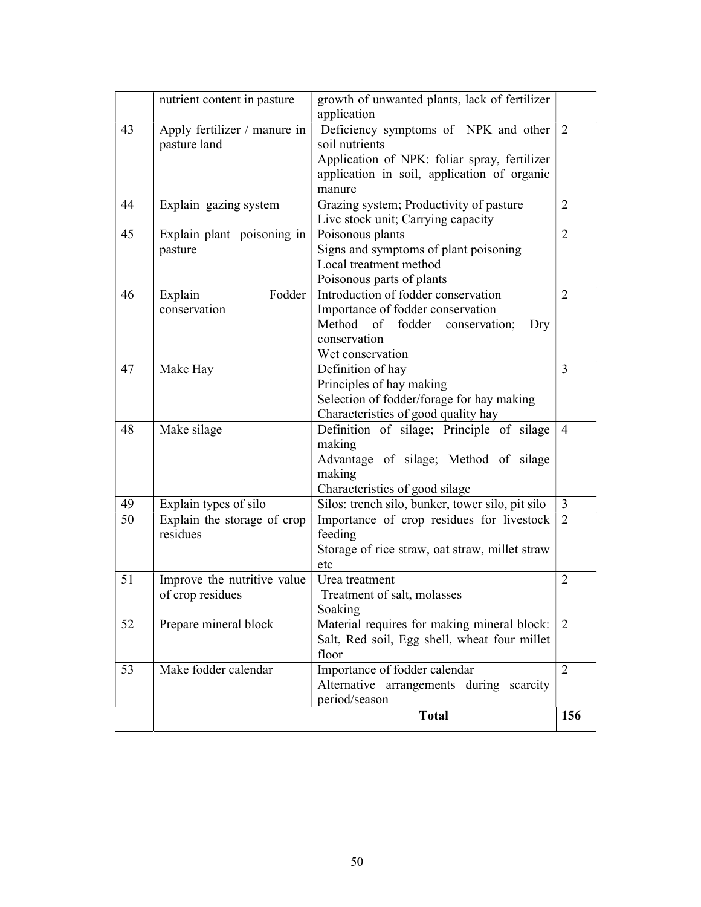| | | | |
|---|---|---|---|
| | nutrient content in pasture | growth of unwanted plants, lack of fertilizer application | |
| 43 | Apply fertilizer / manure in pasture land | Deficiency symptoms of NPK and other soil nutrients<br>Application of NPK: foliar spray, fertilizer application in soil, application of organic manure | 2 |
| 44 | Explain gazing system | Grazing system; Productivity of pasture<br>Live stock unit; Carrying capacity | 2 |
| 45 | Explain plant poisoning in pasture | Poisonous plants<br>Signs and symptoms of plant poisoning<br>Local treatment method<br>Poisonous parts of plants | 2 |
| 46 | Explain Fodder conservation | Introduction of fodder conservation<br>Importance of fodder conservation<br>Method of fodder conservation; Dry conservation<br>Wet conservation | 2 |
| 47 | Make Hay | Definition of hay<br>Principles of hay making<br>Selection of fodder/forage for hay making<br>Characteristics of good quality hay | 3 |
| 48 | Make silage | Definition of silage; Principle of silage making<br>Advantage of silage; Method of silage making<br>Characteristics of good silage | 4 |
| 49 | Explain types of silo | Silos: trench silo, bunker, tower silo, pit silo | 3 |
| 50 | Explain the storage of crop residues | Importance of crop residues for livestock feeding<br>Storage of rice straw, oat straw, millet straw etc | 2 |
| 51 | Improve the nutritive value of crop residues | Urea treatment<br>Treatment of salt, molasses<br>Soaking | 2 |
| 52 | Prepare mineral block | Material requires for making mineral block: Salt, Red soil, Egg shell, wheat four millet floor | 2 |
| 53 | Make fodder calendar | Importance of fodder calendar<br>Alternative arrangements during scarcity period/season | 2 |
| | | **Total** | **156** |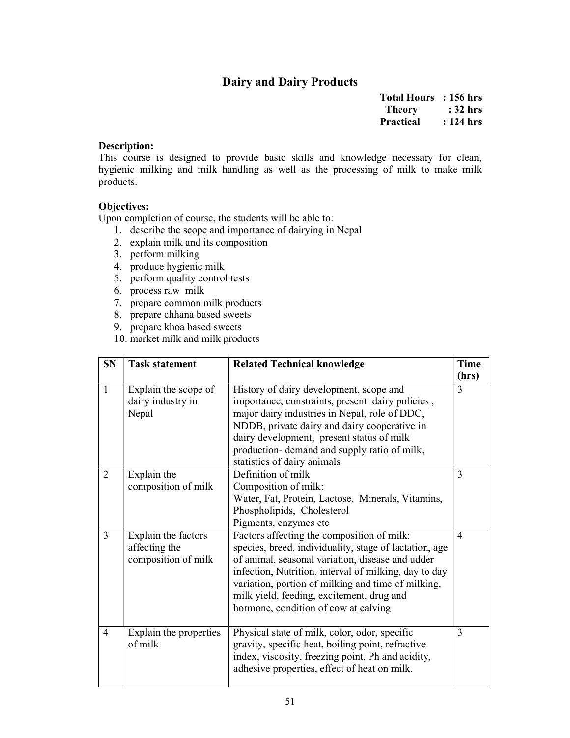# Dairy and Dairy Products

**Total Hours : 156 hrs**
**Theory : 32 hrs**
**Practical : 124 hrs**

**Description:**
This course is designed to provide basic skills and knowledge necessary for clean, hygienic milking and milk handling as well as the processing of milk to make milk products.

**Objectives:**
Upon completion of course, the students will be able to:

1. describe the scope and importance of dairying in Nepal
2. explain milk and its composition
3. perform milking
4. produce hygienic milk
5. perform quality control tests
6. process raw milk
7. prepare common milk products
8. prepare chhana based sweets
9. prepare khoa based sweets
10. market milk and milk products

| SN | Task statement | Related Technical knowledge | Time (hrs) |
|---|---|---|---|
| 1 | Explain the scope of dairy industry in Nepal | History of dairy development, scope and importance, constraints, present dairy policies , major dairy industries in Nepal, role of DDC, NDDB, private dairy and dairy cooperative in dairy development, present status of milk production- demand and supply ratio of milk, statistics of dairy animals | 3 |
| 2 | Explain the composition of milk | Definition of milk<br>Composition of milk:<br>Water, Fat, Protein, Lactose, Minerals, Vitamins, Phospholipids, Cholesterol<br>Pigments, enzymes etc | 3 |
| 3 | Explain the factors affecting the composition of milk | Factors affecting the composition of milk: species, breed, individuality, stage of lactation, age of animal, seasonal variation, disease and udder infection, Nutrition, interval of milking, day to day variation, portion of milking and time of milking, milk yield, feeding, excitement, drug and hormone, condition of cow at calving | 4 |
| 4 | Explain the properties of milk | Physical state of milk, color, odor, specific gravity, specific heat, boiling point, refractive index, viscosity, freezing point, Ph and acidity, adhesive properties, effect of heat on milk. | 3 |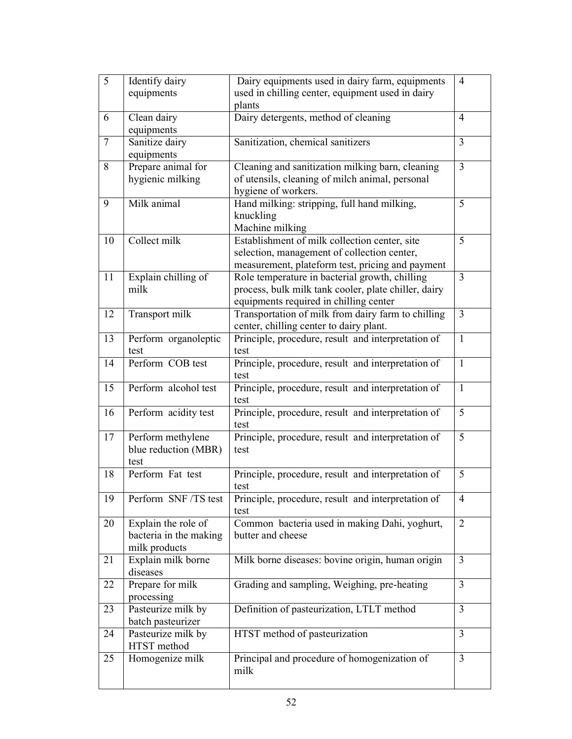| 5 | Identify dairy equipments | Dairy equipments used in dairy farm, equipments used in chilling center, equipment used in dairy plants | 4 |
|---|---|---|---|
| 6 | Clean dairy equipments | Dairy detergents, method of cleaning | 4 |
| 7 | Sanitize dairy equipments | Sanitization, chemical sanitizers | 3 |
| 8 | Prepare animal for hygienic milking | Cleaning and sanitization milking barn, cleaning of utensils, cleaning of milch animal, personal hygiene of workers. | 3 |
| 9 | Milk animal | Hand milking: stripping, full hand milking, knuckling<br>Machine milking | 5 |
| 10 | Collect milk | Establishment of milk collection center, site selection, management of collection center, measurement, plateform test, pricing and payment | 5 |
| 11 | Explain chilling of milk | Role temperature in bacterial growth, chilling process, bulk milk tank cooler, plate chiller, dairy equipments required in chilling center | 3 |
| 12 | Transport milk | Transportation of milk from dairy farm to chilling center, chilling center to dairy plant. | 3 |
| 13 | Perform organoleptic test | Principle, procedure, result and interpretation of test | 1 |
| 14 | Perform COB test | Principle, procedure, result and interpretation of test | 1 |
| 15 | Perform alcohol test | Principle, procedure, result and interpretation of test | 1 |
| 16 | Perform acidity test | Principle, procedure, result and interpretation of test | 5 |
| 17 | Perform methylene blue reduction (MBR) test | Principle, procedure, result and interpretation of test | 5 |
| 18 | Perform Fat test | Principle, procedure, result and interpretation of test | 5 |
| 19 | Perform SNF /TS test | Principle, procedure, result and interpretation of test | 4 |
| 20 | Explain the role of bacteria in the making milk products | Common bacteria used in making Dahi, yoghurt, butter and cheese | 2 |
| 21 | Explain milk borne diseases | Milk borne diseases: bovine origin, human origin | 3 |
| 22 | Prepare for milk processing | Grading and sampling, Weighing, pre-heating | 3 |
| 23 | Pasteurize milk by batch pasteurizer | Definition of pasteurization, LTLT method | 3 |
| 24 | Pasteurize milk by HTST method | HTST method of pasteurization | 3 |
| 25 | Homogenize milk | Principal and procedure of homogenization of milk | 3 |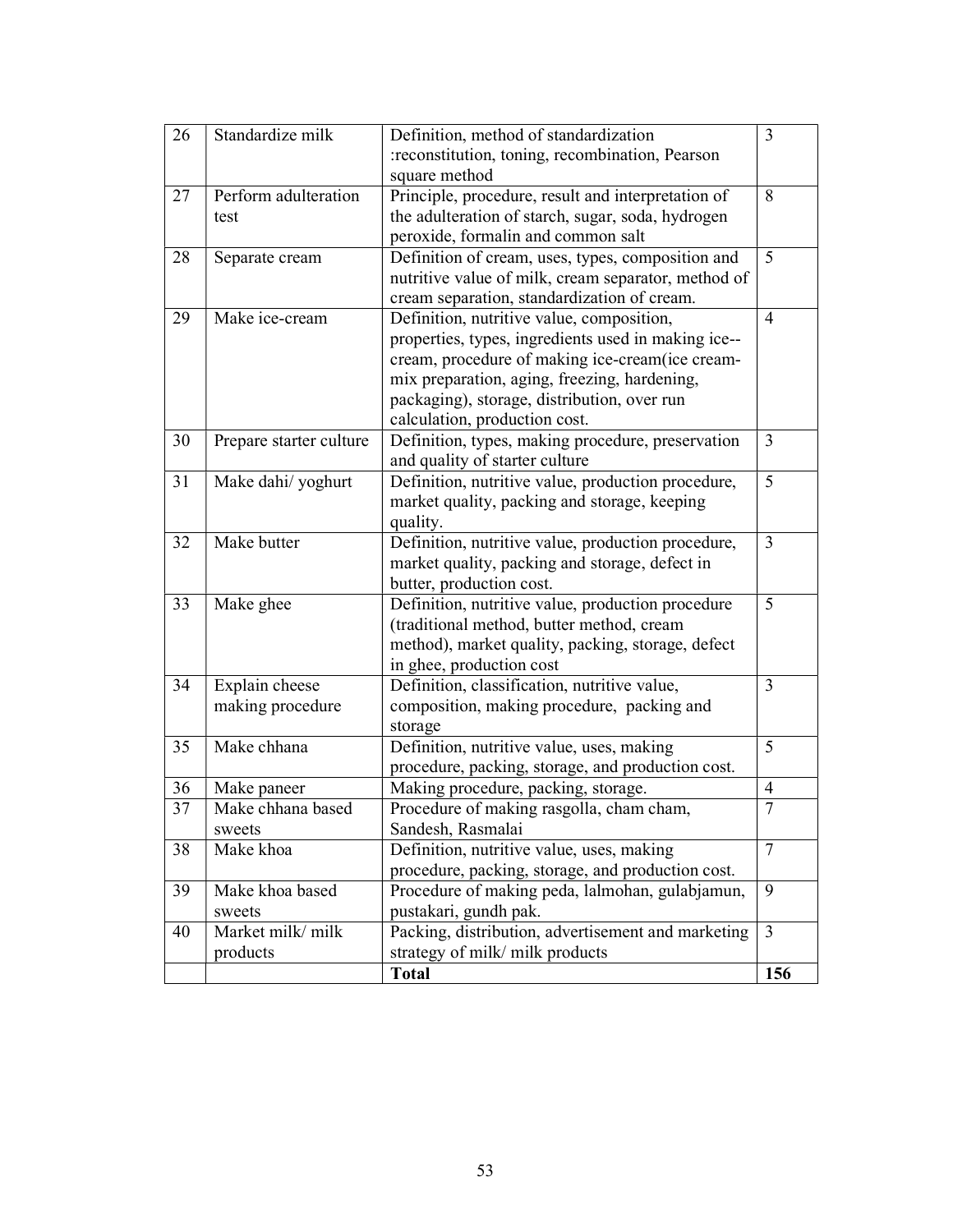| 26 | Standardize milk | Definition, method of standardization :reconstitution, toning, recombination, Pearson square method | 3 |
|---|---|---|---|
| 27 | Perform adulteration test | Principle, procedure, result and interpretation of the adulteration of starch, sugar, soda, hydrogen peroxide, formalin and common salt | 8 |
| 28 | Separate cream | Definition of cream, uses, types, composition and nutritive value of milk, cream separator, method of cream separation, standardization of cream. | 5 |
| 29 | Make ice-cream | Definition, nutritive value, composition, properties, types, ingredients used in making ice--cream, procedure of making ice-cream(ice cream-mix preparation, aging, freezing, hardening, packaging), storage, distribution, over run calculation, production cost. | 4 |
| 30 | Prepare starter culture | Definition, types, making procedure, preservation and quality of starter culture | 3 |
| 31 | Make dahi/ yoghurt | Definition, nutritive value, production procedure, market quality, packing and storage, keeping quality. | 5 |
| 32 | Make butter | Definition, nutritive value, production procedure, market quality, packing and storage, defect in butter, production cost. | 3 |
| 33 | Make ghee | Definition, nutritive value, production procedure (traditional method, butter method, cream method), market quality, packing, storage, defect in ghee, production cost | 5 |
| 34 | Explain cheese making procedure | Definition, classification, nutritive value, composition, making procedure, packing and storage | 3 |
| 35 | Make chhana | Definition, nutritive value, uses, making procedure, packing, storage, and production cost. | 5 |
| 36 | Make paneer | Making procedure, packing, storage. | 4 |
| 37 | Make chhana based sweets | Procedure of making rasgolla, cham cham, Sandesh, Rasmalai | 7 |
| 38 | Make khoa | Definition, nutritive value, uses, making procedure, packing, storage, and production cost. | 7 |
| 39 | Make khoa based sweets | Procedure of making peda, lalmohan, gulabjamun, pustakari, gundh pak. | 9 |
| 40 | Market milk/ milk products | Packing, distribution, advertisement and marketing strategy of milk/ milk products | 3 |
| | | **Total** | **156** |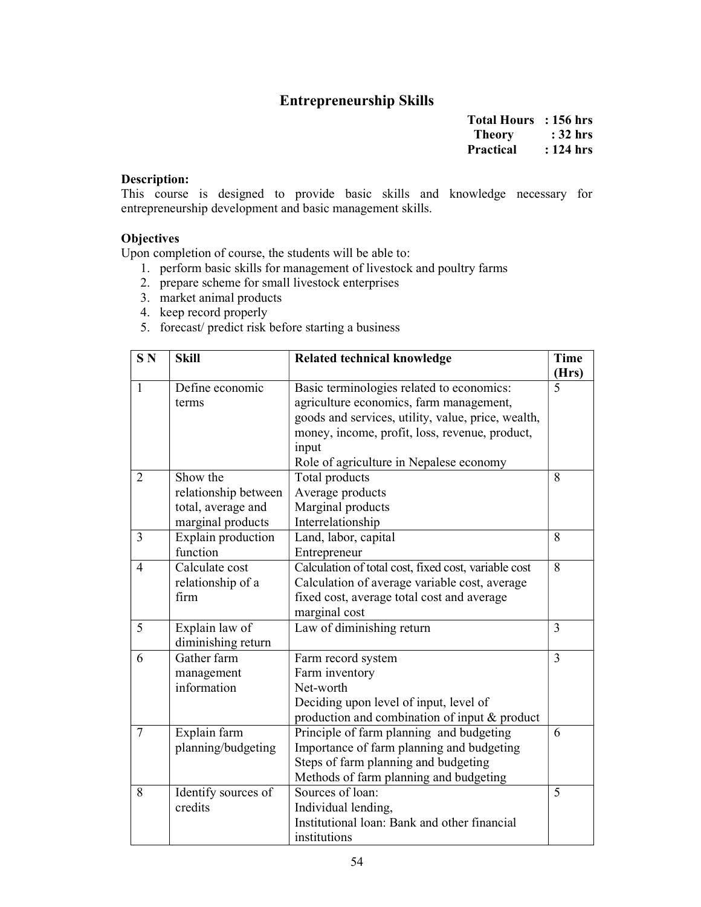## Entrepreneurship Skills

**Total Hours : 156 hrs**
**Theory : 32 hrs**
**Practical : 124 hrs**

**Description:**
This course is designed to provide basic skills and knowledge necessary for entrepreneurship development and basic management skills.

**Objectives**
Upon completion of course, the students will be able to:

1. perform basic skills for management of livestock and poultry farms
2. prepare scheme for small livestock enterprises
3. market animal products
4. keep record properly
5. forecast/ predict risk before starting a business

| S N | Skill | Related technical knowledge | Time (Hrs) |
|---|---|---|---|
| 1 | Define economic terms | Basic terminologies related to economics: agriculture economics, farm management, goods and services, utility, value, price, wealth, money, income, profit, loss, revenue, product, input<br>Role of agriculture in Nepalese economy | 5 |
| 2 | Show the relationship between total, average and marginal products | Total products<br>Average products<br>Marginal products<br>Interrelationship | 8 |
| 3 | Explain production function | Land, labor, capital<br>Entrepreneur | 8 |
| 4 | Calculate cost relationship of a firm | Calculation of total cost, fixed cost, variable cost<br>Calculation of average variable cost, average fixed cost, average total cost and average marginal cost | 8 |
| 5 | Explain law of diminishing return | Law of diminishing return | 3 |
| 6 | Gather farm management information | Farm record system<br>Farm inventory<br>Net-worth<br>Deciding upon level of input, level of production and combination of input & product | 3 |
| 7 | Explain farm planning/budgeting | Principle of farm planning and budgeting<br>Importance of farm planning and budgeting<br>Steps of farm planning and budgeting<br>Methods of farm planning and budgeting | 6 |
| 8 | Identify sources of credits | Sources of loan:<br>Individual lending,<br>Institutional loan: Bank and other financial institutions | 5 |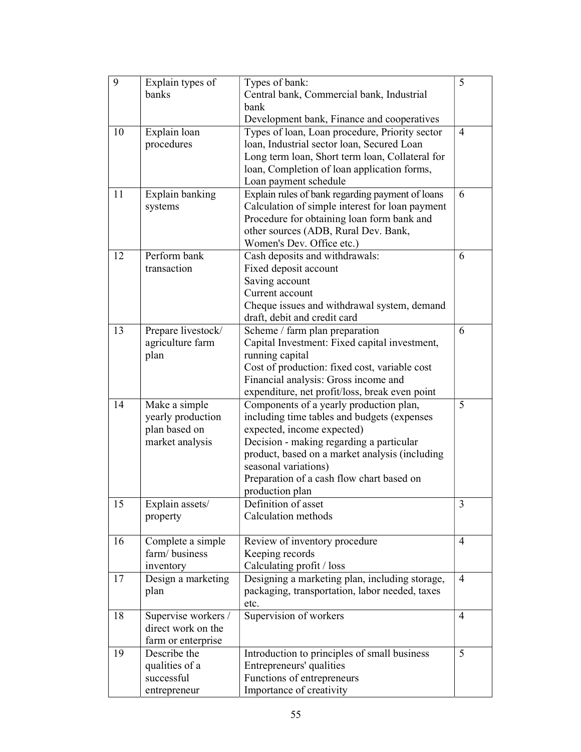| 9 | Explain types of banks | Types of bank:<br>Central bank, Commercial bank, Industrial bank<br>Development bank, Finance and cooperatives | 5 |
|---|---|---|---|
| 10 | Explain loan procedures | Types of loan, Loan procedure, Priority sector loan, Industrial sector loan, Secured Loan Long term loan, Short term loan, Collateral for loan, Completion of loan application forms, Loan payment schedule | 4 |
| 11 | Explain banking systems | Explain rules of bank regarding payment of loans<br>Calculation of simple interest for loan payment<br>Procedure for obtaining loan form bank and other sources (ADB, Rural Dev. Bank, Women's Dev. Office etc.) | 6 |
| 12 | Perform bank transaction | Cash deposits and withdrawals:<br>Fixed deposit account<br>Saving account<br>Current account<br>Cheque issues and withdrawal system, demand draft, debit and credit card | 6 |
| 13 | Prepare livestock/ agriculture farm plan | Scheme / farm plan preparation<br>Capital Investment: Fixed capital investment, running capital<br>Cost of production: fixed cost, variable cost<br>Financial analysis: Gross income and expenditure, net profit/loss, break even point | 6 |
| 14 | Make a simple yearly production plan based on market analysis | Components of a yearly production plan, including time tables and budgets (expenses expected, income expected)<br>Decision - making regarding a particular product, based on a market analysis (including seasonal variations)<br>Preparation of a cash flow chart based on production plan | 5 |
| 15 | Explain assets/ property | Definition of asset<br>Calculation methods | 3 |
| 16 | Complete a simple farm/ business inventory | Review of inventory procedure<br>Keeping records<br>Calculating profit / loss | 4 |
| 17 | Design a marketing plan | Designing a marketing plan, including storage, packaging, transportation, labor needed, taxes etc. | 4 |
| 18 | Supervise workers / direct work on the farm or enterprise | Supervision of workers | 4 |
| 19 | Describe the qualities of a successful entrepreneur | Introduction to principles of small business<br>Entrepreneurs' qualities<br>Functions of entrepreneurs<br>Importance of creativity | 5 |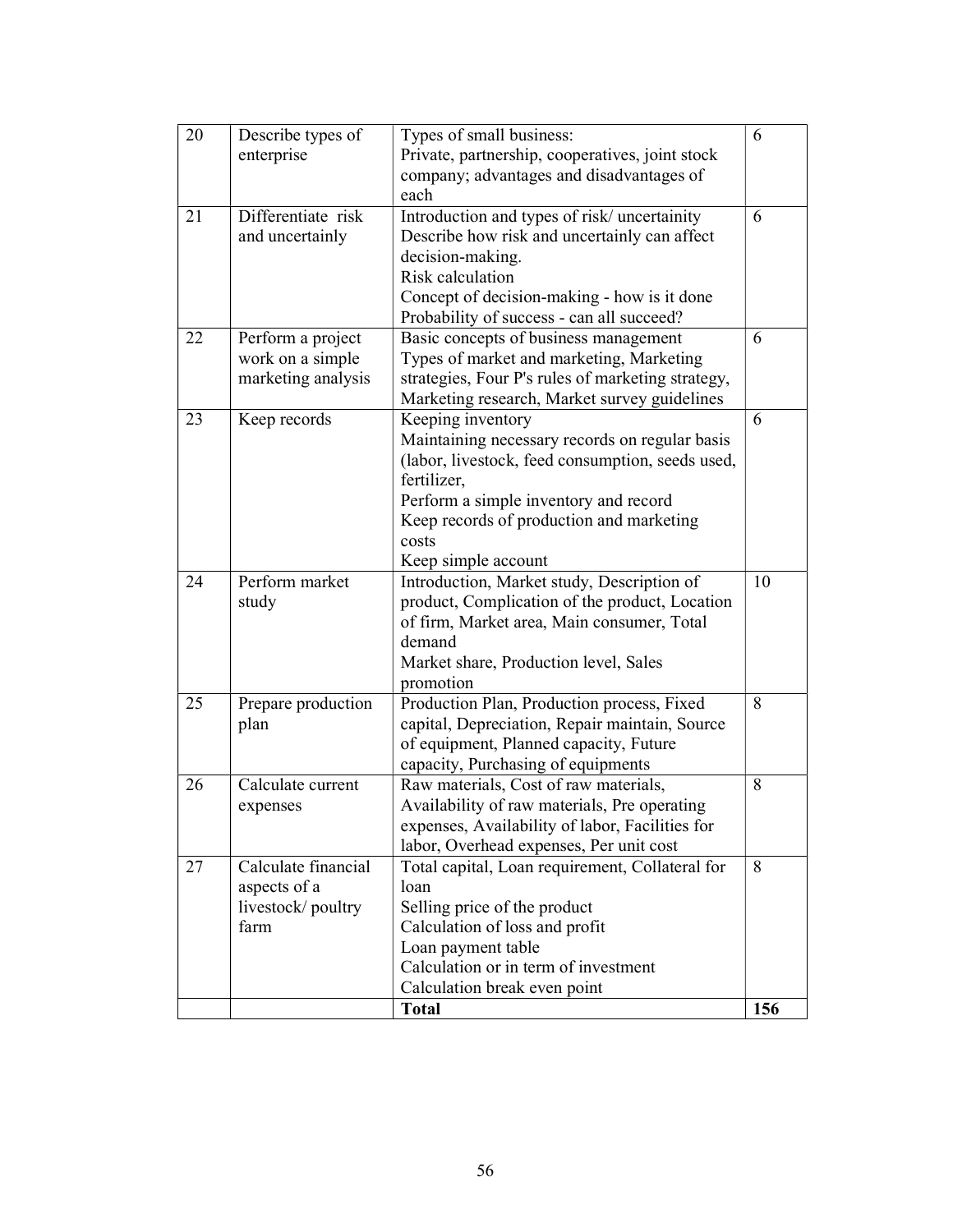| 20 | Describe types of enterprise | Types of small business:<br>Private, partnership, cooperatives, joint stock company; advantages and disadvantages of each | 6 |
|---|---|---|---|
| 21 | Differentiate risk and uncertainly | Introduction and types of risk/ uncertainity<br>Describe how risk and uncertainly can affect decision-making.<br>Risk calculation<br>Concept of decision-making - how is it done<br>Probability of success - can all succeed? | 6 |
| 22 | Perform a project work on a simple marketing analysis | Basic concepts of business management<br>Types of market and marketing, Marketing strategies, Four P's rules of marketing strategy, Marketing research, Market survey guidelines | 6 |
| 23 | Keep records | Keeping inventory<br>Maintaining necessary records on regular basis (labor, livestock, feed consumption, seeds used, fertilizer,<br>Perform a simple inventory and record<br>Keep records of production and marketing costs<br>Keep simple account | 6 |
| 24 | Perform market study | Introduction, Market study, Description of product, Complication of the product, Location of firm, Market area, Main consumer, Total demand<br>Market share, Production level, Sales promotion | 10 |
| 25 | Prepare production plan | Production Plan, Production process, Fixed capital, Depreciation, Repair maintain, Source of equipment, Planned capacity, Future capacity, Purchasing of equipments | 8 |
| 26 | Calculate current expenses | Raw materials, Cost of raw materials, Availability of raw materials, Pre operating expenses, Availability of labor, Facilities for labor, Overhead expenses, Per unit cost | 8 |
| 27 | Calculate financial aspects of a livestock/ poultry farm | Total capital, Loan requirement, Collateral for loan<br>Selling price of the product<br>Calculation of loss and profit<br>Loan payment table<br>Calculation or in term of investment<br>Calculation break even point | 8 |
| | | **Total** | **156** |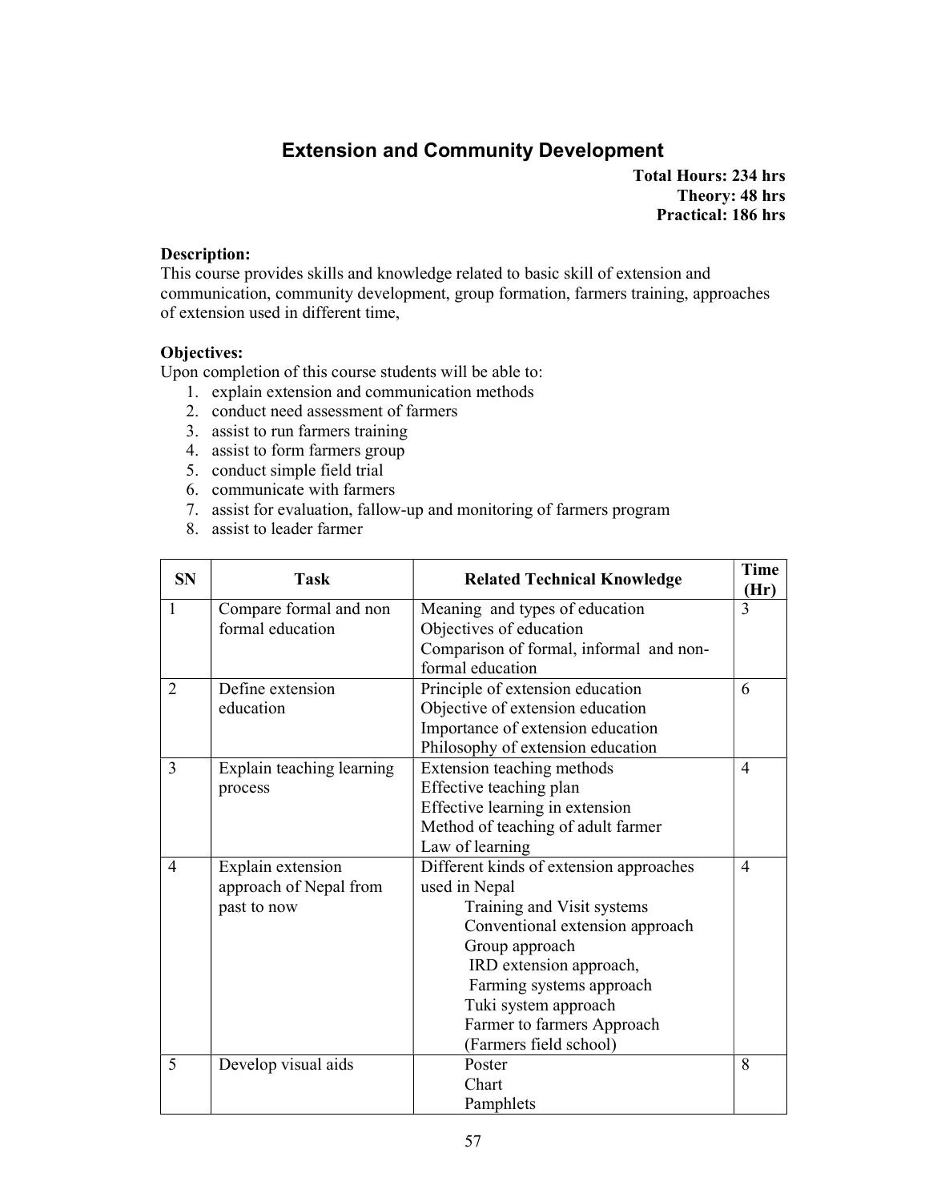## Extension and Community Development

**Total Hours: 234 hrs**
**Theory: 48 hrs**
**Practical: 186 hrs**

**Description:**
This course provides skills and knowledge related to basic skill of extension and communication, community development, group formation, farmers training, approaches of extension used in different time,

**Objectives:**
Upon completion of this course students will be able to:

1. explain extension and communication methods
2. conduct need assessment of farmers
3. assist to run farmers training
4. assist to form farmers group
5. conduct simple field trial
6. communicate with farmers
7. assist for evaluation, fallow-up and monitoring of farmers program
8. assist to leader farmer

| SN | Task | Related Technical Knowledge | Time (Hr) |
|---|---|---|---|
| 1 | Compare formal and non formal education | Meaning and types of education<br>Objectives of education<br>Comparison of formal, informal and non-formal education | 3 |
| 2 | Define extension education | Principle of extension education<br>Objective of extension education<br>Importance of extension education<br>Philosophy of extension education | 6 |
| 3 | Explain teaching learning process | Extension teaching methods<br>Effective teaching plan<br>Effective learning in extension<br>Method of teaching of adult farmer<br>Law of learning | 4 |
| 4 | Explain extension approach of Nepal from past to now | Different kinds of extension approaches used in Nepal<br>Training and Visit systems<br>Conventional extension approach<br>Group approach<br>IRD extension approach,<br>Farming systems approach<br>Tuki system approach<br>Farmer to farmers Approach (Farmers field school) | 4 |
| 5 | Develop visual aids | Poster<br>Chart<br>Pamphlets | 8 |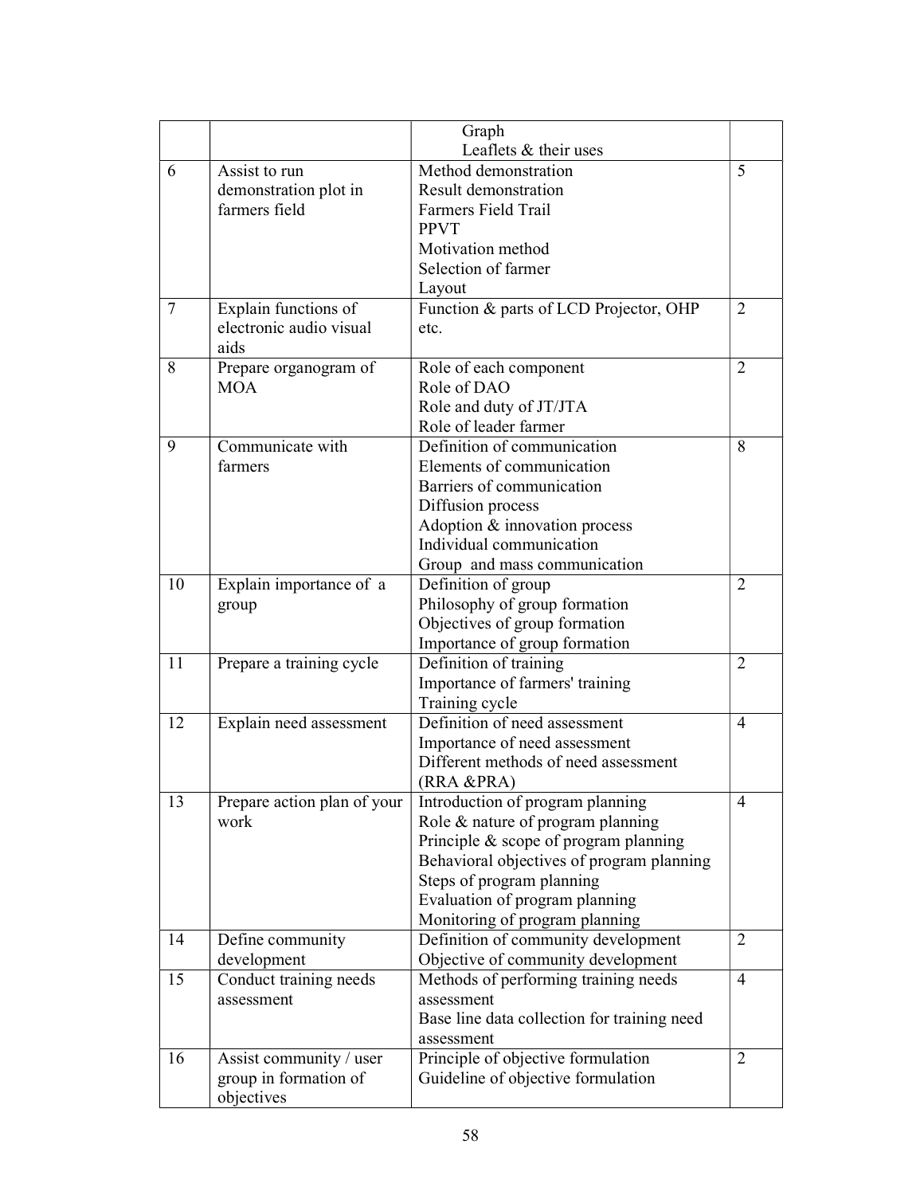| | | | |
|---|---|---|---|
| | | Graph<br>Leaflets & their uses | |
| 6 | Assist to run demonstration plot in farmers field | Method demonstration<br>Result demonstration<br>Farmers Field Trail<br>PPVT<br>Motivation method<br>Selection of farmer<br>Layout | 5 |
| 7 | Explain functions of electronic audio visual aids | Function & parts of LCD Projector, OHP etc. | 2 |
| 8 | Prepare organogram of MOA | Role of each component<br>Role of DAO<br>Role and duty of JT/JTA<br>Role of leader farmer | 2 |
| 9 | Communicate with farmers | Definition of communication<br>Elements of communication<br>Barriers of communication<br>Diffusion process<br>Adoption & innovation process<br>Individual communication<br>Group and mass communication | 8 |
| 10 | Explain importance of a group | Definition of group<br>Philosophy of group formation<br>Objectives of group formation<br>Importance of group formation | 2 |
| 11 | Prepare a training cycle | Definition of training<br>Importance of farmers' training<br>Training cycle | 2 |
| 12 | Explain need assessment | Definition of need assessment<br>Importance of need assessment<br>Different methods of need assessment (RRA &PRA) | 4 |
| 13 | Prepare action plan of your work | Introduction of program planning<br>Role & nature of program planning<br>Principle & scope of program planning<br>Behavioral objectives of program planning<br>Steps of program planning<br>Evaluation of program planning<br>Monitoring of program planning | 4 |
| 14 | Define community development | Definition of community development<br>Objective of community development | 2 |
| 15 | Conduct training needs assessment | Methods of performing training needs assessment<br>Base line data collection for training need assessment | 4 |
| 16 | Assist community / user group in formation of objectives | Principle of objective formulation<br>Guideline of objective formulation | 2 |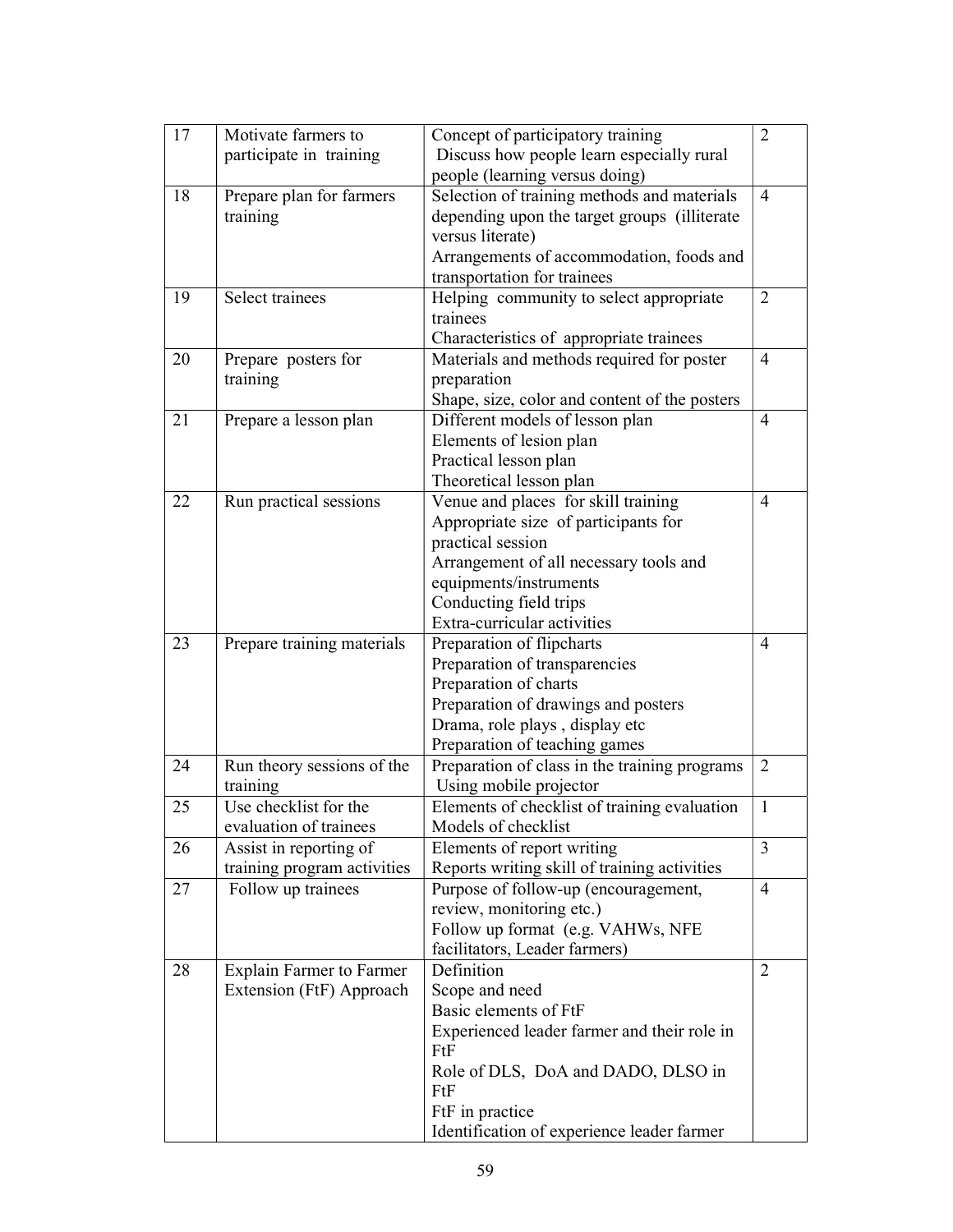| 17 | Motivate farmers to participate in training | Concept of participatory training<br>Discuss how people learn especially rural people (learning versus doing) | 2 |
|---|---|---|---|
| 18 | Prepare plan for farmers training | Selection of training methods and materials depending upon the target groups (illiterate versus literate)<br>Arrangements of accommodation, foods and transportation for trainees | 4 |
| 19 | Select trainees | Helping community to select appropriate trainees<br>Characteristics of appropriate trainees | 2 |
| 20 | Prepare posters for training | Materials and methods required for poster preparation<br>Shape, size, color and content of the posters | 4 |
| 21 | Prepare a lesson plan | Different models of lesson plan<br>Elements of lesion plan<br>Practical lesson plan<br>Theoretical lesson plan | 4 |
| 22 | Run practical sessions | Venue and places for skill training<br>Appropriate size of participants for practical session<br>Arrangement of all necessary tools and equipments/instruments<br>Conducting field trips<br>Extra-curricular activities | 4 |
| 23 | Prepare training materials | Preparation of flipcharts<br>Preparation of transparencies<br>Preparation of charts<br>Preparation of drawings and posters<br>Drama, role plays , display etc<br>Preparation of teaching games | 4 |
| 24 | Run theory sessions of the training | Preparation of class in the training programs<br>Using mobile projector | 2 |
| 25 | Use checklist for the evaluation of trainees | Elements of checklist of training evaluation<br>Models of checklist | 1 |
| 26 | Assist in reporting of training program activities | Elements of report writing<br>Reports writing skill of training activities | 3 |
| 27 | Follow up trainees | Purpose of follow-up (encouragement, review, monitoring etc.)<br>Follow up format (e.g. VAHWs, NFE facilitators, Leader farmers) | 4 |
| 28 | Explain Farmer to Farmer Extension (FtF) Approach | Definition<br>Scope and need<br>Basic elements of FtF<br>Experienced leader farmer and their role in FtF<br>Role of DLS, DoA and DADO, DLSO in FtF<br>FtF in practice<br>Identification of experience leader farmer | 2 |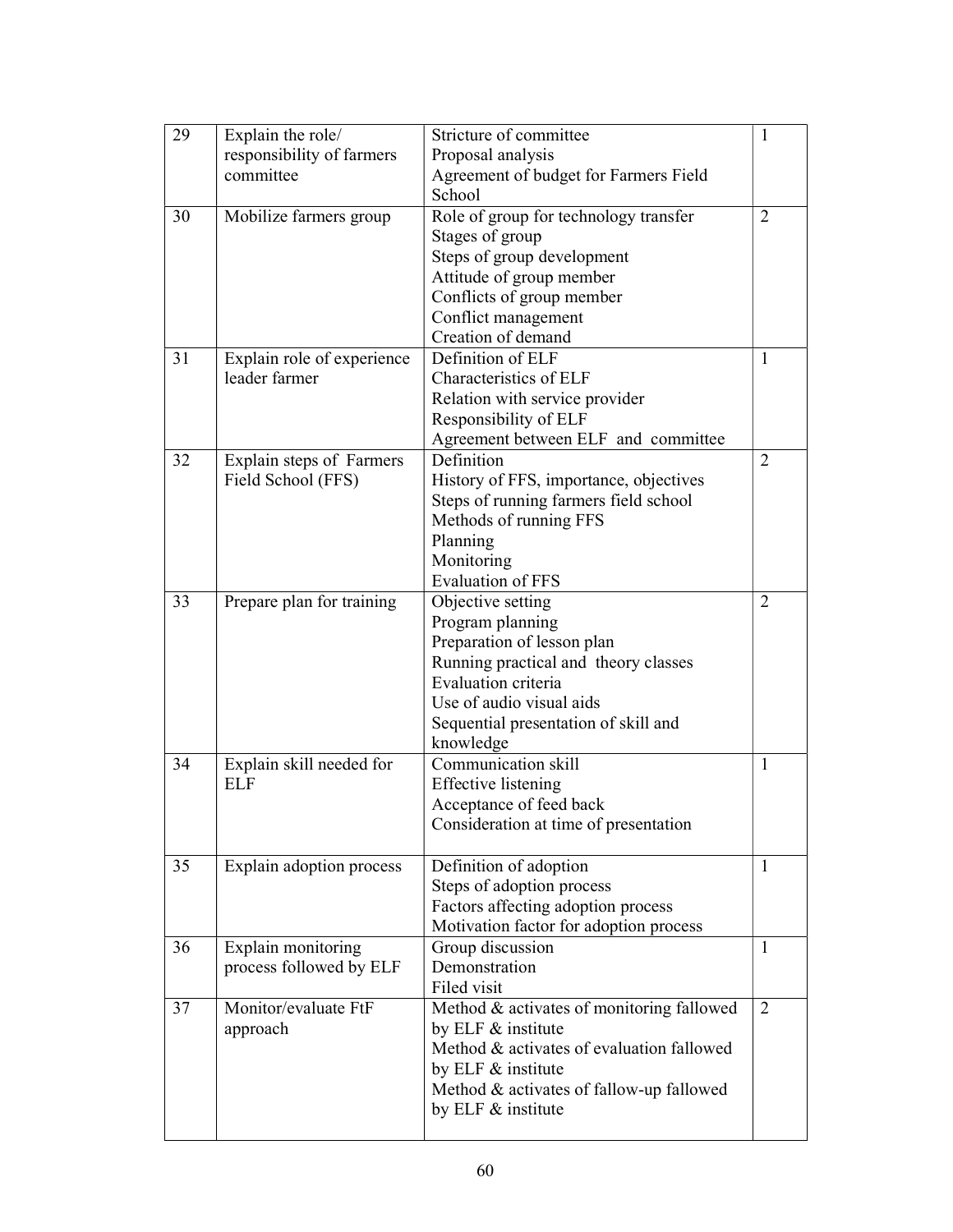| 29 | Explain the role/ responsibility of farmers committee | Stricture of committee<br>Proposal analysis<br>Agreement of budget for Farmers Field School | 1 |
|---|---|---|---|
| 30 | Mobilize farmers group | Role of group for technology transfer<br>Stages of group<br>Steps of group development<br>Attitude of group member<br>Conflicts of group member<br>Conflict management<br>Creation of demand | 2 |
| 31 | Explain role of experience leader farmer | Definition of ELF<br>Characteristics of ELF<br>Relation with service provider<br>Responsibility of ELF<br>Agreement between ELF and committee | 1 |
| 32 | Explain steps of Farmers Field School (FFS) | Definition<br>History of FFS, importance, objectives<br>Steps of running farmers field school<br>Methods of running FFS<br>Planning<br>Monitoring<br>Evaluation of FFS | 2 |
| 33 | Prepare plan for training | Objective setting<br>Program planning<br>Preparation of lesson plan<br>Running practical and theory classes<br>Evaluation criteria<br>Use of audio visual aids<br>Sequential presentation of skill and knowledge | 2 |
| 34 | Explain skill needed for ELF | Communication skill<br>Effective listening<br>Acceptance of feed back<br>Consideration at time of presentation | 1 |
| 35 | Explain adoption process | Definition of adoption<br>Steps of adoption process<br>Factors affecting adoption process<br>Motivation factor for adoption process | 1 |
| 36 | Explain monitoring process followed by ELF | Group discussion<br>Demonstration<br>Filed visit | 1 |
| 37 | Monitor/evaluate FtF approach | Method & activates of monitoring fallowed by ELF & institute<br>Method & activates of evaluation fallowed by ELF & institute<br>Method & activates of fallow-up fallowed by ELF & institute | 2 |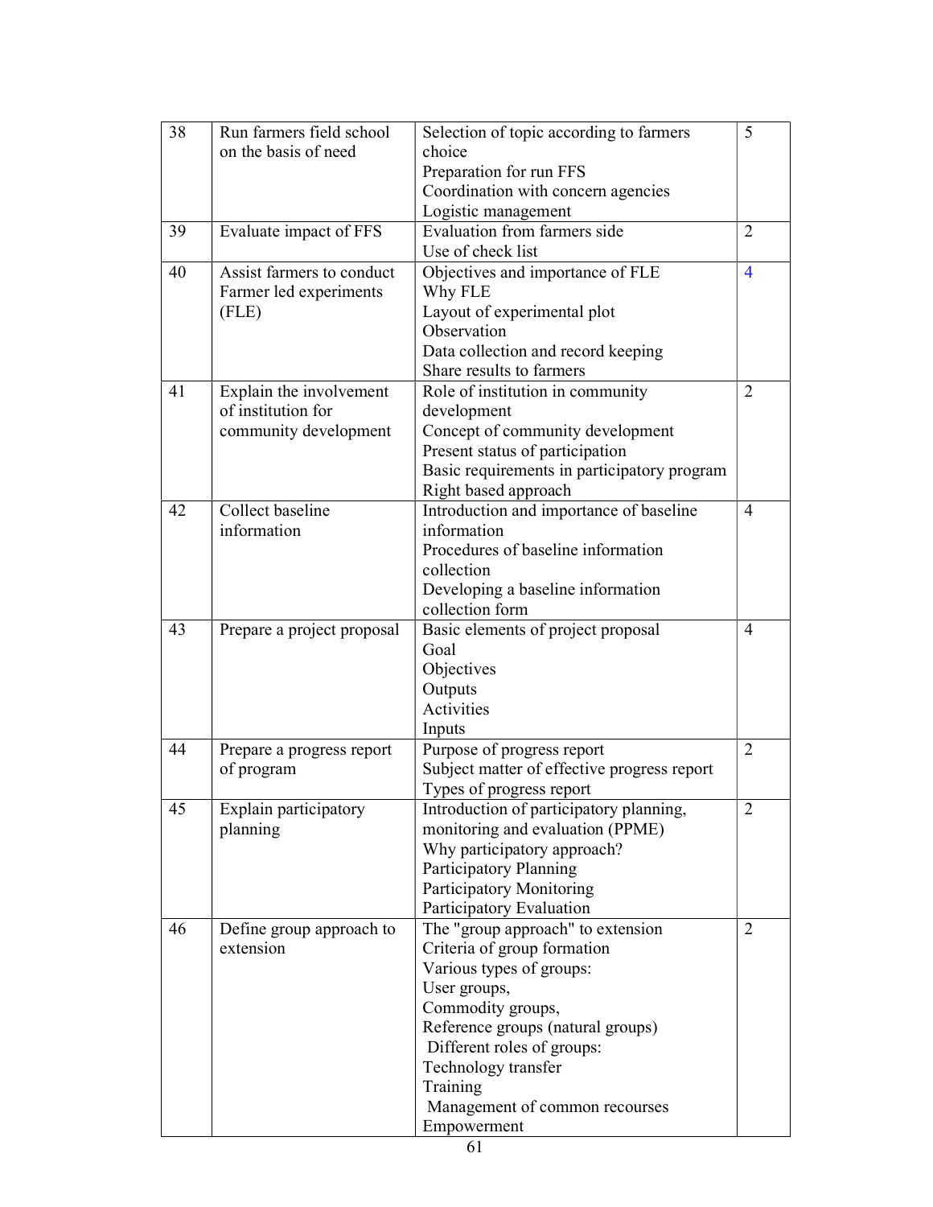| 38 | Run farmers field school on the basis of need | Selection of topic according to farmers choice<br>Preparation for run FFS<br>Coordination with concern agencies<br>Logistic management | 5 |
|---|---|---|---|
| 39 | Evaluate impact of FFS | Evaluation from farmers side<br>Use of check list | 2 |
| 40 | Assist farmers to conduct Farmer led experiments (FLE) | Objectives and importance of FLE<br>Why FLE<br>Layout of experimental plot<br>Observation<br>Data collection and record keeping<br>Share results to farmers | 4 |
| 41 | Explain the involvement of institution for community development | Role of institution in community development<br>Concept of community development<br>Present status of participation<br>Basic requirements in participatory program<br>Right based approach | 2 |
| 42 | Collect baseline information | Introduction and importance of baseline information<br>Procedures of baseline information collection<br>Developing a baseline information collection form | 4 |
| 43 | Prepare a project proposal | Basic elements of project proposal<br>Goal<br>Objectives<br>Outputs<br>Activities<br>Inputs | 4 |
| 44 | Prepare a progress report of program | Purpose of progress report<br>Subject matter of effective progress report<br>Types of progress report | 2 |
| 45 | Explain participatory planning | Introduction of participatory planning, monitoring and evaluation (PPME)<br>Why participatory approach?<br>Participatory Planning<br>Participatory Monitoring<br>Participatory Evaluation | 2 |
| 46 | Define group approach to extension | The "group approach" to extension<br>Criteria of group formation<br>Various types of groups:<br>User groups,<br>Commodity groups,<br>Reference groups (natural groups)<br>Different roles of groups:<br>Technology transfer<br>Training<br>Management of common recourses<br>Empowerment | 2 |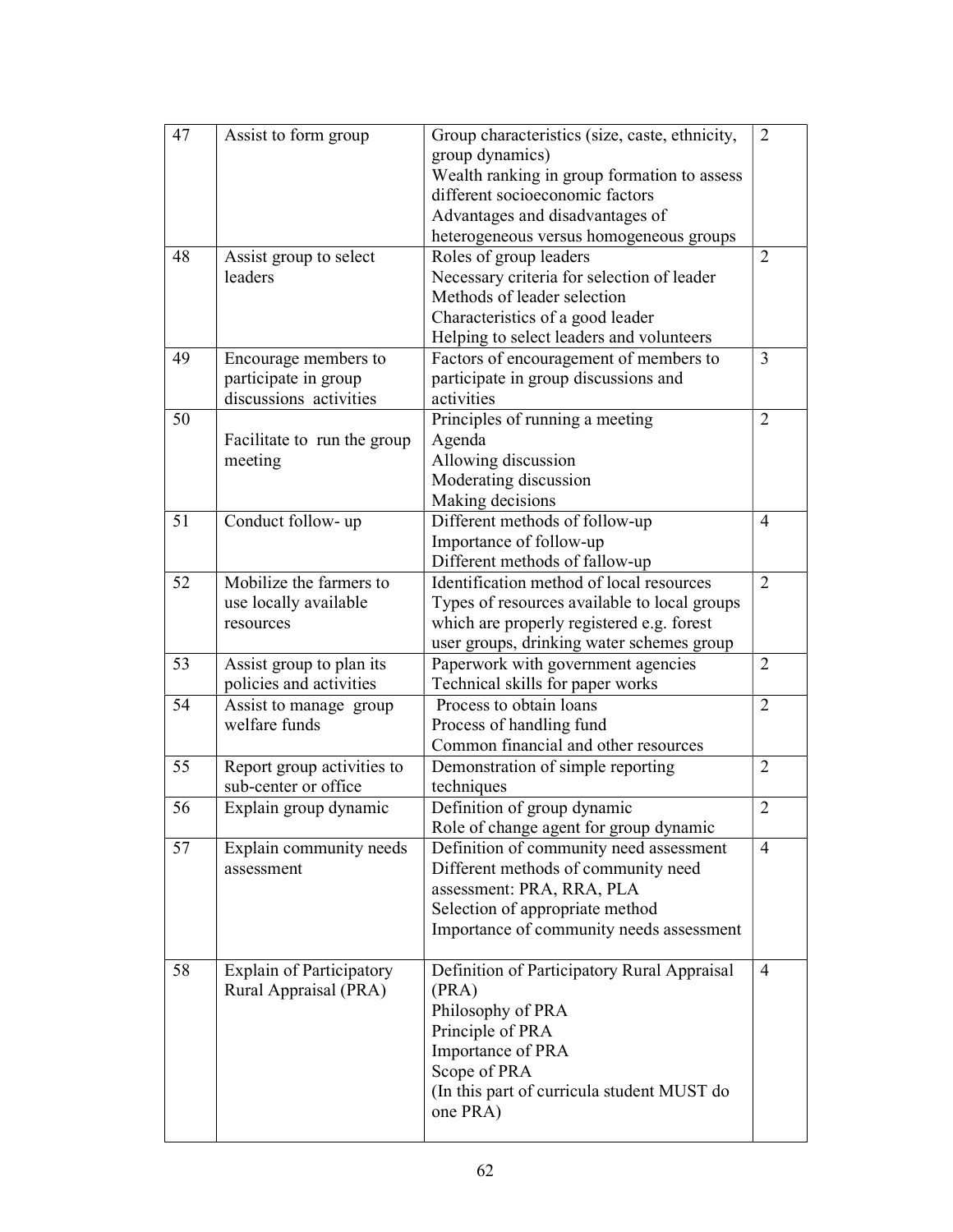| 47 | Assist to form group | Group characteristics (size, caste, ethnicity, group dynamics)<br>Wealth ranking in group formation to assess different socioeconomic factors<br>Advantages and disadvantages of heterogeneous versus homogeneous groups | 2 |
|---|---|---|---|
| 48 | Assist group to select leaders | Roles of group leaders<br>Necessary criteria for selection of leader<br>Methods of leader selection<br>Characteristics of a good leader<br>Helping to select leaders and volunteers | 2 |
| 49 | Encourage members to participate in group discussions activities | Factors of encouragement of members to participate in group discussions and activities | 3 |
| 50 | Facilitate to run the group meeting | Principles of running a meeting<br>Agenda<br>Allowing discussion<br>Moderating discussion<br>Making decisions | 2 |
| 51 | Conduct follow- up | Different methods of follow-up<br>Importance of follow-up<br>Different methods of fallow-up | 4 |
| 52 | Mobilize the farmers to use locally available resources | Identification method of local resources<br>Types of resources available to local groups which are properly registered e.g. forest user groups, drinking water schemes group | 2 |
| 53 | Assist group to plan its policies and activities | Paperwork with government agencies<br>Technical skills for paper works | 2 |
| 54 | Assist to manage group welfare funds | Process to obtain loans<br>Process of handling fund<br>Common financial and other resources | 2 |
| 55 | Report group activities to sub-center or office | Demonstration of simple reporting techniques | 2 |
| 56 | Explain group dynamic | Definition of group dynamic<br>Role of change agent for group dynamic | 2 |
| 57 | Explain community needs assessment | Definition of community need assessment<br>Different methods of community need assessment: PRA, RRA, PLA<br>Selection of appropriate method<br>Importance of community needs assessment | 4 |
| 58 | Explain of Participatory Rural Appraisal (PRA) | Definition of Participatory Rural Appraisal (PRA)<br>Philosophy of PRA<br>Principle of PRA<br>Importance of PRA<br>Scope of PRA<br>(In this part of curricula student MUST do one PRA) | 4 |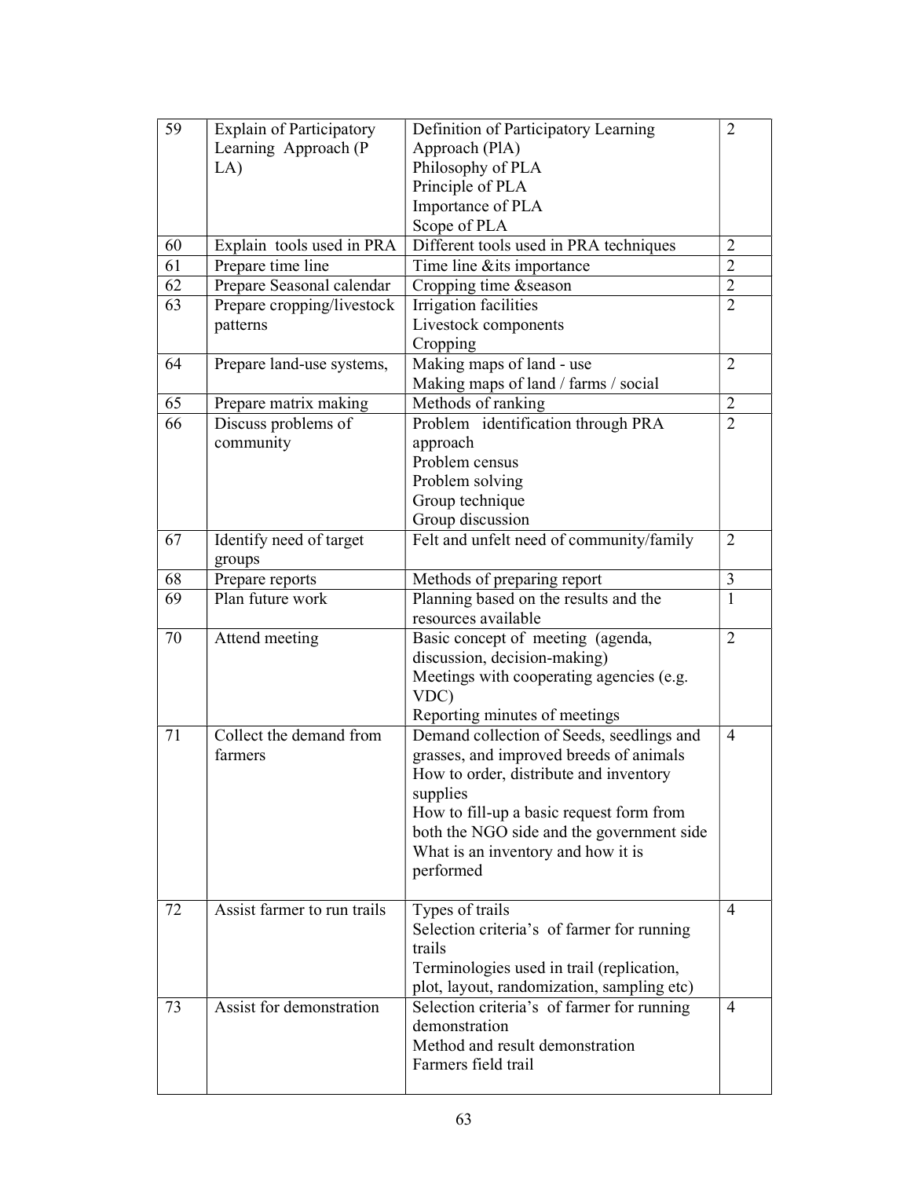| 59 | Explain of Participatory Learning Approach (P LA) | Definition of Participatory Learning Approach (PlA)<br>Philosophy of PLA<br>Principle of PLA<br>Importance of PLA<br>Scope of PLA | 2 |
|---|---|---|---|
| 60 | Explain tools used in PRA | Different tools used in PRA techniques | 2 |
| 61 | Prepare time line | Time line &its importance | 2 |
| 62 | Prepare Seasonal calendar | Cropping time &season | 2 |
| 63 | Prepare cropping/livestock patterns | Irrigation facilities<br>Livestock components<br>Cropping | 2 |
| 64 | Prepare land-use systems, | Making maps of land - use<br>Making maps of land / farms / social | 2 |
| 65 | Prepare matrix making | Methods of ranking | 2 |
| 66 | Discuss problems of community | Problem identification through PRA approach<br>Problem census<br>Problem solving<br>Group technique<br>Group discussion | 2 |
| 67 | Identify need of target groups | Felt and unfelt need of community/family | 2 |
| 68 | Prepare reports | Methods of preparing report | 3 |
| 69 | Plan future work | Planning based on the results and the resources available | 1 |
| 70 | Attend meeting | Basic concept of meeting (agenda, discussion, decision-making)<br>Meetings with cooperating agencies (e.g. VDC)<br>Reporting minutes of meetings | 2 |
| 71 | Collect the demand from farmers | Demand collection of Seeds, seedlings and grasses, and improved breeds of animals<br>How to order, distribute and inventory supplies<br>How to fill-up a basic request form from both the NGO side and the government side<br>What is an inventory and how it is performed | 4 |
| 72 | Assist farmer to run trails | Types of trails<br>Selection criteria's of farmer for running trails<br>Terminologies used in trail (replication, plot, layout, randomization, sampling etc) | 4 |
| 73 | Assist for demonstration | Selection criteria's of farmer for running demonstration<br>Method and result demonstration<br>Farmers field trail | 4 |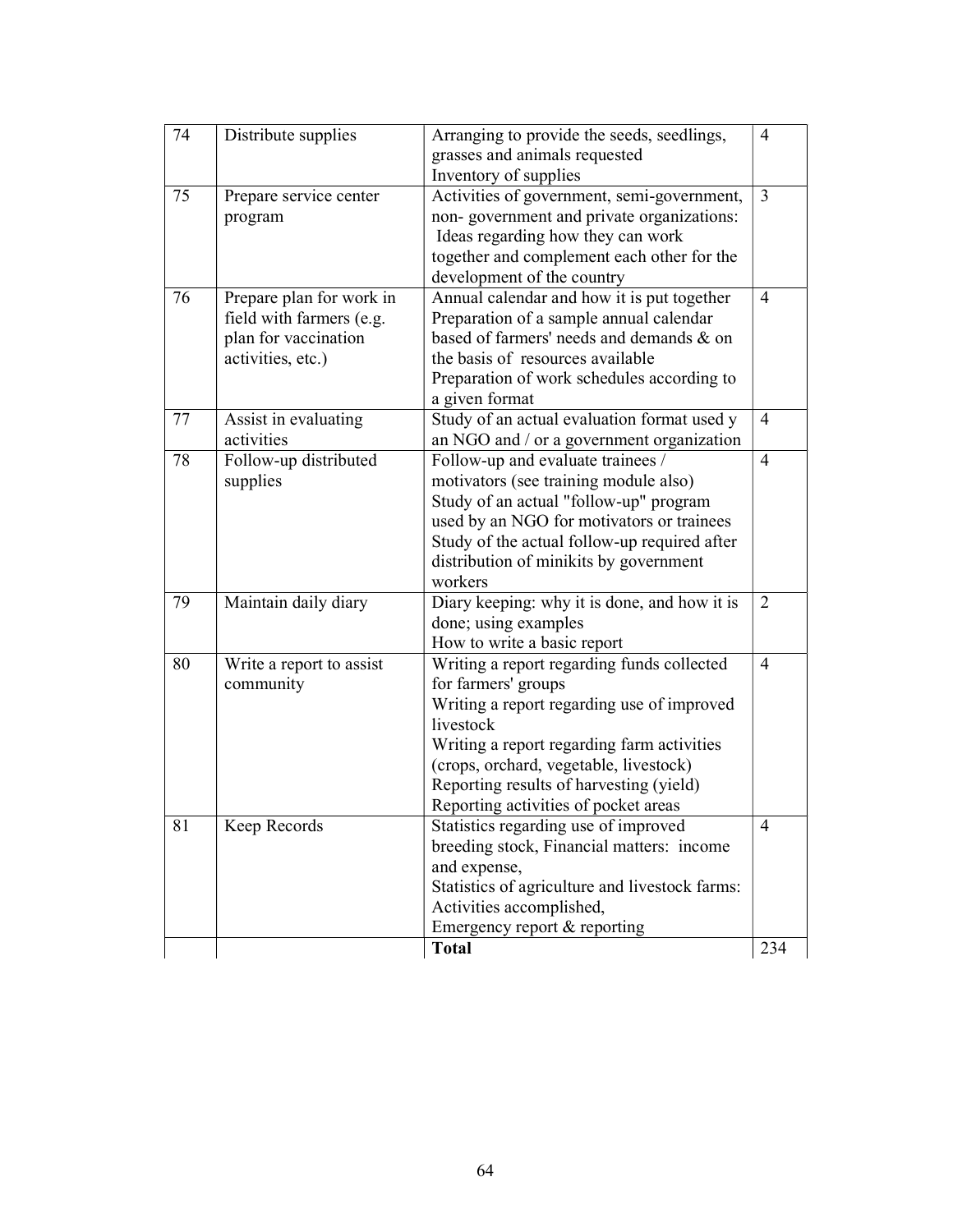| | | | |
|---|---|---|---|
| 74 | Distribute supplies | Arranging to provide the seeds, seedlings, grasses and animals requested<br>Inventory of supplies | 4 |
| 75 | Prepare service center program | Activities of government, semi-government, non- government and private organizations: Ideas regarding how they can work together and complement each other for the development of the country | 3 |
| 76 | Prepare plan for work in field with farmers (e.g. plan for vaccination activities, etc.) | Annual calendar and how it is put together<br>Preparation of a sample annual calendar based of farmers' needs and demands & on the basis of resources available<br>Preparation of work schedules according to a given format | 4 |
| 77 | Assist in evaluating activities | Study of an actual evaluation format used y an NGO and / or a government organization | 4 |
| 78 | Follow-up distributed supplies | Follow-up and evaluate trainees / motivators (see training module also)<br>Study of an actual "follow-up" program used by an NGO for motivators or trainees<br>Study of the actual follow-up required after distribution of minikits by government workers | 4 |
| 79 | Maintain daily diary | Diary keeping: why it is done, and how it is done; using examples<br>How to write a basic report | 2 |
| 80 | Write a report to assist community | Writing a report regarding funds collected for farmers' groups<br>Writing a report regarding use of improved livestock<br>Writing a report regarding farm activities (crops, orchard, vegetable, livestock)<br>Reporting results of harvesting (yield)<br>Reporting activities of pocket areas | 4 |
| 81 | Keep Records | Statistics regarding use of improved breeding stock, Financial matters: income and expense,<br>Statistics of agriculture and livestock farms: Activities accomplished,<br>Emergency report & reporting | 4 |
| | | **Total** | 234 |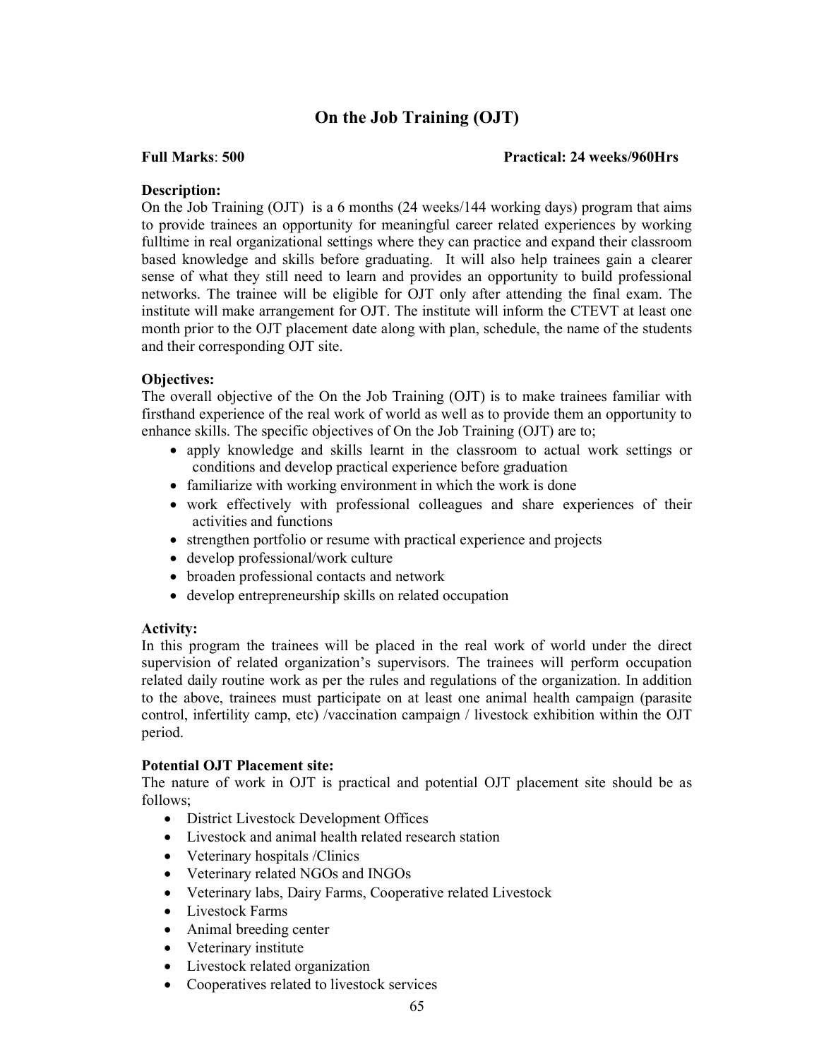# On the Job Training (OJT)

**Full Marks**: **500** **Practical: 24 weeks/960Hrs**

**Description:**

On the Job Training (OJT) is a 6 months (24 weeks/144 working days) program that aims to provide trainees an opportunity for meaningful career related experiences by working fulltime in real organizational settings where they can practice and expand their classroom based knowledge and skills before graduating. It will also help trainees gain a clearer sense of what they still need to learn and provides an opportunity to build professional networks. The trainee will be eligible for OJT only after attending the final exam. The institute will make arrangement for OJT. The institute will inform the CTEVT at least one month prior to the OJT placement date along with plan, schedule, the name of the students and their corresponding OJT site.

**Objectives:**

The overall objective of the On the Job Training (OJT) is to make trainees familiar with firsthand experience of the real work of world as well as to provide them an opportunity to enhance skills. The specific objectives of On the Job Training (OJT) are to;

- apply knowledge and skills learnt in the classroom to actual work settings or conditions and develop practical experience before graduation
- familiarize with working environment in which the work is done
- work effectively with professional colleagues and share experiences of their activities and functions
- strengthen portfolio or resume with practical experience and projects
- develop professional/work culture
- broaden professional contacts and network
- develop entrepreneurship skills on related occupation

**Activity:**

In this program the trainees will be placed in the real work of world under the direct supervision of related organization's supervisors. The trainees will perform occupation related daily routine work as per the rules and regulations of the organization. In addition to the above, trainees must participate on at least one animal health campaign (parasite control, infertility camp, etc) /vaccination campaign / livestock exhibition within the OJT period.

**Potential OJT Placement site:**

The nature of work in OJT is practical and potential OJT placement site should be as follows;

- District Livestock Development Offices
- Livestock and animal health related research station
- Veterinary hospitals /Clinics
- Veterinary related NGOs and INGOs
- Veterinary labs, Dairy Farms, Cooperative related Livestock
- Livestock Farms
- Animal breeding center
- Veterinary institute
- Livestock related organization
- Cooperatives related to livestock services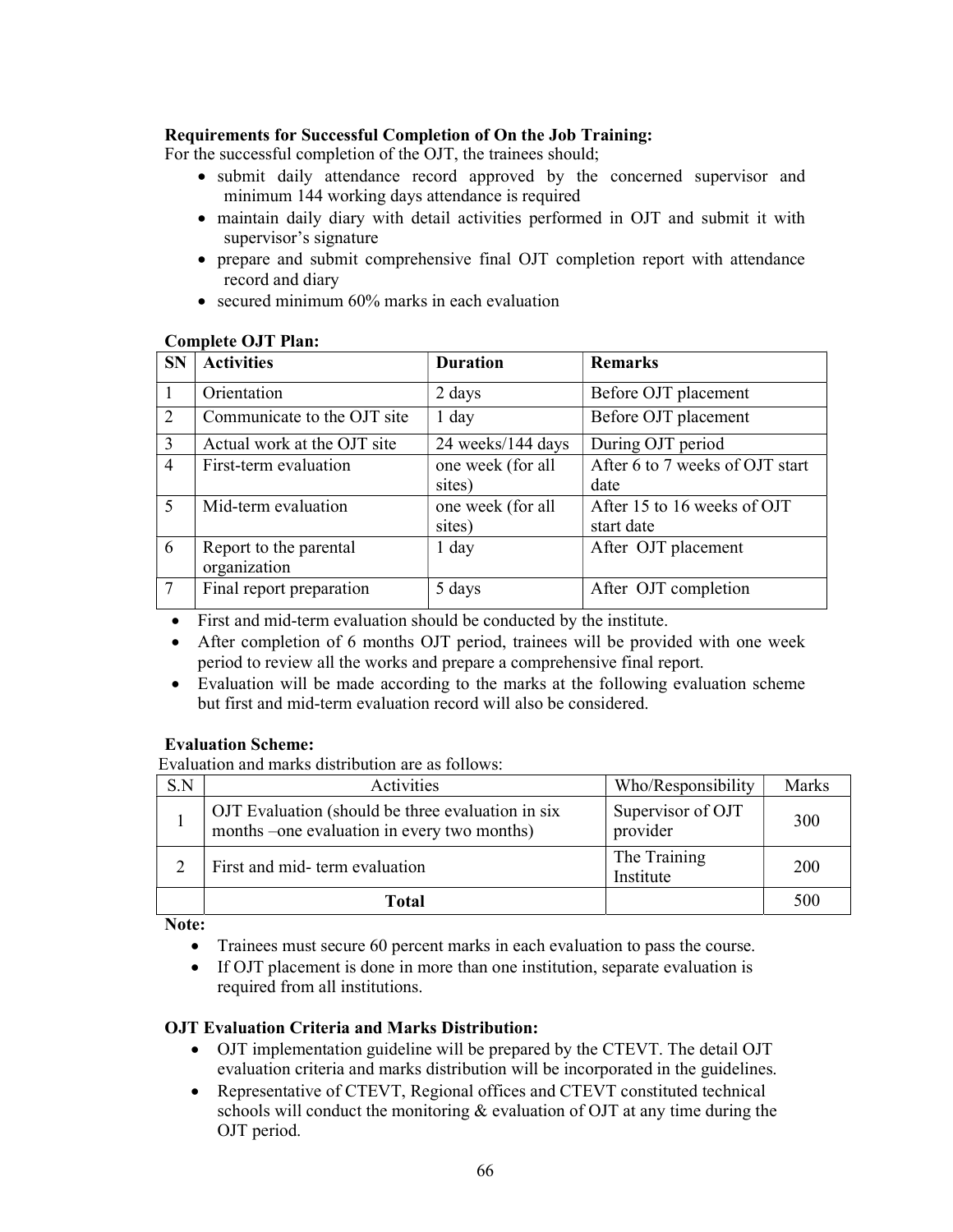**Requirements for Successful Completion of On the Job Training:**

For the successful completion of the OJT, the trainees should;

- submit daily attendance record approved by the concerned supervisor and minimum 144 working days attendance is required
- maintain daily diary with detail activities performed in OJT and submit it with supervisor's signature
- prepare and submit comprehensive final OJT completion report with attendance record and diary
- secured minimum 60% marks in each evaluation

**Complete OJT Plan:**

| SN | Activities | Duration | Remarks |
|---|---|---|---|
| 1 | Orientation | 2 days | Before OJT placement |
| 2 | Communicate to the OJT site | 1 day | Before OJT placement |
| 3 | Actual work at the OJT site | 24 weeks/144 days | During OJT period |
| 4 | First-term evaluation | one week (for all sites) | After 6 to 7 weeks of OJT start date |
| 5 | Mid-term evaluation | one week (for all sites) | After 15 to 16 weeks of OJT start date |
| 6 | Report to the parental organization | 1 day | After OJT placement |
| 7 | Final report preparation | 5 days | After OJT completion |

- First and mid-term evaluation should be conducted by the institute.
- After completion of 6 months OJT period, trainees will be provided with one week period to review all the works and prepare a comprehensive final report.
- Evaluation will be made according to the marks at the following evaluation scheme but first and mid-term evaluation record will also be considered.

**Evaluation Scheme:**

Evaluation and marks distribution are as follows:

| S.N | Activities | Who/Responsibility | Marks |
|---|---|---|---|
| 1 | OJT Evaluation (should be three evaluation in six months –one evaluation in every two months) | Supervisor of OJT provider | 300 |
| 2 | First and mid- term evaluation | The Training Institute | 200 |
| | **Total** | | 500 |

**Note:**

- Trainees must secure 60 percent marks in each evaluation to pass the course.
- If OJT placement is done in more than one institution, separate evaluation is required from all institutions.

**OJT Evaluation Criteria and Marks Distribution:**

- OJT implementation guideline will be prepared by the CTEVT. The detail OJT evaluation criteria and marks distribution will be incorporated in the guidelines.
- Representative of CTEVT, Regional offices and CTEVT constituted technical schools will conduct the monitoring & evaluation of OJT at any time during the OJT period.